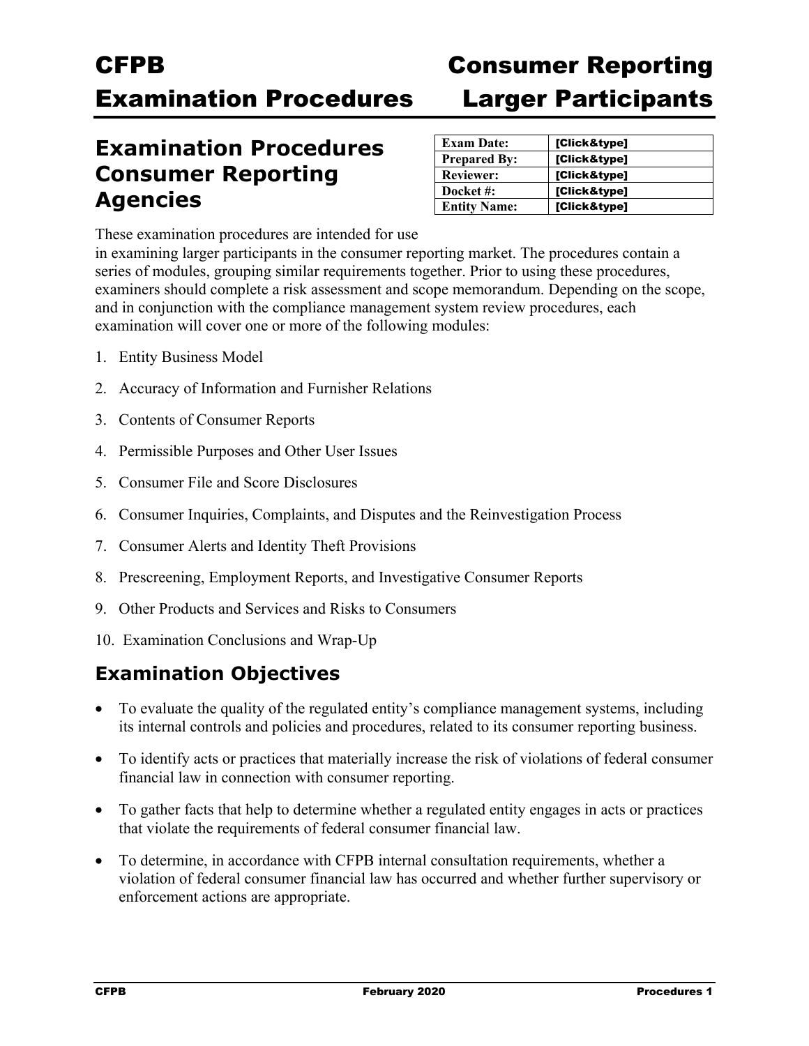# CFPB Examination Procedures — Consumer Reporting Larger Participants

## Examination Procedures Consumer Reporting Agencies

| Exam Date: | [Click&type] |
| --- | --- |
| Prepared By: | [Click&type] |
| Reviewer: | [Click&type] |
| Docket #: | [Click&type] |
| Entity Name: | [Click&type] |

These examination procedures are intended for use in examining larger participants in the consumer reporting market. The procedures contain a series of modules, grouping similar requirements together. Prior to using these procedures, examiners should complete a risk assessment and scope memorandum. Depending on the scope, and in conjunction with the compliance management system review procedures, each examination will cover one or more of the following modules:

1. Entity Business Model
2. Accuracy of Information and Furnisher Relations
3. Contents of Consumer Reports
4. Permissible Purposes and Other User Issues
5. Consumer File and Score Disclosures
6. Consumer Inquiries, Complaints, and Disputes and the Reinvestigation Process
7. Consumer Alerts and Identity Theft Provisions
8. Prescreening, Employment Reports, and Investigative Consumer Reports
9. Other Products and Services and Risks to Consumers
10. Examination Conclusions and Wrap-Up

## Examination Objectives

- To evaluate the quality of the regulated entity's compliance management systems, including its internal controls and policies and procedures, related to its consumer reporting business.
- To identify acts or practices that materially increase the risk of violations of federal consumer financial law in connection with consumer reporting.
- To gather facts that help to determine whether a regulated entity engages in acts or practices that violate the requirements of federal consumer financial law.
- To determine, in accordance with CFPB internal consultation requirements, whether a violation of federal consumer financial law has occurred and whether further supervisory or enforcement actions are appropriate.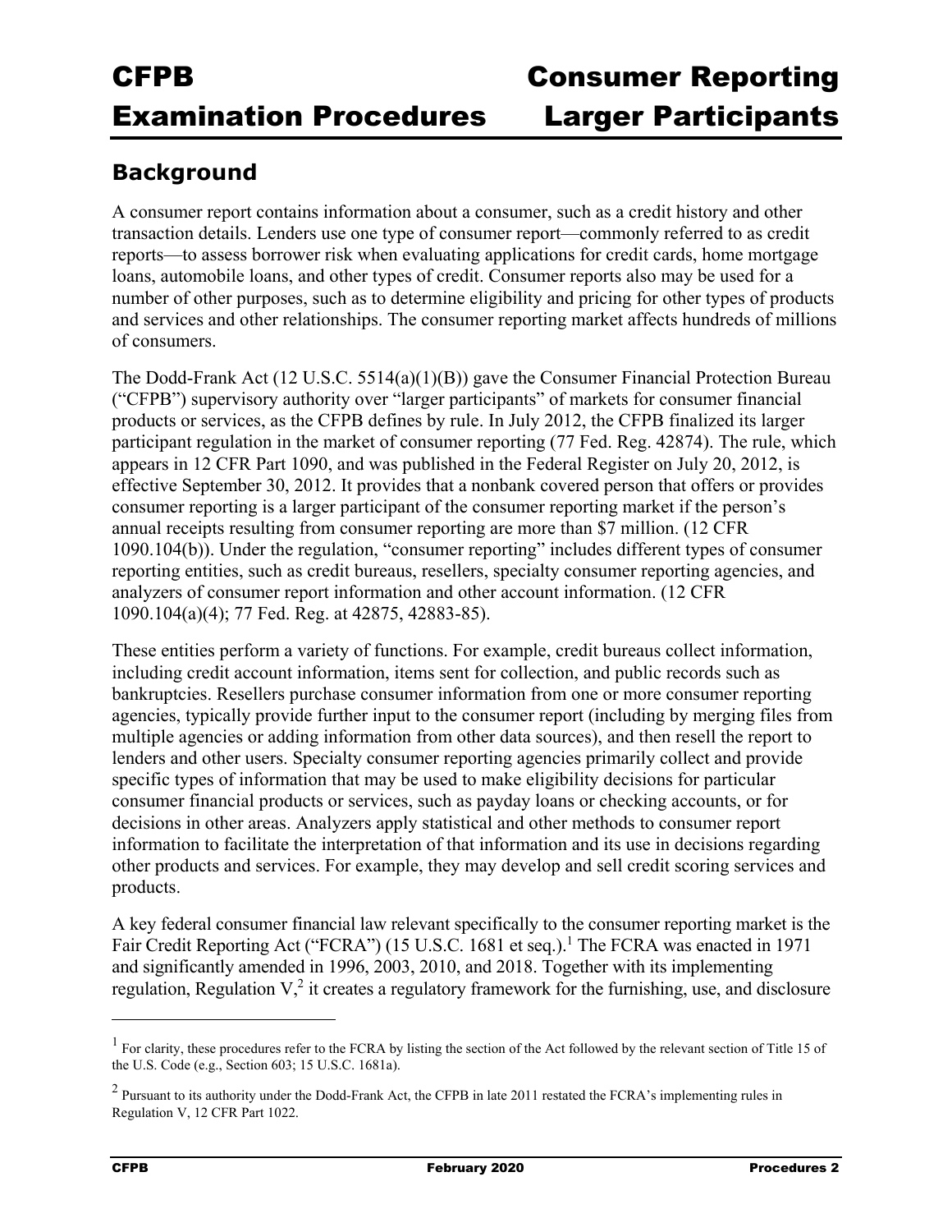## Background

A consumer report contains information about a consumer, such as a credit history and other transaction details. Lenders use one type of consumer report—commonly referred to as credit reports—to assess borrower risk when evaluating applications for credit cards, home mortgage loans, automobile loans, and other types of credit. Consumer reports also may be used for a number of other purposes, such as to determine eligibility and pricing for other types of products and services and other relationships. The consumer reporting market affects hundreds of millions of consumers.

The Dodd-Frank Act (12 U.S.C. 5514(a)(1)(B)) gave the Consumer Financial Protection Bureau ("CFPB") supervisory authority over "larger participants" of markets for consumer financial products or services, as the CFPB defines by rule. In July 2012, the CFPB finalized its larger participant regulation in the market of consumer reporting (77 Fed. Reg. 42874). The rule, which appears in 12 CFR Part 1090, and was published in the Federal Register on July 20, 2012, is effective September 30, 2012. It provides that a nonbank covered person that offers or provides consumer reporting is a larger participant of the consumer reporting market if the person's annual receipts resulting from consumer reporting are more than $7 million. (12 CFR 1090.104(b)). Under the regulation, "consumer reporting" includes different types of consumer reporting entities, such as credit bureaus, resellers, specialty consumer reporting agencies, and analyzers of consumer report information and other account information. (12 CFR 1090.104(a)(4); 77 Fed. Reg. at 42875, 42883-85).

These entities perform a variety of functions. For example, credit bureaus collect information, including credit account information, items sent for collection, and public records such as bankruptcies. Resellers purchase consumer information from one or more consumer reporting agencies, typically provide further input to the consumer report (including by merging files from multiple agencies or adding information from other data sources), and then resell the report to lenders and other users. Specialty consumer reporting agencies primarily collect and provide specific types of information that may be used to make eligibility decisions for particular consumer financial products or services, such as payday loans or checking accounts, or for decisions in other areas. Analyzers apply statistical and other methods to consumer report information to facilitate the interpretation of that information and its use in decisions regarding other products and services. For example, they may develop and sell credit scoring services and products.

A key federal consumer financial law relevant specifically to the consumer reporting market is the Fair Credit Reporting Act ("FCRA") (15 U.S.C. 1681 et seq.).[1] The FCRA was enacted in 1971 and significantly amended in 1996, 2003, 2010, and 2018. Together with its implementing regulation, Regulation V,[2] it creates a regulatory framework for the furnishing, use, and disclosure

---

[1] For clarity, these procedures refer to the FCRA by listing the section of the Act followed by the relevant section of Title 15 of the U.S. Code (e.g., Section 603; 15 U.S.C. 1681a).

[2] Pursuant to its authority under the Dodd-Frank Act, the CFPB in late 2011 restated the FCRA's implementing rules in Regulation V, 12 CFR Part 1022.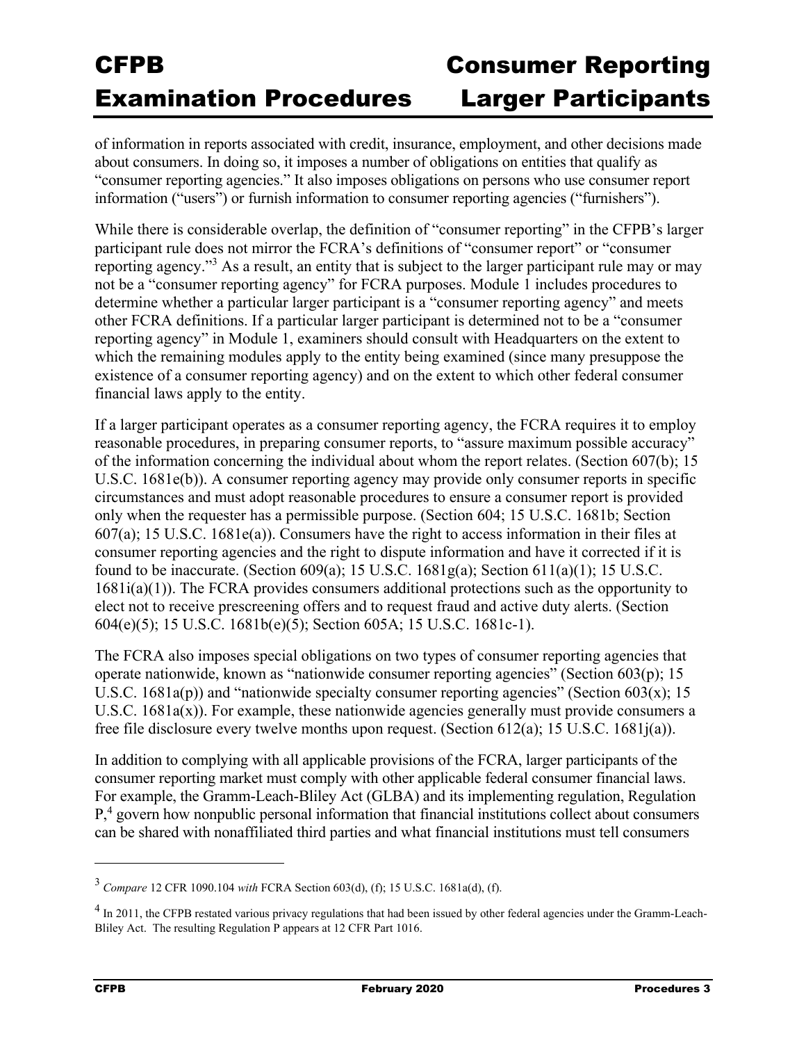of information in reports associated with credit, insurance, employment, and other decisions made about consumers. In doing so, it imposes a number of obligations on entities that qualify as "consumer reporting agencies." It also imposes obligations on persons who use consumer report information ("users") or furnish information to consumer reporting agencies ("furnishers").

While there is considerable overlap, the definition of "consumer reporting" in the CFPB's larger participant rule does not mirror the FCRA's definitions of "consumer report" or "consumer reporting agency."[3] As a result, an entity that is subject to the larger participant rule may or may not be a "consumer reporting agency" for FCRA purposes. Module 1 includes procedures to determine whether a particular larger participant is a "consumer reporting agency" and meets other FCRA definitions. If a particular larger participant is determined not to be a "consumer reporting agency" in Module 1, examiners should consult with Headquarters on the extent to which the remaining modules apply to the entity being examined (since many presuppose the existence of a consumer reporting agency) and on the extent to which other federal consumer financial laws apply to the entity.

If a larger participant operates as a consumer reporting agency, the FCRA requires it to employ reasonable procedures, in preparing consumer reports, to "assure maximum possible accuracy" of the information concerning the individual about whom the report relates. (Section 607(b); 15 U.S.C. 1681e(b)). A consumer reporting agency may provide only consumer reports in specific circumstances and must adopt reasonable procedures to ensure a consumer report is provided only when the requester has a permissible purpose. (Section 604; 15 U.S.C. 1681b; Section 607(a); 15 U.S.C. 1681e(a)). Consumers have the right to access information in their files at consumer reporting agencies and the right to dispute information and have it corrected if it is found to be inaccurate. (Section 609(a); 15 U.S.C. 1681g(a); Section 611(a)(1); 15 U.S.C. 1681i(a)(1)). The FCRA provides consumers additional protections such as the opportunity to elect not to receive prescreening offers and to request fraud and active duty alerts. (Section 604(e)(5); 15 U.S.C. 1681b(e)(5); Section 605A; 15 U.S.C. 1681c-1).

The FCRA also imposes special obligations on two types of consumer reporting agencies that operate nationwide, known as "nationwide consumer reporting agencies" (Section 603(p); 15 U.S.C. 1681a(p)) and "nationwide specialty consumer reporting agencies" (Section 603(x); 15 U.S.C. 1681a(x)). For example, these nationwide agencies generally must provide consumers a free file disclosure every twelve months upon request. (Section 612(a); 15 U.S.C. 1681j(a)).

In addition to complying with all applicable provisions of the FCRA, larger participants of the consumer reporting market must comply with other applicable federal consumer financial laws. For example, the Gramm-Leach-Bliley Act (GLBA) and its implementing regulation, Regulation P,[4] govern how nonpublic personal information that financial institutions collect about consumers can be shared with nonaffiliated third parties and what financial institutions must tell consumers

---

[3] *Compare* 12 CFR 1090.104 *with* FCRA Section 603(d), (f); 15 U.S.C. 1681a(d), (f).

[4] In 2011, the CFPB restated various privacy regulations that had been issued by other federal agencies under the Gramm-Leach-Bliley Act. The resulting Regulation P appears at 12 CFR Part 1016.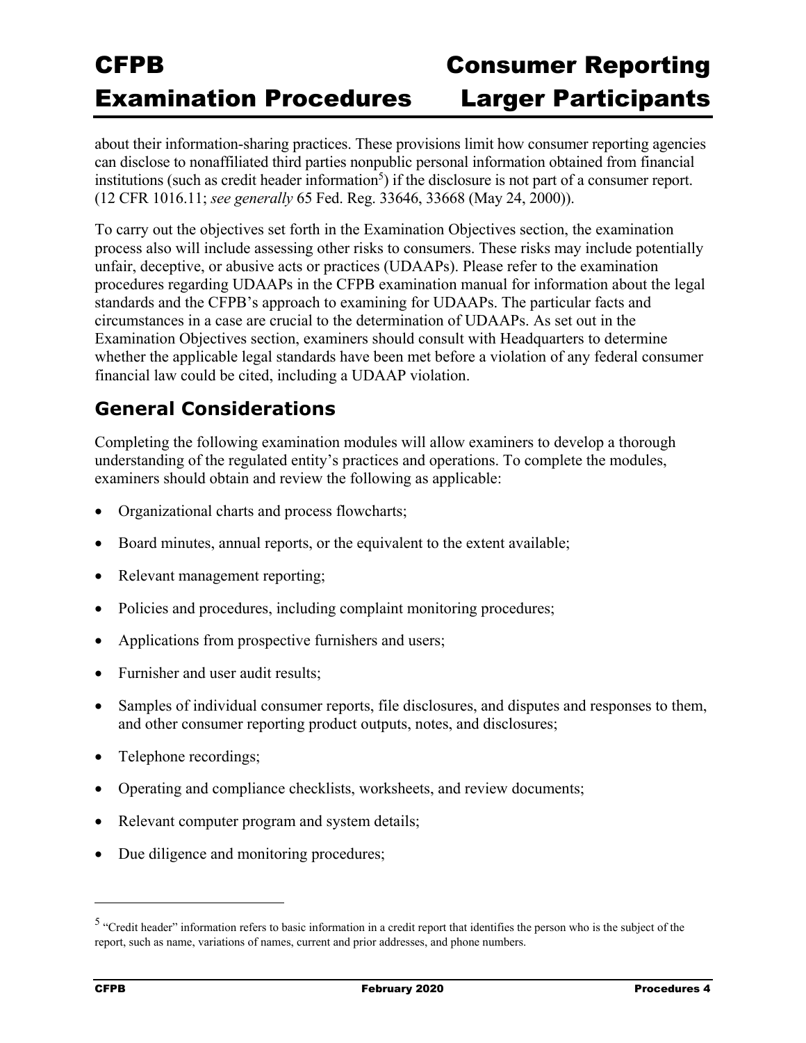about their information-sharing practices. These provisions limit how consumer reporting agencies can disclose to nonaffiliated third parties nonpublic personal information obtained from financial institutions (such as credit header information[5]) if the disclosure is not part of a consumer report. (12 CFR 1016.11; *see generally* 65 Fed. Reg. 33646, 33668 (May 24, 2000)).

To carry out the objectives set forth in the Examination Objectives section, the examination process also will include assessing other risks to consumers. These risks may include potentially unfair, deceptive, or abusive acts or practices (UDAAPs). Please refer to the examination procedures regarding UDAAPs in the CFPB examination manual for information about the legal standards and the CFPB's approach to examining for UDAAPs. The particular facts and circumstances in a case are crucial to the determination of UDAAPs. As set out in the Examination Objectives section, examiners should consult with Headquarters to determine whether the applicable legal standards have been met before a violation of any federal consumer financial law could be cited, including a UDAAP violation.

## General Considerations

Completing the following examination modules will allow examiners to develop a thorough understanding of the regulated entity's practices and operations. To complete the modules, examiners should obtain and review the following as applicable:

- Organizational charts and process flowcharts;
- Board minutes, annual reports, or the equivalent to the extent available;
- Relevant management reporting;
- Policies and procedures, including complaint monitoring procedures;
- Applications from prospective furnishers and users;
- Furnisher and user audit results;
- Samples of individual consumer reports, file disclosures, and disputes and responses to them, and other consumer reporting product outputs, notes, and disclosures;
- Telephone recordings;
- Operating and compliance checklists, worksheets, and review documents;
- Relevant computer program and system details;
- Due diligence and monitoring procedures;

[5] "Credit header" information refers to basic information in a credit report that identifies the person who is the subject of the report, such as name, variations of names, current and prior addresses, and phone numbers.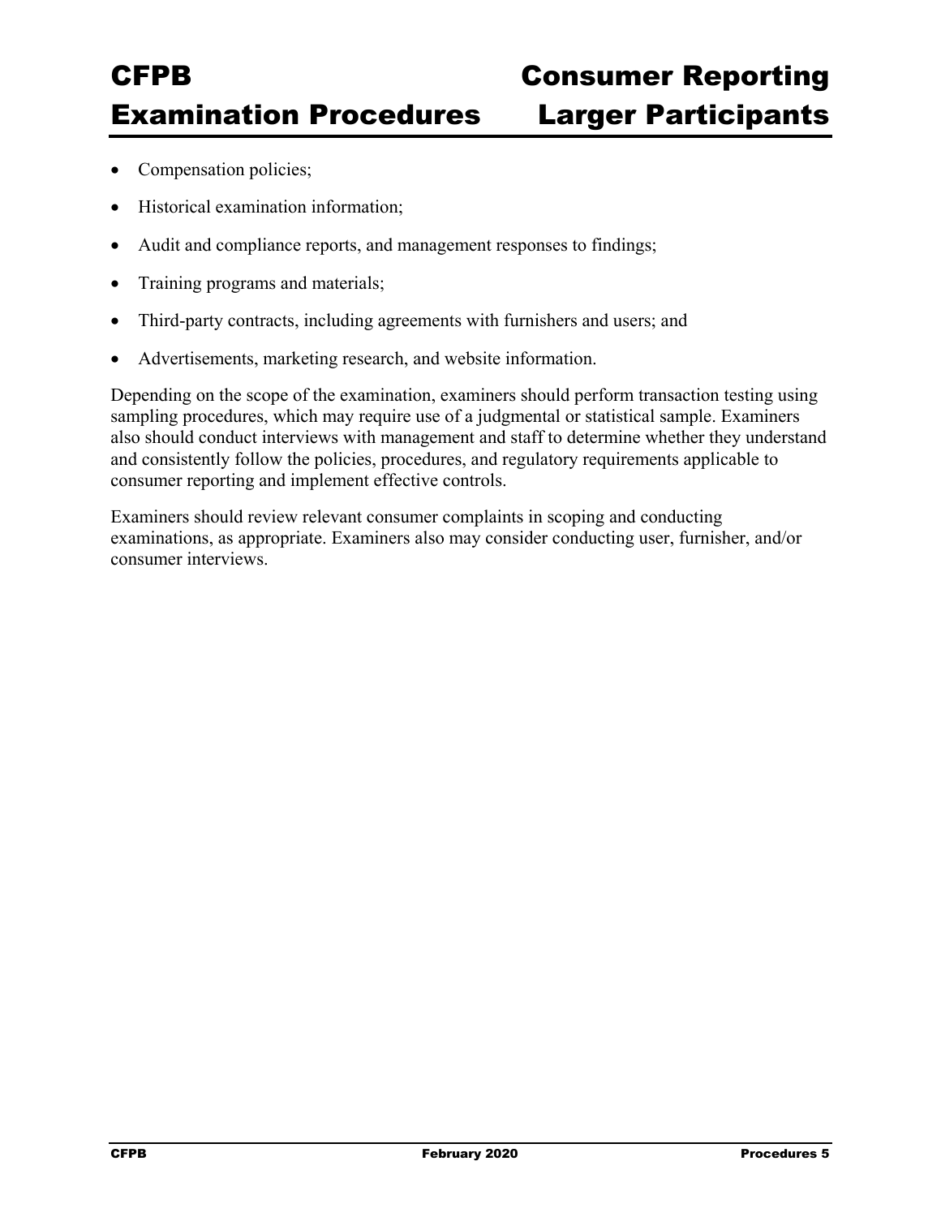- Compensation policies;
- Historical examination information;
- Audit and compliance reports, and management responses to findings;
- Training programs and materials;
- Third-party contracts, including agreements with furnishers and users; and
- Advertisements, marketing research, and website information.

Depending on the scope of the examination, examiners should perform transaction testing using sampling procedures, which may require use of a judgmental or statistical sample. Examiners also should conduct interviews with management and staff to determine whether they understand and consistently follow the policies, procedures, and regulatory requirements applicable to consumer reporting and implement effective controls.

Examiners should review relevant consumer complaints in scoping and conducting examinations, as appropriate. Examiners also may consider conducting user, furnisher, and/or consumer interviews.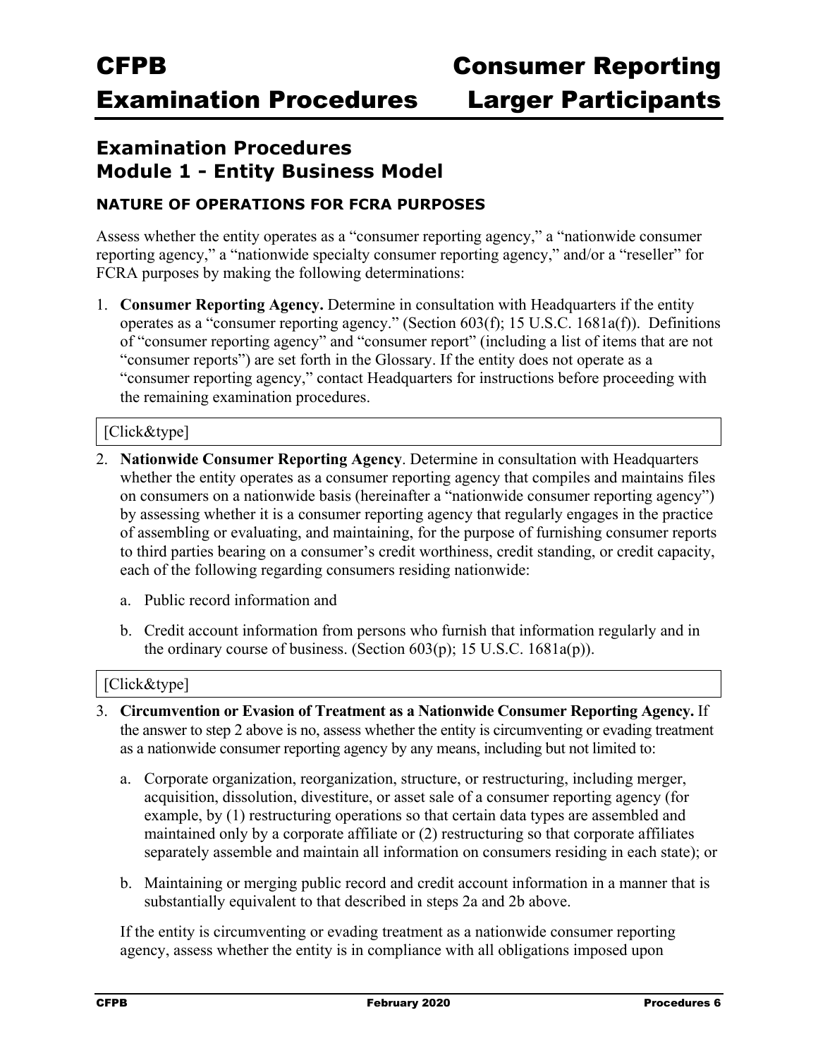# Examination Procedures
# Module 1 - Entity Business Model

### NATURE OF OPERATIONS FOR FCRA PURPOSES

Assess whether the entity operates as a "consumer reporting agency," a "nationwide consumer reporting agency," a "nationwide specialty consumer reporting agency," and/or a "reseller" for FCRA purposes by making the following determinations:

1. **Consumer Reporting Agency.** Determine in consultation with Headquarters if the entity operates as a "consumer reporting agency." (Section 603(f); 15 U.S.C. 1681a(f)). Definitions of "consumer reporting agency" and "consumer report" (including a list of items that are not "consumer reports") are set forth in the Glossary. If the entity does not operate as a "consumer reporting agency," contact Headquarters for instructions before proceeding with the remaining examination procedures.

[Click&type]

2. **Nationwide Consumer Reporting Agency**. Determine in consultation with Headquarters whether the entity operates as a consumer reporting agency that compiles and maintains files on consumers on a nationwide basis (hereinafter a "nationwide consumer reporting agency") by assessing whether it is a consumer reporting agency that regularly engages in the practice of assembling or evaluating, and maintaining, for the purpose of furnishing consumer reports to third parties bearing on a consumer's credit worthiness, credit standing, or credit capacity, each of the following regarding consumers residing nationwide:

   a. Public record information and

   b. Credit account information from persons who furnish that information regularly and in the ordinary course of business. (Section 603(p); 15 U.S.C. 1681a(p)).

[Click&type]

3. **Circumvention or Evasion of Treatment as a Nationwide Consumer Reporting Agency.** If the answer to step 2 above is no, assess whether the entity is circumventing or evading treatment as a nationwide consumer reporting agency by any means, including but not limited to:

   a. Corporate organization, reorganization, structure, or restructuring, including merger, acquisition, dissolution, divestiture, or asset sale of a consumer reporting agency (for example, by (1) restructuring operations so that certain data types are assembled and maintained only by a corporate affiliate or (2) restructuring so that corporate affiliates separately assemble and maintain all information on consumers residing in each state); or

   b. Maintaining or merging public record and credit account information in a manner that is substantially equivalent to that described in steps 2a and 2b above.

   If the entity is circumventing or evading treatment as a nationwide consumer reporting agency, assess whether the entity is in compliance with all obligations imposed upon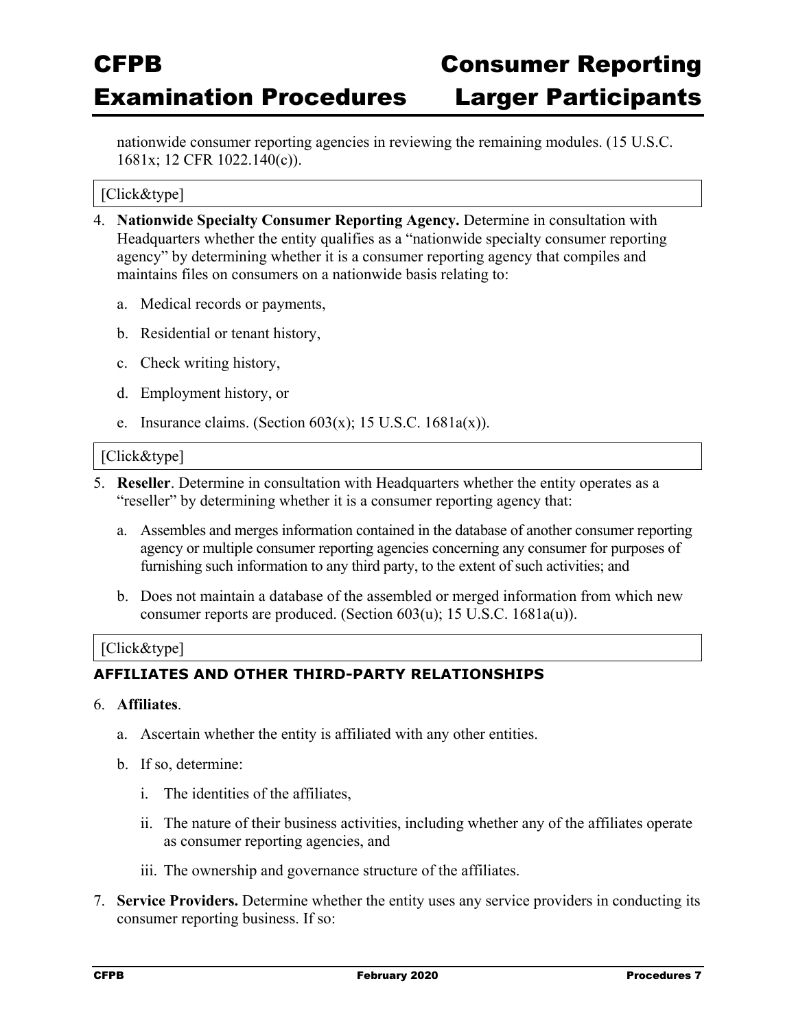nationwide consumer reporting agencies in reviewing the remaining modules. (15 U.S.C. 1681x; 12 CFR 1022.140(c)).

[Click&type]

4. **Nationwide Specialty Consumer Reporting Agency.** Determine in consultation with Headquarters whether the entity qualifies as a "nationwide specialty consumer reporting agency" by determining whether it is a consumer reporting agency that compiles and maintains files on consumers on a nationwide basis relating to:

    a. Medical records or payments,

    b. Residential or tenant history,

    c. Check writing history,

    d. Employment history, or

    e. Insurance claims. (Section 603(x); 15 U.S.C. 1681a(x)).

[Click&type]

5. **Reseller**. Determine in consultation with Headquarters whether the entity operates as a "reseller" by determining whether it is a consumer reporting agency that:

    a. Assembles and merges information contained in the database of another consumer reporting agency or multiple consumer reporting agencies concerning any consumer for purposes of furnishing such information to any third party, to the extent of such activities; and

    b. Does not maintain a database of the assembled or merged information from which new consumer reports are produced. (Section 603(u); 15 U.S.C. 1681a(u)).

[Click&type]

### AFFILIATES AND OTHER THIRD-PARTY RELATIONSHIPS

6. **Affiliates**.

    a. Ascertain whether the entity is affiliated with any other entities.

    b. If so, determine:

        i. The identities of the affiliates,

        ii. The nature of their business activities, including whether any of the affiliates operate as consumer reporting agencies, and

        iii. The ownership and governance structure of the affiliates.

7. **Service Providers.** Determine whether the entity uses any service providers in conducting its consumer reporting business. If so: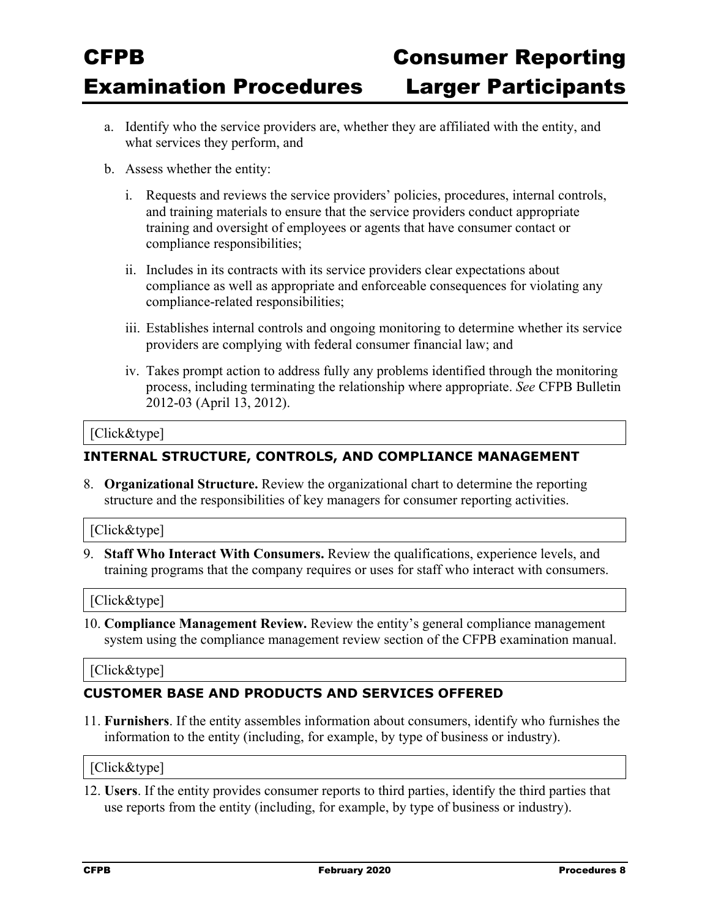a. Identify who the service providers are, whether they are affiliated with the entity, and what services they perform, and

b. Assess whether the entity:

   i. Requests and reviews the service providers' policies, procedures, internal controls, and training materials to ensure that the service providers conduct appropriate training and oversight of employees or agents that have consumer contact or compliance responsibilities;

   ii. Includes in its contracts with its service providers clear expectations about compliance as well as appropriate and enforceable consequences for violating any compliance-related responsibilities;

   iii. Establishes internal controls and ongoing monitoring to determine whether its service providers are complying with federal consumer financial law; and

   iv. Takes prompt action to address fully any problems identified through the monitoring process, including terminating the relationship where appropriate. *See* CFPB Bulletin 2012-03 (April 13, 2012).

[Click&type]

### INTERNAL STRUCTURE, CONTROLS, AND COMPLIANCE MANAGEMENT

8. **Organizational Structure.** Review the organizational chart to determine the reporting structure and the responsibilities of key managers for consumer reporting activities.

[Click&type]

9. **Staff Who Interact With Consumers.** Review the qualifications, experience levels, and training programs that the company requires or uses for staff who interact with consumers.

[Click&type]

10. **Compliance Management Review.** Review the entity's general compliance management system using the compliance management review section of the CFPB examination manual.

[Click&type]

### CUSTOMER BASE AND PRODUCTS AND SERVICES OFFERED

11. **Furnishers**. If the entity assembles information about consumers, identify who furnishes the information to the entity (including, for example, by type of business or industry).

[Click&type]

12. **Users**. If the entity provides consumer reports to third parties, identify the third parties that use reports from the entity (including, for example, by type of business or industry).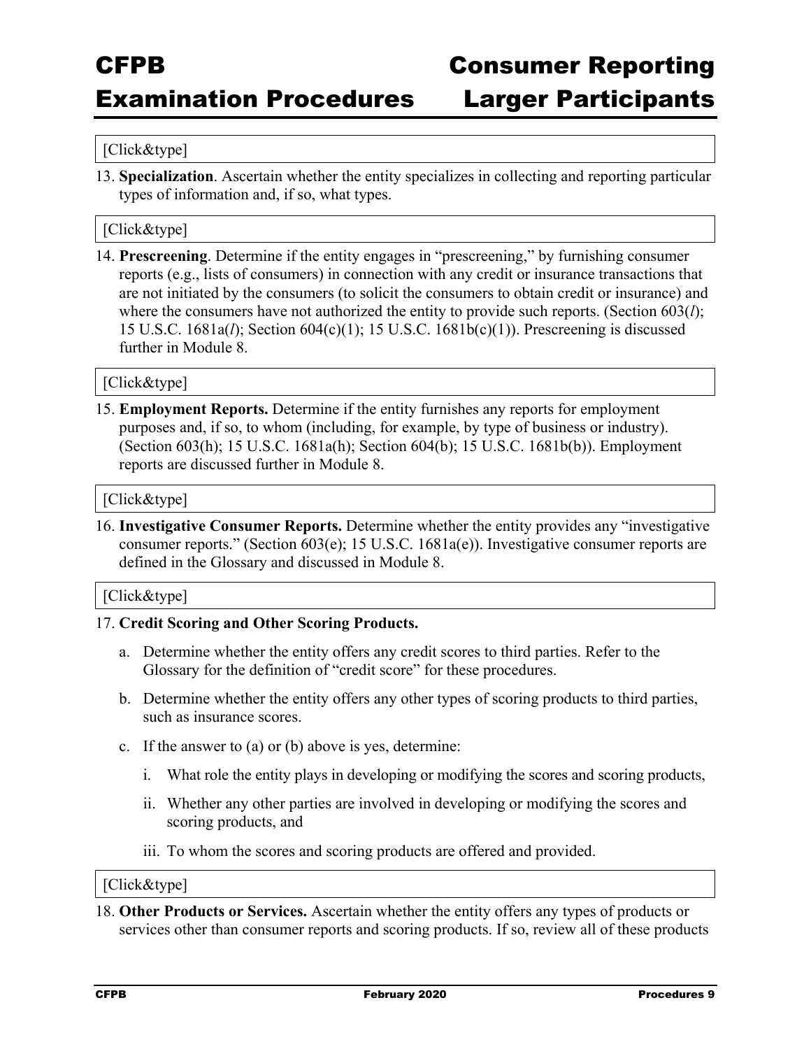[Click&type]

13. **Specialization**. Ascertain whether the entity specializes in collecting and reporting particular types of information and, if so, what types.

[Click&type]

14. **Prescreening**. Determine if the entity engages in "prescreening," by furnishing consumer reports (e.g., lists of consumers) in connection with any credit or insurance transactions that are not initiated by the consumers (to solicit the consumers to obtain credit or insurance) and where the consumers have not authorized the entity to provide such reports. (Section 603(*l*); 15 U.S.C. 1681a(*l*); Section 604(c)(1); 15 U.S.C. 1681b(c)(1)). Prescreening is discussed further in Module 8.

[Click&type]

15. **Employment Reports.** Determine if the entity furnishes any reports for employment purposes and, if so, to whom (including, for example, by type of business or industry). (Section 603(h); 15 U.S.C. 1681a(h); Section 604(b); 15 U.S.C. 1681b(b)). Employment reports are discussed further in Module 8.

[Click&type]

16. **Investigative Consumer Reports.** Determine whether the entity provides any "investigative consumer reports." (Section 603(e); 15 U.S.C. 1681a(e)). Investigative consumer reports are defined in the Glossary and discussed in Module 8.

[Click&type]

17. **Credit Scoring and Other Scoring Products.**
    a. Determine whether the entity offers any credit scores to third parties. Refer to the Glossary for the definition of "credit score" for these procedures.
    b. Determine whether the entity offers any other types of scoring products to third parties, such as insurance scores.
    c. If the answer to (a) or (b) above is yes, determine:
        i. What role the entity plays in developing or modifying the scores and scoring products,
        ii. Whether any other parties are involved in developing or modifying the scores and scoring products, and
        iii. To whom the scores and scoring products are offered and provided.

[Click&type]

18. **Other Products or Services.** Ascertain whether the entity offers any types of products or services other than consumer reports and scoring products. If so, review all of these products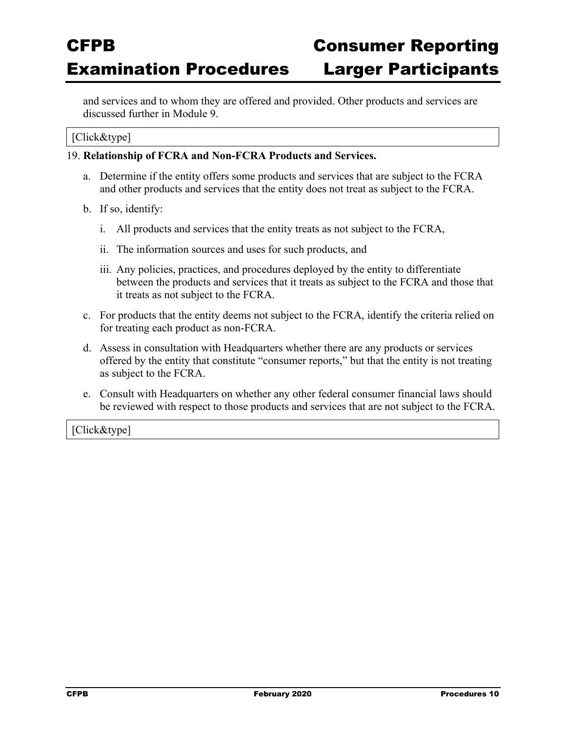and services and to whom they are offered and provided. Other products and services are discussed further in Module 9.

[Click&type]

19. **Relationship of FCRA and Non-FCRA Products and Services.**

    a. Determine if the entity offers some products and services that are subject to the FCRA and other products and services that the entity does not treat as subject to the FCRA.

    b. If so, identify:

        i. All products and services that the entity treats as not subject to the FCRA,

        ii. The information sources and uses for such products, and

        iii. Any policies, practices, and procedures deployed by the entity to differentiate between the products and services that it treats as subject to the FCRA and those that it treats as not subject to the FCRA.

    c. For products that the entity deems not subject to the FCRA, identify the criteria relied on for treating each product as non-FCRA.

    d. Assess in consultation with Headquarters whether there are any products or services offered by the entity that constitute "consumer reports," but that the entity is not treating as subject to the FCRA.

    e. Consult with Headquarters on whether any other federal consumer financial laws should be reviewed with respect to those products and services that are not subject to the FCRA.

[Click&type]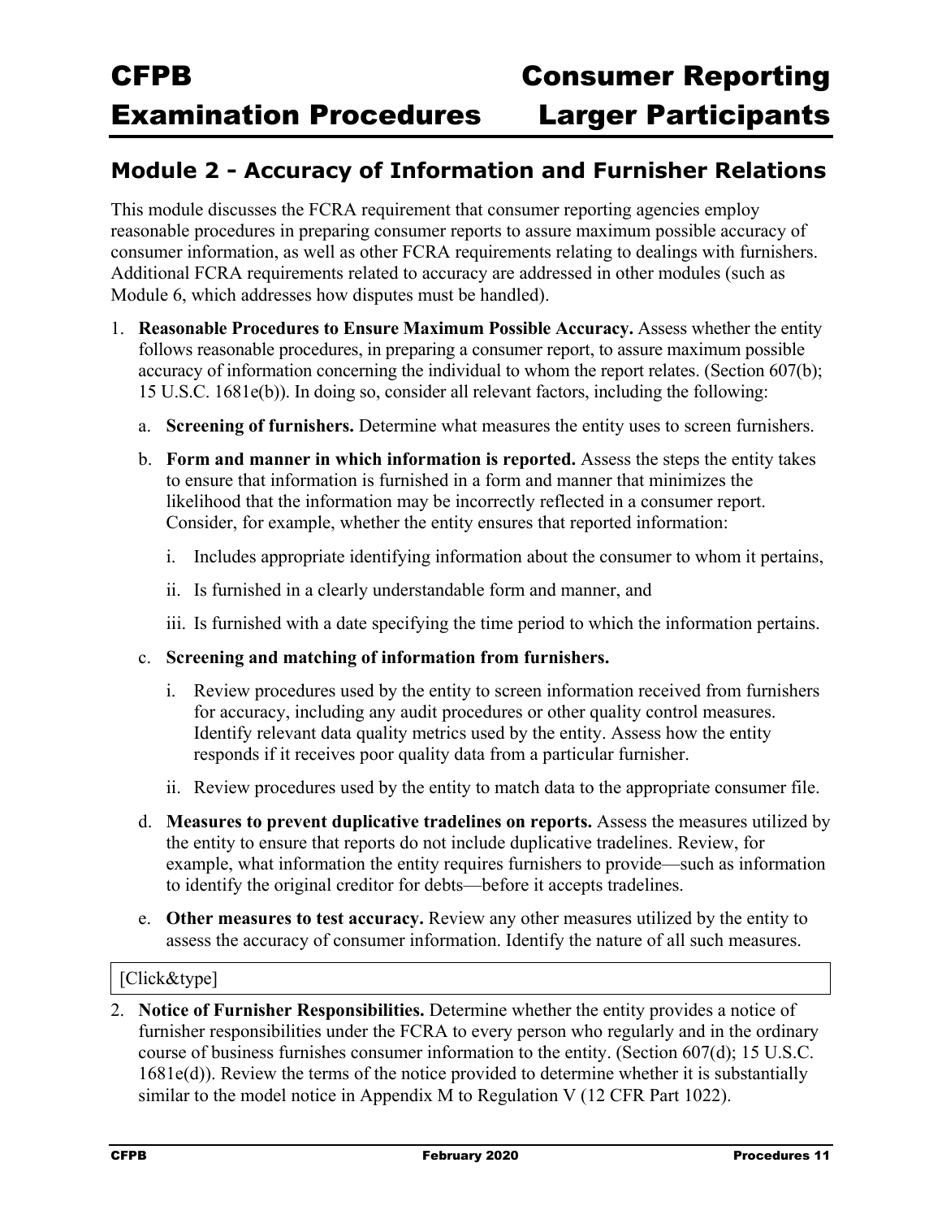## Module 2 - Accuracy of Information and Furnisher Relations

This module discusses the FCRA requirement that consumer reporting agencies employ reasonable procedures in preparing consumer reports to assure maximum possible accuracy of consumer information, as well as other FCRA requirements relating to dealings with furnishers. Additional FCRA requirements related to accuracy are addressed in other modules (such as Module 6, which addresses how disputes must be handled).

1. **Reasonable Procedures to Ensure Maximum Possible Accuracy.** Assess whether the entity follows reasonable procedures, in preparing a consumer report, to assure maximum possible accuracy of information concerning the individual to whom the report relates. (Section 607(b); 15 U.S.C. 1681e(b)). In doing so, consider all relevant factors, including the following:

   a. **Screening of furnishers.** Determine what measures the entity uses to screen furnishers.

   b. **Form and manner in which information is reported.** Assess the steps the entity takes to ensure that information is furnished in a form and manner that minimizes the likelihood that the information may be incorrectly reflected in a consumer report. Consider, for example, whether the entity ensures that reported information:

      i. Includes appropriate identifying information about the consumer to whom it pertains,

      ii. Is furnished in a clearly understandable form and manner, and

      iii. Is furnished with a date specifying the time period to which the information pertains.

   c. **Screening and matching of information from furnishers.**

      i. Review procedures used by the entity to screen information received from furnishers for accuracy, including any audit procedures or other quality control measures. Identify relevant data quality metrics used by the entity. Assess how the entity responds if it receives poor quality data from a particular furnisher.

      ii. Review procedures used by the entity to match data to the appropriate consumer file.

   d. **Measures to prevent duplicative tradelines on reports.** Assess the measures utilized by the entity to ensure that reports do not include duplicative tradelines. Review, for example, what information the entity requires furnishers to provide—such as information to identify the original creditor for debts—before it accepts tradelines.

   e. **Other measures to test accuracy.** Review any other measures utilized by the entity to assess the accuracy of consumer information. Identify the nature of all such measures.

| [Click&type] |
|---|

2. **Notice of Furnisher Responsibilities.** Determine whether the entity provides a notice of furnisher responsibilities under the FCRA to every person who regularly and in the ordinary course of business furnishes consumer information to the entity. (Section 607(d); 15 U.S.C. 1681e(d)). Review the terms of the notice provided to determine whether it is substantially similar to the model notice in Appendix M to Regulation V (12 CFR Part 1022).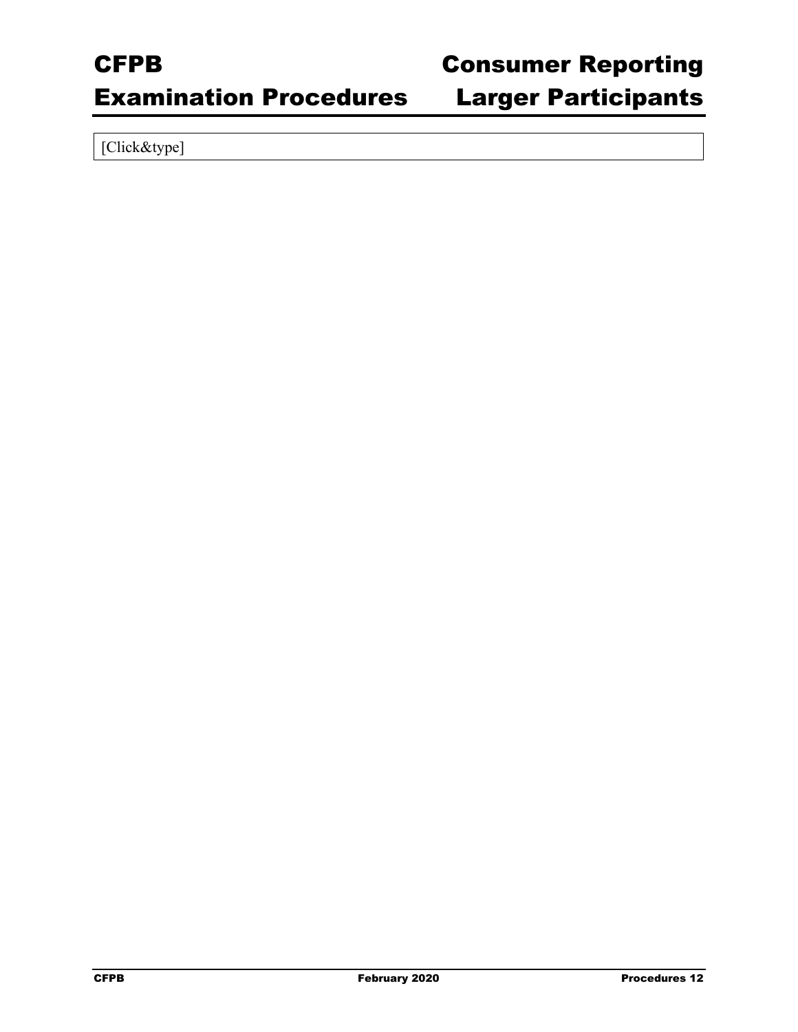[Click&type]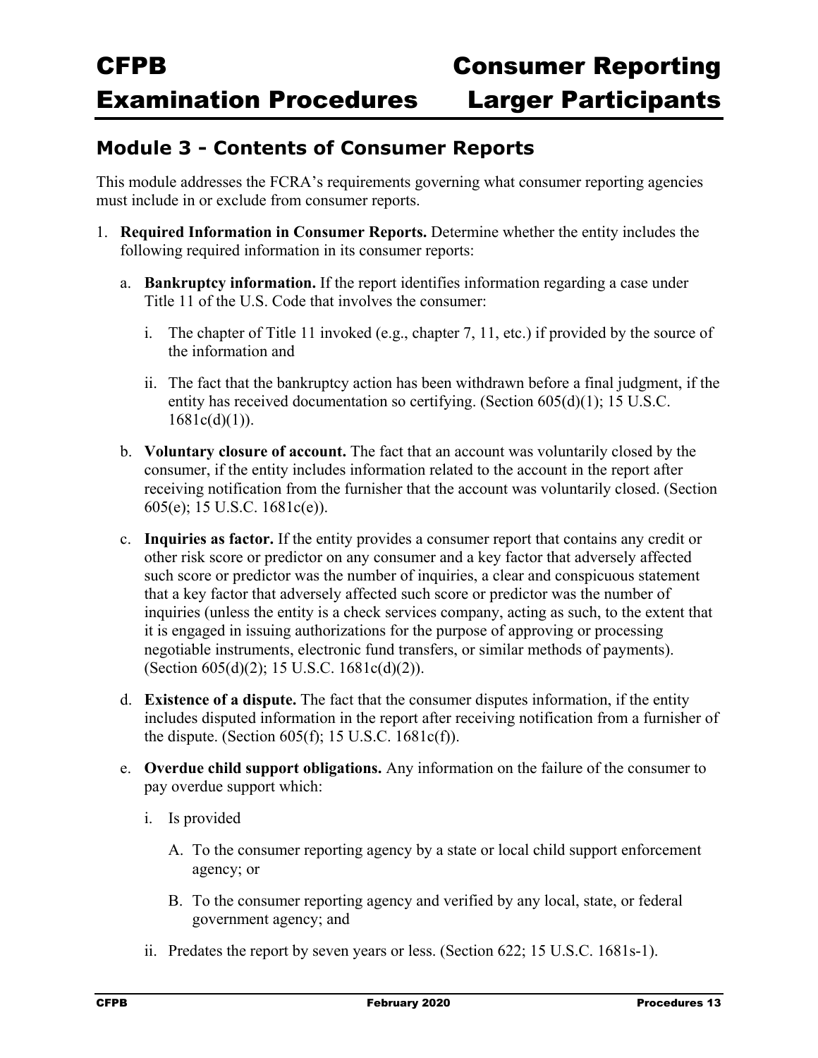## Module 3 - Contents of Consumer Reports

This module addresses the FCRA's requirements governing what consumer reporting agencies must include in or exclude from consumer reports.

1. **Required Information in Consumer Reports.** Determine whether the entity includes the following required information in its consumer reports:

   a. **Bankruptcy information.** If the report identifies information regarding a case under Title 11 of the U.S. Code that involves the consumer:

      i. The chapter of Title 11 invoked (e.g., chapter 7, 11, etc.) if provided by the source of the information and

      ii. The fact that the bankruptcy action has been withdrawn before a final judgment, if the entity has received documentation so certifying. (Section 605(d)(1); 15 U.S.C. 1681c(d)(1)).

   b. **Voluntary closure of account.** The fact that an account was voluntarily closed by the consumer, if the entity includes information related to the account in the report after receiving notification from the furnisher that the account was voluntarily closed. (Section 605(e); 15 U.S.C. 1681c(e)).

   c. **Inquiries as factor.** If the entity provides a consumer report that contains any credit or other risk score or predictor on any consumer and a key factor that adversely affected such score or predictor was the number of inquiries, a clear and conspicuous statement that a key factor that adversely affected such score or predictor was the number of inquiries (unless the entity is a check services company, acting as such, to the extent that it is engaged in issuing authorizations for the purpose of approving or processing negotiable instruments, electronic fund transfers, or similar methods of payments). (Section 605(d)(2); 15 U.S.C. 1681c(d)(2)).

   d. **Existence of a dispute.** The fact that the consumer disputes information, if the entity includes disputed information in the report after receiving notification from a furnisher of the dispute. (Section 605(f); 15 U.S.C. 1681c(f)).

   e. **Overdue child support obligations.** Any information on the failure of the consumer to pay overdue support which:

      i. Is provided

         A. To the consumer reporting agency by a state or local child support enforcement agency; or

         B. To the consumer reporting agency and verified by any local, state, or federal government agency; and

      ii. Predates the report by seven years or less. (Section 622; 15 U.S.C. 1681s-1).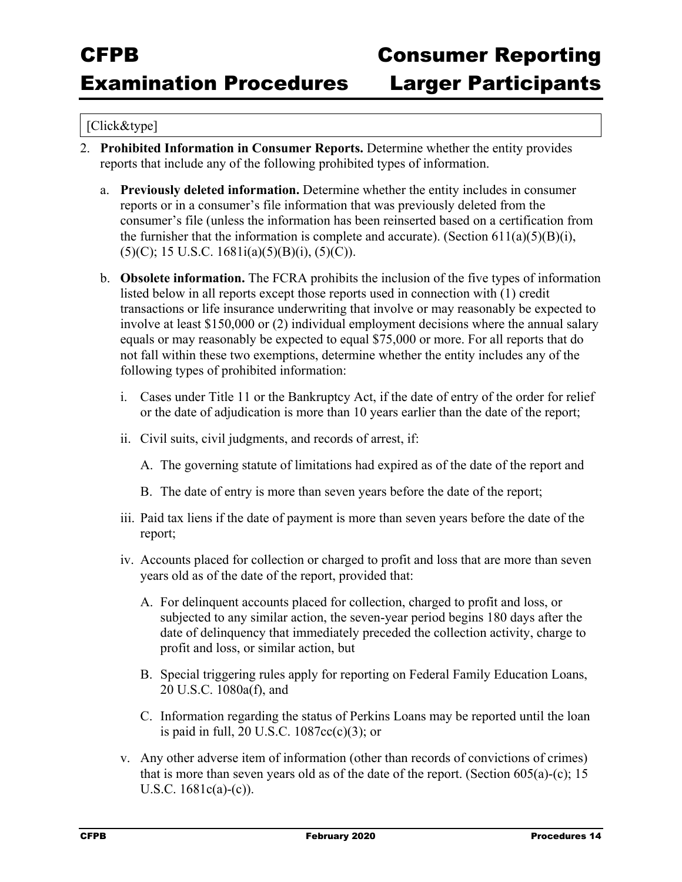[Click&type]

2. **Prohibited Information in Consumer Reports.** Determine whether the entity provides reports that include any of the following prohibited types of information.

   a. **Previously deleted information.** Determine whether the entity includes in consumer reports or in a consumer's file information that was previously deleted from the consumer's file (unless the information has been reinserted based on a certification from the furnisher that the information is complete and accurate). (Section 611(a)(5)(B)(i), (5)(C); 15 U.S.C. 1681i(a)(5)(B)(i), (5)(C)).

   b. **Obsolete information.** The FCRA prohibits the inclusion of the five types of information listed below in all reports except those reports used in connection with (1) credit transactions or life insurance underwriting that involve or may reasonably be expected to involve at least $150,000 or (2) individual employment decisions where the annual salary equals or may reasonably be expected to equal $75,000 or more. For all reports that do not fall within these two exemptions, determine whether the entity includes any of the following types of prohibited information:

      i. Cases under Title 11 or the Bankruptcy Act, if the date of entry of the order for relief or the date of adjudication is more than 10 years earlier than the date of the report;

      ii. Civil suits, civil judgments, and records of arrest, if:

         A. The governing statute of limitations had expired as of the date of the report and

         B. The date of entry is more than seven years before the date of the report;

      iii. Paid tax liens if the date of payment is more than seven years before the date of the report;

      iv. Accounts placed for collection or charged to profit and loss that are more than seven years old as of the date of the report, provided that:

         A. For delinquent accounts placed for collection, charged to profit and loss, or subjected to any similar action, the seven-year period begins 180 days after the date of delinquency that immediately preceded the collection activity, charge to profit and loss, or similar action, but

         B. Special triggering rules apply for reporting on Federal Family Education Loans, 20 U.S.C. 1080a(f), and

         C. Information regarding the status of Perkins Loans may be reported until the loan is paid in full, 20 U.S.C. 1087cc(c)(3); or

      v. Any other adverse item of information (other than records of convictions of crimes) that is more than seven years old as of the date of the report. (Section 605(a)-(c); 15 U.S.C. 1681c(a)-(c)).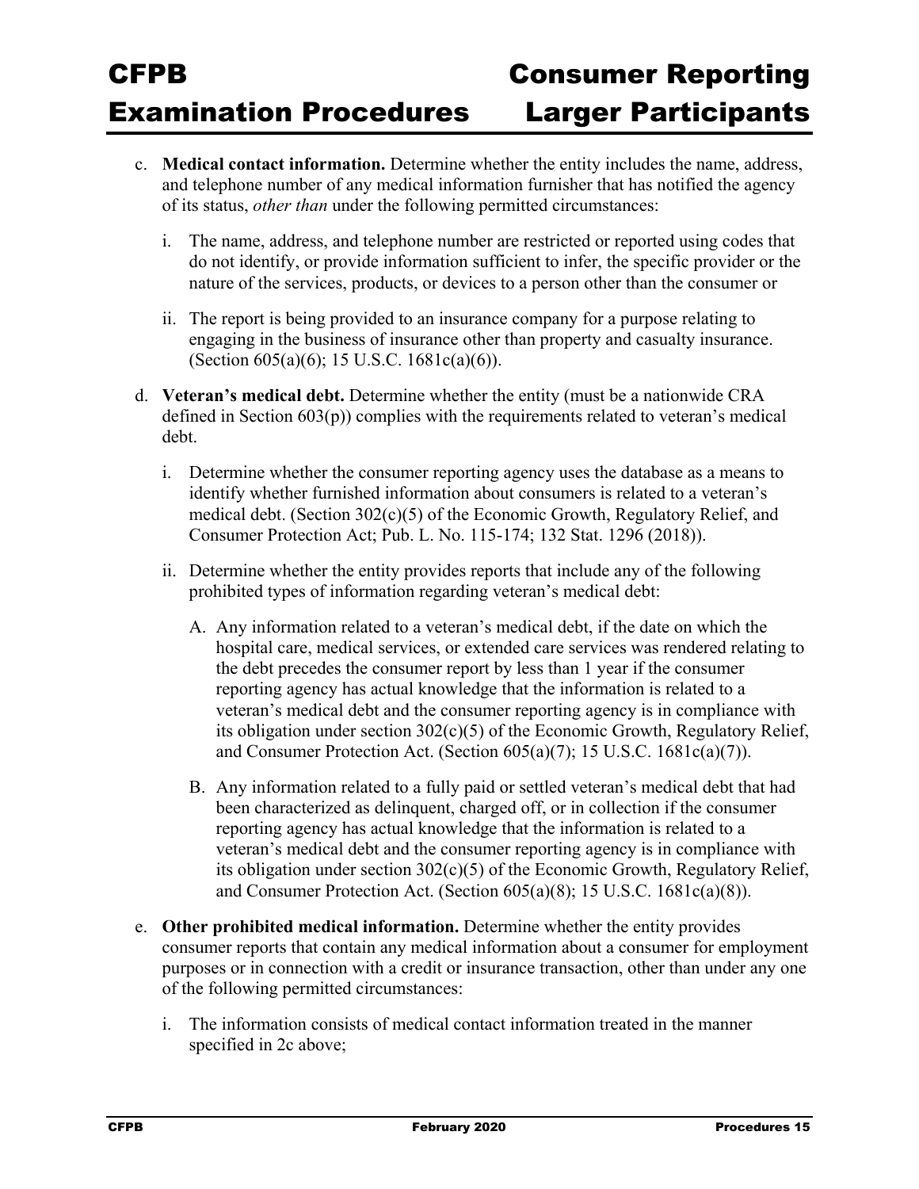c. **Medical contact information.** Determine whether the entity includes the name, address, and telephone number of any medical information furnisher that has notified the agency of its status, *other than* under the following permitted circumstances:

   i. The name, address, and telephone number are restricted or reported using codes that do not identify, or provide information sufficient to infer, the specific provider or the nature of the services, products, or devices to a person other than the consumer or

   ii. The report is being provided to an insurance company for a purpose relating to engaging in the business of insurance other than property and casualty insurance. (Section 605(a)(6); 15 U.S.C. 1681c(a)(6)).

d. **Veteran's medical debt.** Determine whether the entity (must be a nationwide CRA defined in Section 603(p)) complies with the requirements related to veteran's medical debt.

   i. Determine whether the consumer reporting agency uses the database as a means to identify whether furnished information about consumers is related to a veteran's medical debt. (Section 302(c)(5) of the Economic Growth, Regulatory Relief, and Consumer Protection Act; Pub. L. No. 115-174; 132 Stat. 1296 (2018)).

   ii. Determine whether the entity provides reports that include any of the following prohibited types of information regarding veteran's medical debt:

      A. Any information related to a veteran's medical debt, if the date on which the hospital care, medical services, or extended care services was rendered relating to the debt precedes the consumer report by less than 1 year if the consumer reporting agency has actual knowledge that the information is related to a veteran's medical debt and the consumer reporting agency is in compliance with its obligation under section 302(c)(5) of the Economic Growth, Regulatory Relief, and Consumer Protection Act. (Section 605(a)(7); 15 U.S.C. 1681c(a)(7)).

      B. Any information related to a fully paid or settled veteran's medical debt that had been characterized as delinquent, charged off, or in collection if the consumer reporting agency has actual knowledge that the information is related to a veteran's medical debt and the consumer reporting agency is in compliance with its obligation under section 302(c)(5) of the Economic Growth, Regulatory Relief, and Consumer Protection Act. (Section 605(a)(8); 15 U.S.C. 1681c(a)(8)).

e. **Other prohibited medical information.** Determine whether the entity provides consumer reports that contain any medical information about a consumer for employment purposes or in connection with a credit or insurance transaction, other than under any one of the following permitted circumstances:

   i. The information consists of medical contact information treated in the manner specified in 2c above;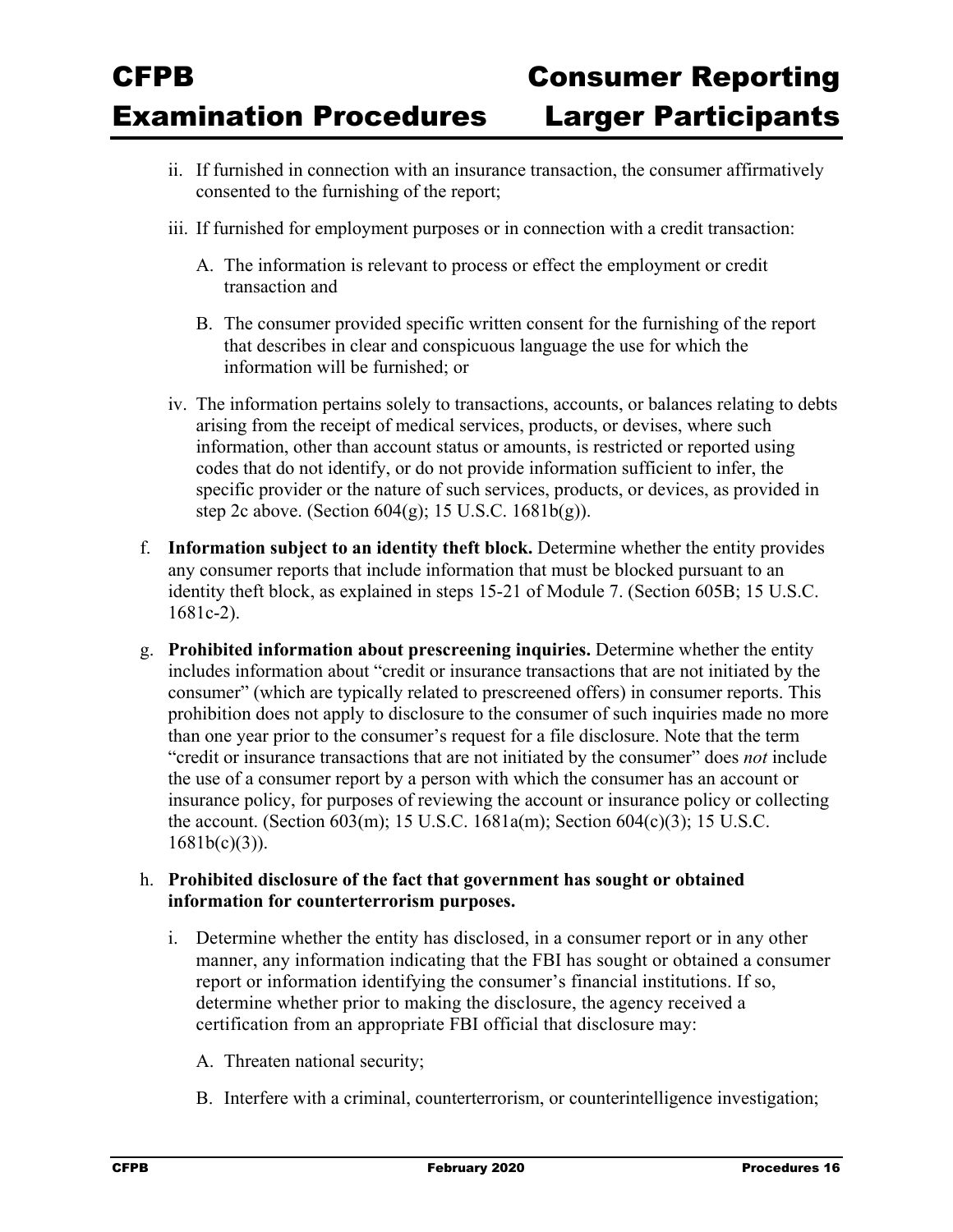ii. If furnished in connection with an insurance transaction, the consumer affirmatively consented to the furnishing of the report;

iii. If furnished for employment purposes or in connection with a credit transaction:

   A. The information is relevant to process or effect the employment or credit transaction and

   B. The consumer provided specific written consent for the furnishing of the report that describes in clear and conspicuous language the use for which the information will be furnished; or

iv. The information pertains solely to transactions, accounts, or balances relating to debts arising from the receipt of medical services, products, or devises, where such information, other than account status or amounts, is restricted or reported using codes that do not identify, or do not provide information sufficient to infer, the specific provider or the nature of such services, products, or devices, as provided in step 2c above. (Section 604(g); 15 U.S.C. 1681b(g)).

f. **Information subject to an identity theft block.** Determine whether the entity provides any consumer reports that include information that must be blocked pursuant to an identity theft block, as explained in steps 15-21 of Module 7. (Section 605B; 15 U.S.C. 1681c-2).

g. **Prohibited information about prescreening inquiries.** Determine whether the entity includes information about "credit or insurance transactions that are not initiated by the consumer" (which are typically related to prescreened offers) in consumer reports. This prohibition does not apply to disclosure to the consumer of such inquiries made no more than one year prior to the consumer's request for a file disclosure. Note that the term "credit or insurance transactions that are not initiated by the consumer" does *not* include the use of a consumer report by a person with which the consumer has an account or insurance policy, for purposes of reviewing the account or insurance policy or collecting the account. (Section 603(m); 15 U.S.C. 1681a(m); Section 604(c)(3); 15 U.S.C. 1681b(c)(3)).

h. **Prohibited disclosure of the fact that government has sought or obtained information for counterterrorism purposes.**

   i. Determine whether the entity has disclosed, in a consumer report or in any other manner, any information indicating that the FBI has sought or obtained a consumer report or information identifying the consumer's financial institutions. If so, determine whether prior to making the disclosure, the agency received a certification from an appropriate FBI official that disclosure may:

      A. Threaten national security;

      B. Interfere with a criminal, counterterrorism, or counterintelligence investigation;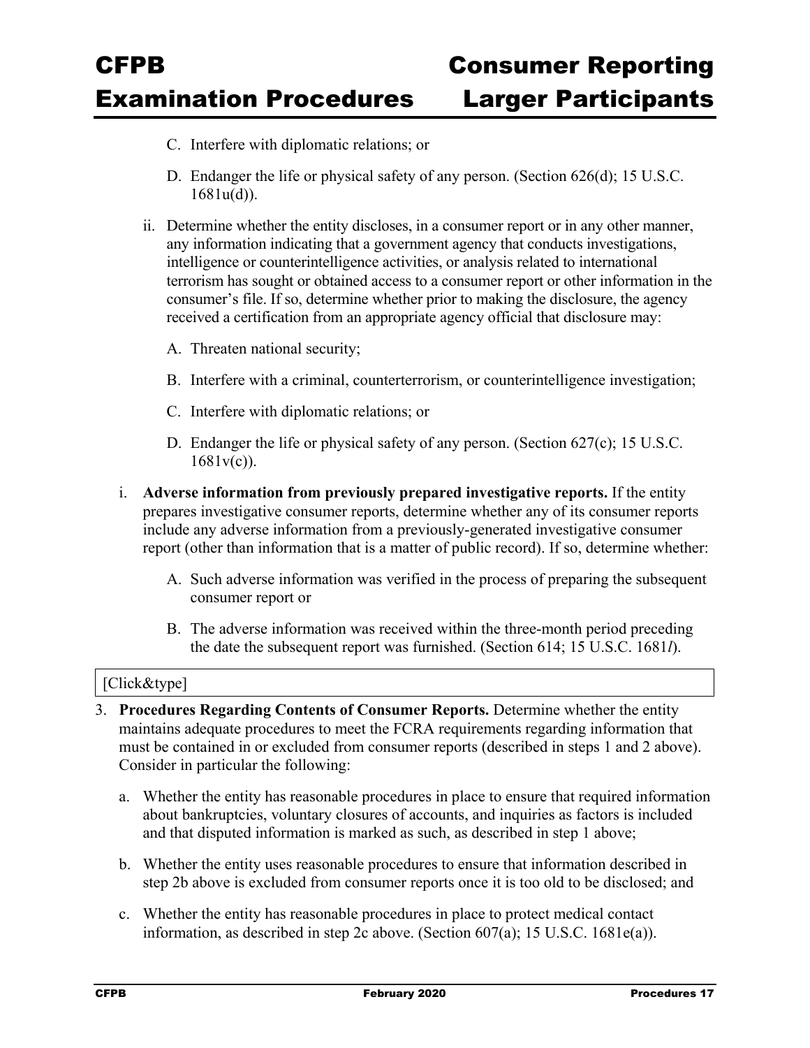C. Interfere with diplomatic relations; or

D. Endanger the life or physical safety of any person. (Section 626(d); 15 U.S.C. 1681u(d)).

ii. Determine whether the entity discloses, in a consumer report or in any other manner, any information indicating that a government agency that conducts investigations, intelligence or counterintelligence activities, or analysis related to international terrorism has sought or obtained access to a consumer report or other information in the consumer's file. If so, determine whether prior to making the disclosure, the agency received a certification from an appropriate agency official that disclosure may:

A. Threaten national security;

B. Interfere with a criminal, counterterrorism, or counterintelligence investigation;

C. Interfere with diplomatic relations; or

D. Endanger the life or physical safety of any person. (Section 627(c); 15 U.S.C. 1681v(c)).

i. **Adverse information from previously prepared investigative reports.** If the entity prepares investigative consumer reports, determine whether any of its consumer reports include any adverse information from a previously-generated investigative consumer report (other than information that is a matter of public record). If so, determine whether:

A. Such adverse information was verified in the process of preparing the subsequent consumer report or

B. The adverse information was received within the three-month period preceding the date the subsequent report was furnished. (Section 614; 15 U.S.C. 1681*l*).

[Click&type]

3. **Procedures Regarding Contents of Consumer Reports.** Determine whether the entity maintains adequate procedures to meet the FCRA requirements regarding information that must be contained in or excluded from consumer reports (described in steps 1 and 2 above). Consider in particular the following:

   a. Whether the entity has reasonable procedures in place to ensure that required information about bankruptcies, voluntary closures of accounts, and inquiries as factors is included and that disputed information is marked as such, as described in step 1 above;

   b. Whether the entity uses reasonable procedures to ensure that information described in step 2b above is excluded from consumer reports once it is too old to be disclosed; and

   c. Whether the entity has reasonable procedures in place to protect medical contact information, as described in step 2c above. (Section 607(a); 15 U.S.C. 1681e(a)).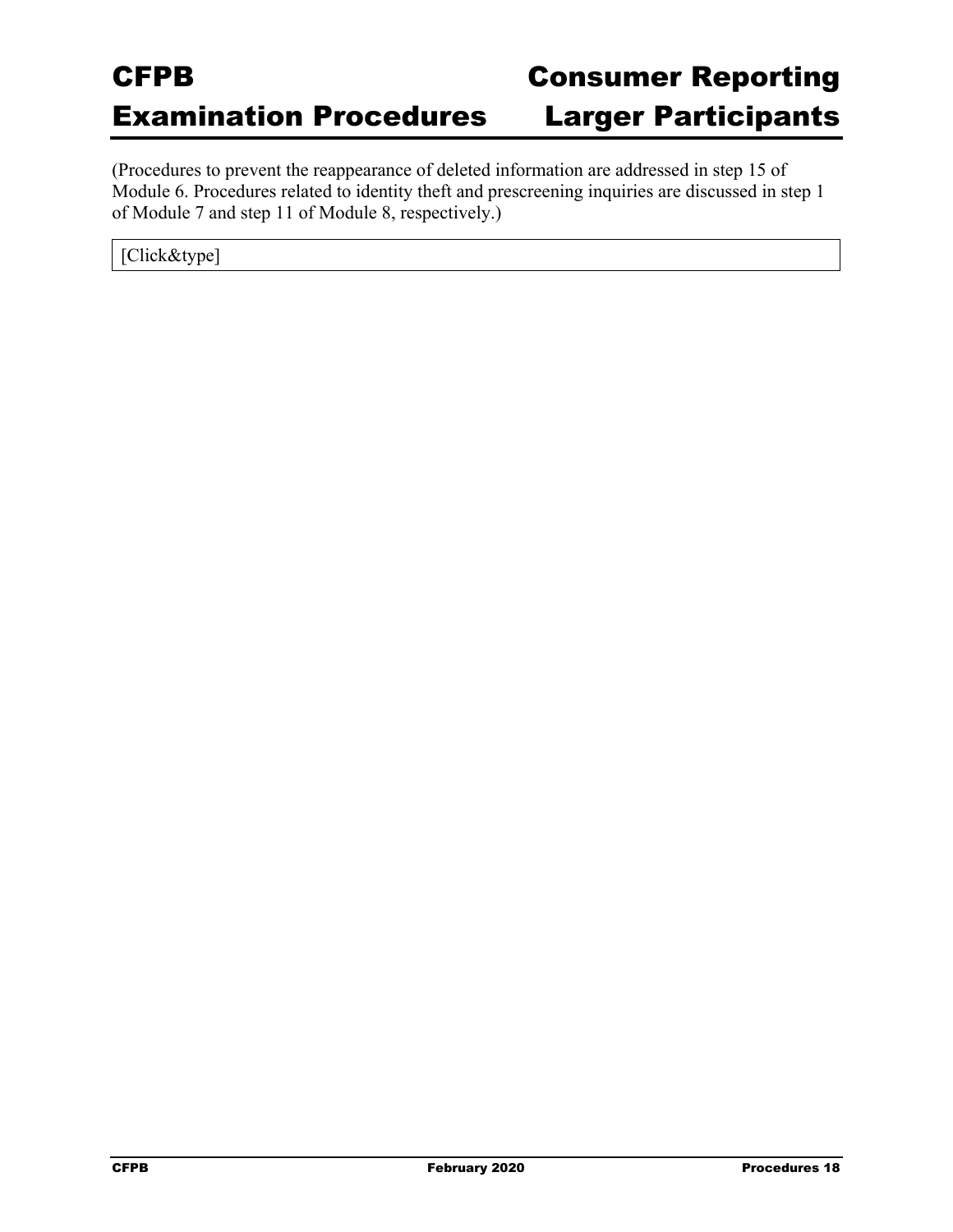(Procedures to prevent the reappearance of deleted information are addressed in step 15 of Module 6. Procedures related to identity theft and prescreening inquiries are discussed in step 1 of Module 7 and step 11 of Module 8, respectively.)

| [Click&type] |
| --- |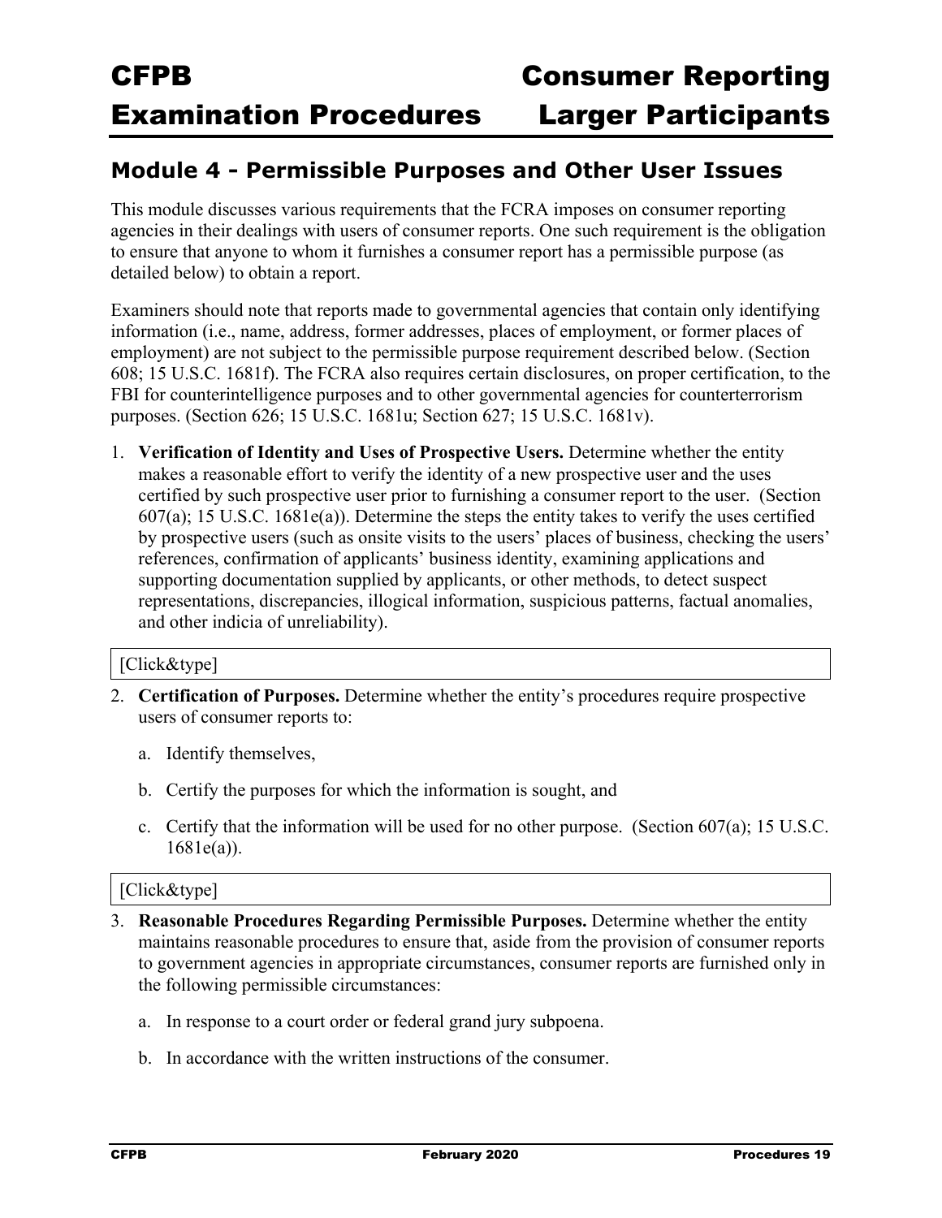## Module 4 - Permissible Purposes and Other User Issues

This module discusses various requirements that the FCRA imposes on consumer reporting agencies in their dealings with users of consumer reports. One such requirement is the obligation to ensure that anyone to whom it furnishes a consumer report has a permissible purpose (as detailed below) to obtain a report.

Examiners should note that reports made to governmental agencies that contain only identifying information (i.e., name, address, former addresses, places of employment, or former places of employment) are not subject to the permissible purpose requirement described below. (Section 608; 15 U.S.C. 1681f). The FCRA also requires certain disclosures, on proper certification, to the FBI for counterintelligence purposes and to other governmental agencies for counterterrorism purposes. (Section 626; 15 U.S.C. 1681u; Section 627; 15 U.S.C. 1681v).

1. **Verification of Identity and Uses of Prospective Users.** Determine whether the entity makes a reasonable effort to verify the identity of a new prospective user and the uses certified by such prospective user prior to furnishing a consumer report to the user. (Section 607(a); 15 U.S.C. 1681e(a)). Determine the steps the entity takes to verify the uses certified by prospective users (such as onsite visits to the users' places of business, checking the users' references, confirmation of applicants' business identity, examining applications and supporting documentation supplied by applicants, or other methods, to detect suspect representations, discrepancies, illogical information, suspicious patterns, factual anomalies, and other indicia of unreliability).

[Click&type]

2. **Certification of Purposes.** Determine whether the entity's procedures require prospective users of consumer reports to:

   a. Identify themselves,

   b. Certify the purposes for which the information is sought, and

   c. Certify that the information will be used for no other purpose. (Section 607(a); 15 U.S.C. 1681e(a)).

[Click&type]

3. **Reasonable Procedures Regarding Permissible Purposes.** Determine whether the entity maintains reasonable procedures to ensure that, aside from the provision of consumer reports to government agencies in appropriate circumstances, consumer reports are furnished only in the following permissible circumstances:

   a. In response to a court order or federal grand jury subpoena.

   b. In accordance with the written instructions of the consumer.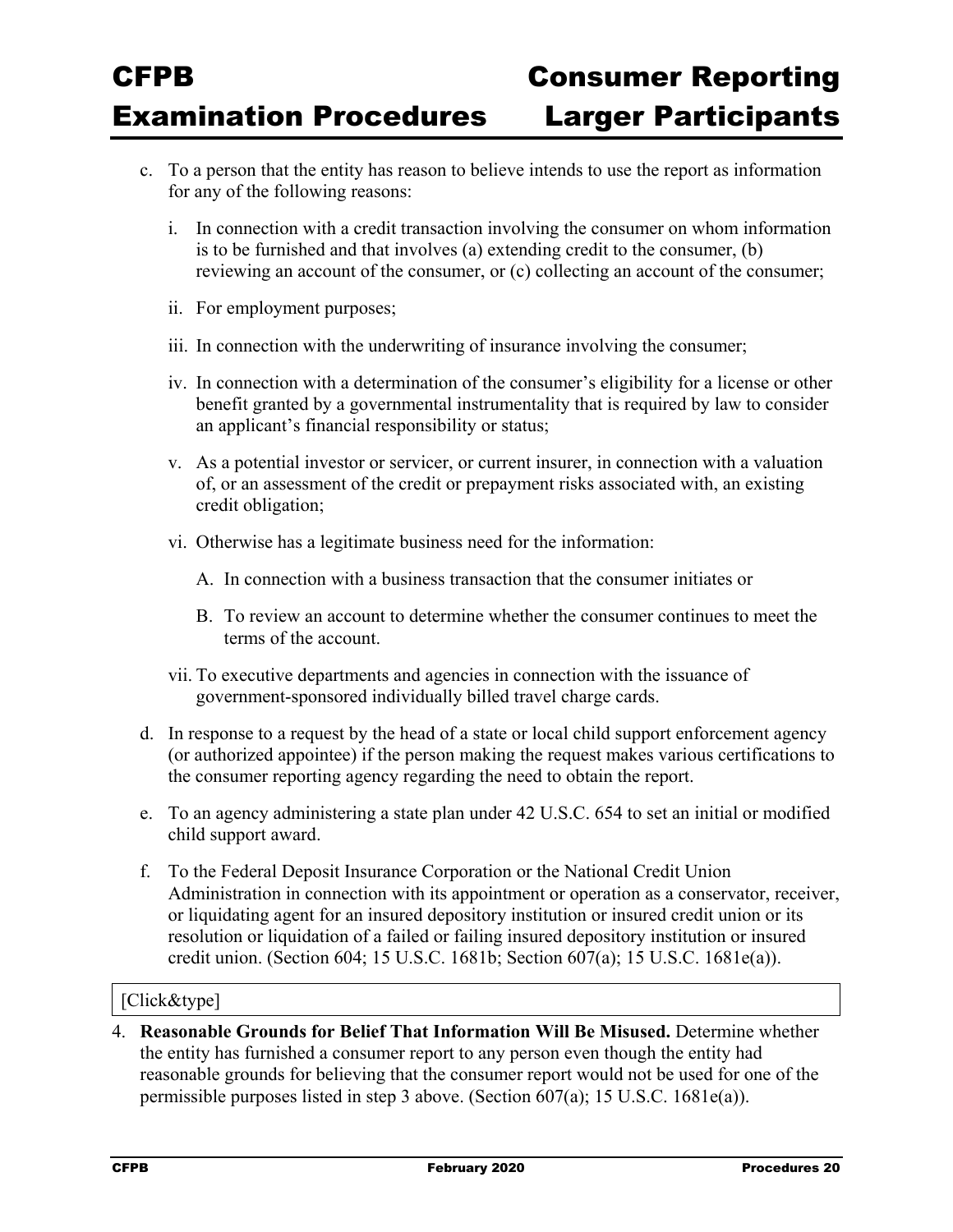c. To a person that the entity has reason to believe intends to use the report as information for any of the following reasons:

   i. In connection with a credit transaction involving the consumer on whom information is to be furnished and that involves (a) extending credit to the consumer, (b) reviewing an account of the consumer, or (c) collecting an account of the consumer;

   ii. For employment purposes;

   iii. In connection with the underwriting of insurance involving the consumer;

   iv. In connection with a determination of the consumer's eligibility for a license or other benefit granted by a governmental instrumentality that is required by law to consider an applicant's financial responsibility or status;

   v. As a potential investor or servicer, or current insurer, in connection with a valuation of, or an assessment of the credit or prepayment risks associated with, an existing credit obligation;

   vi. Otherwise has a legitimate business need for the information:

      A. In connection with a business transaction that the consumer initiates or

      B. To review an account to determine whether the consumer continues to meet the terms of the account.

   vii. To executive departments and agencies in connection with the issuance of government-sponsored individually billed travel charge cards.

d. In response to a request by the head of a state or local child support enforcement agency (or authorized appointee) if the person making the request makes various certifications to the consumer reporting agency regarding the need to obtain the report.

e. To an agency administering a state plan under 42 U.S.C. 654 to set an initial or modified child support award.

f. To the Federal Deposit Insurance Corporation or the National Credit Union Administration in connection with its appointment or operation as a conservator, receiver, or liquidating agent for an insured depository institution or insured credit union or its resolution or liquidation of a failed or failing insured depository institution or insured credit union. (Section 604; 15 U.S.C. 1681b; Section 607(a); 15 U.S.C. 1681e(a)).

[Click&type]

4. **Reasonable Grounds for Belief That Information Will Be Misused.** Determine whether the entity has furnished a consumer report to any person even though the entity had reasonable grounds for believing that the consumer report would not be used for one of the permissible purposes listed in step 3 above. (Section 607(a); 15 U.S.C. 1681e(a)).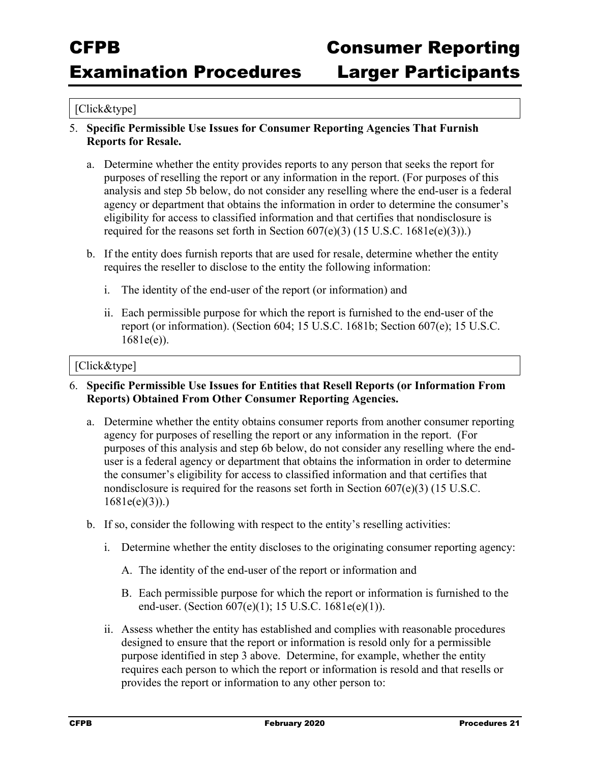[Click&type]

5. **Specific Permissible Use Issues for Consumer Reporting Agencies That Furnish Reports for Resale.**

   a. Determine whether the entity provides reports to any person that seeks the report for purposes of reselling the report or any information in the report. (For purposes of this analysis and step 5b below, do not consider any reselling where the end-user is a federal agency or department that obtains the information in order to determine the consumer's eligibility for access to classified information and that certifies that nondisclosure is required for the reasons set forth in Section 607(e)(3) (15 U.S.C. 1681e(e)(3)).)

   b. If the entity does furnish reports that are used for resale, determine whether the entity requires the reseller to disclose to the entity the following information:

      i. The identity of the end-user of the report (or information) and

      ii. Each permissible purpose for which the report is furnished to the end-user of the report (or information). (Section 604; 15 U.S.C. 1681b; Section 607(e); 15 U.S.C. 1681e(e)).

[Click&type]

6. **Specific Permissible Use Issues for Entities that Resell Reports (or Information From Reports) Obtained From Other Consumer Reporting Agencies.**

   a. Determine whether the entity obtains consumer reports from another consumer reporting agency for purposes of reselling the report or any information in the report. (For purposes of this analysis and step 6b below, do not consider any reselling where the end-user is a federal agency or department that obtains the information in order to determine the consumer's eligibility for access to classified information and that certifies that nondisclosure is required for the reasons set forth in Section 607(e)(3) (15 U.S.C. 1681e(e)(3)).)

   b. If so, consider the following with respect to the entity's reselling activities:

      i. Determine whether the entity discloses to the originating consumer reporting agency:

         A. The identity of the end-user of the report or information and

         B. Each permissible purpose for which the report or information is furnished to the end-user. (Section 607(e)(1); 15 U.S.C. 1681e(e)(1)).

      ii. Assess whether the entity has established and complies with reasonable procedures designed to ensure that the report or information is resold only for a permissible purpose identified in step 3 above. Determine, for example, whether the entity requires each person to which the report or information is resold and that resells or provides the report or information to any other person to: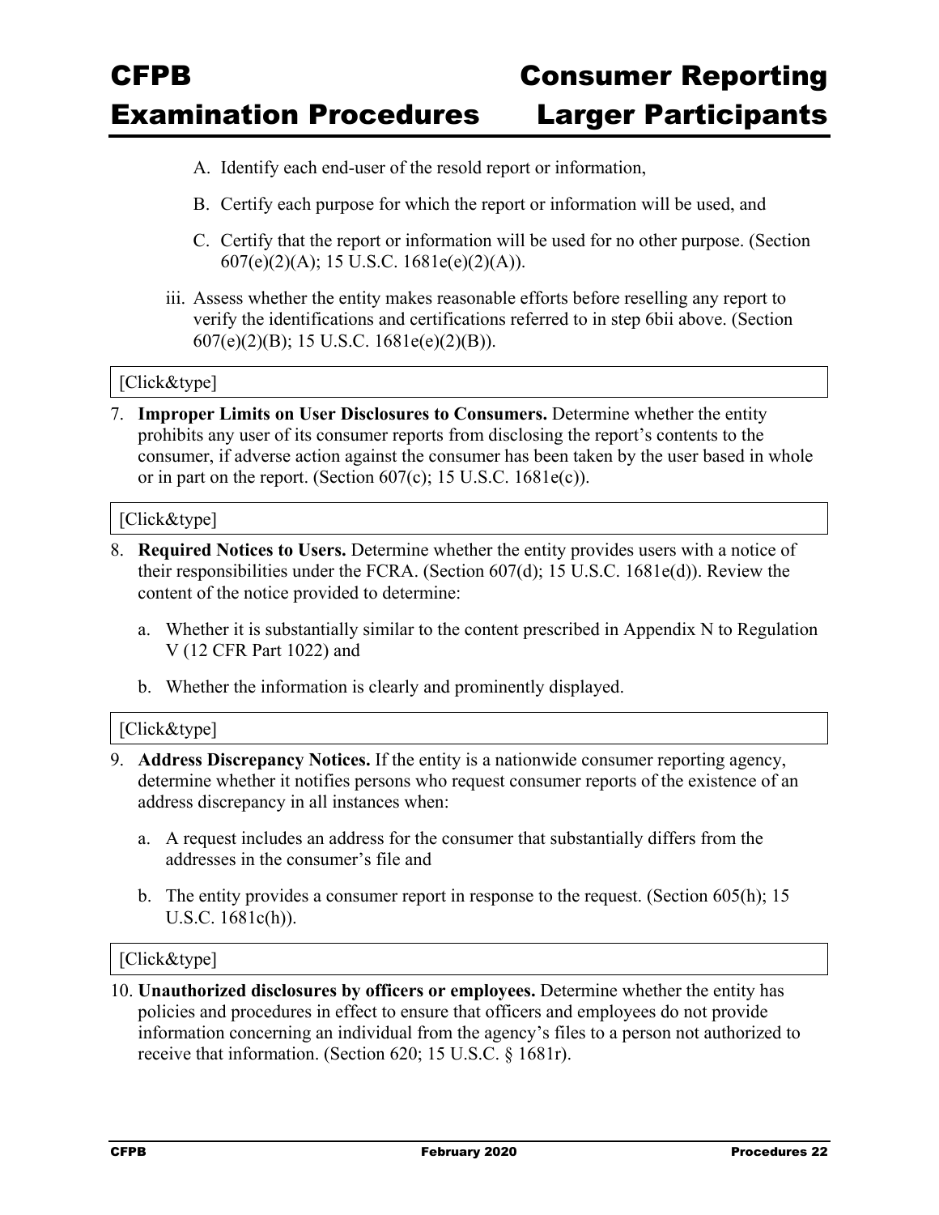A. Identify each end-user of the resold report or information,

   B. Certify each purpose for which the report or information will be used, and

   C. Certify that the report or information will be used for no other purpose. (Section 607(e)(2)(A); 15 U.S.C. 1681e(e)(2)(A)).

iii. Assess whether the entity makes reasonable efforts before reselling any report to verify the identifications and certifications referred to in step 6bii above. (Section 607(e)(2)(B); 15 U.S.C. 1681e(e)(2)(B)).

[Click&type]

7. **Improper Limits on User Disclosures to Consumers.** Determine whether the entity prohibits any user of its consumer reports from disclosing the report's contents to the consumer, if adverse action against the consumer has been taken by the user based in whole or in part on the report. (Section 607(c); 15 U.S.C. 1681e(c)).

[Click&type]

8. **Required Notices to Users.** Determine whether the entity provides users with a notice of their responsibilities under the FCRA. (Section 607(d); 15 U.S.C. 1681e(d)). Review the content of the notice provided to determine:

   a. Whether it is substantially similar to the content prescribed in Appendix N to Regulation V (12 CFR Part 1022) and

   b. Whether the information is clearly and prominently displayed.

[Click&type]

9. **Address Discrepancy Notices.** If the entity is a nationwide consumer reporting agency, determine whether it notifies persons who request consumer reports of the existence of an address discrepancy in all instances when:

   a. A request includes an address for the consumer that substantially differs from the addresses in the consumer's file and

   b. The entity provides a consumer report in response to the request. (Section 605(h); 15 U.S.C. 1681c(h)).

[Click&type]

10. **Unauthorized disclosures by officers or employees.** Determine whether the entity has policies and procedures in effect to ensure that officers and employees do not provide information concerning an individual from the agency's files to a person not authorized to receive that information. (Section 620; 15 U.S.C. § 1681r).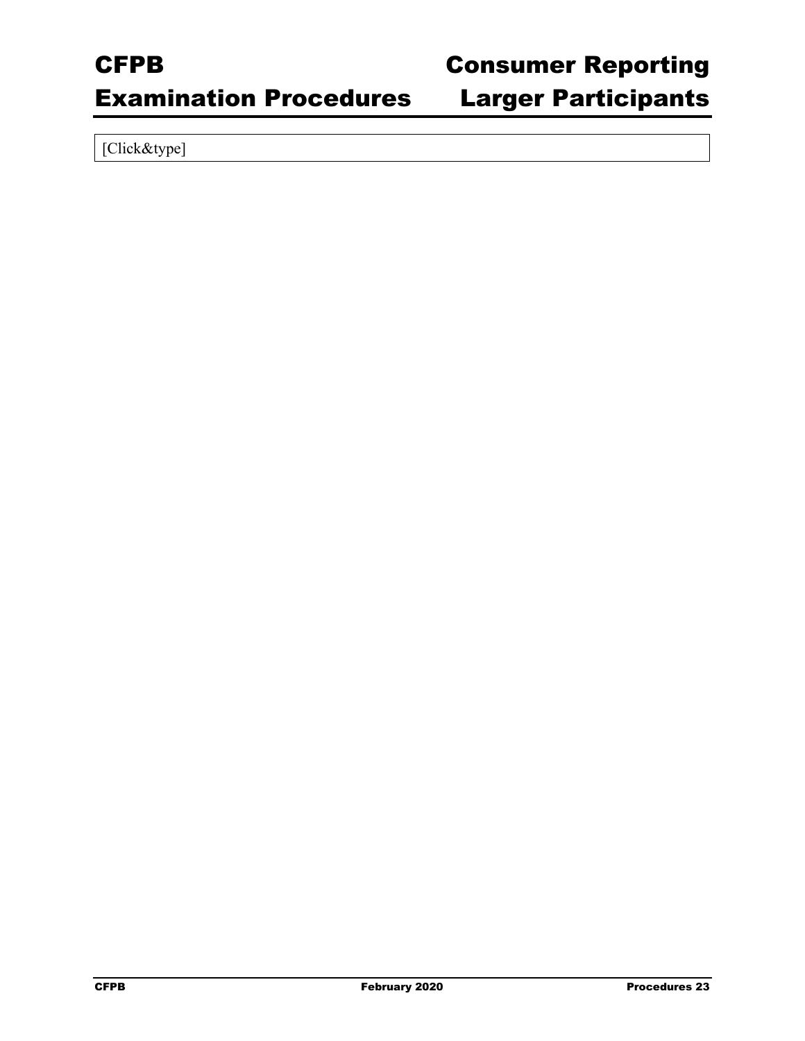[Click&type]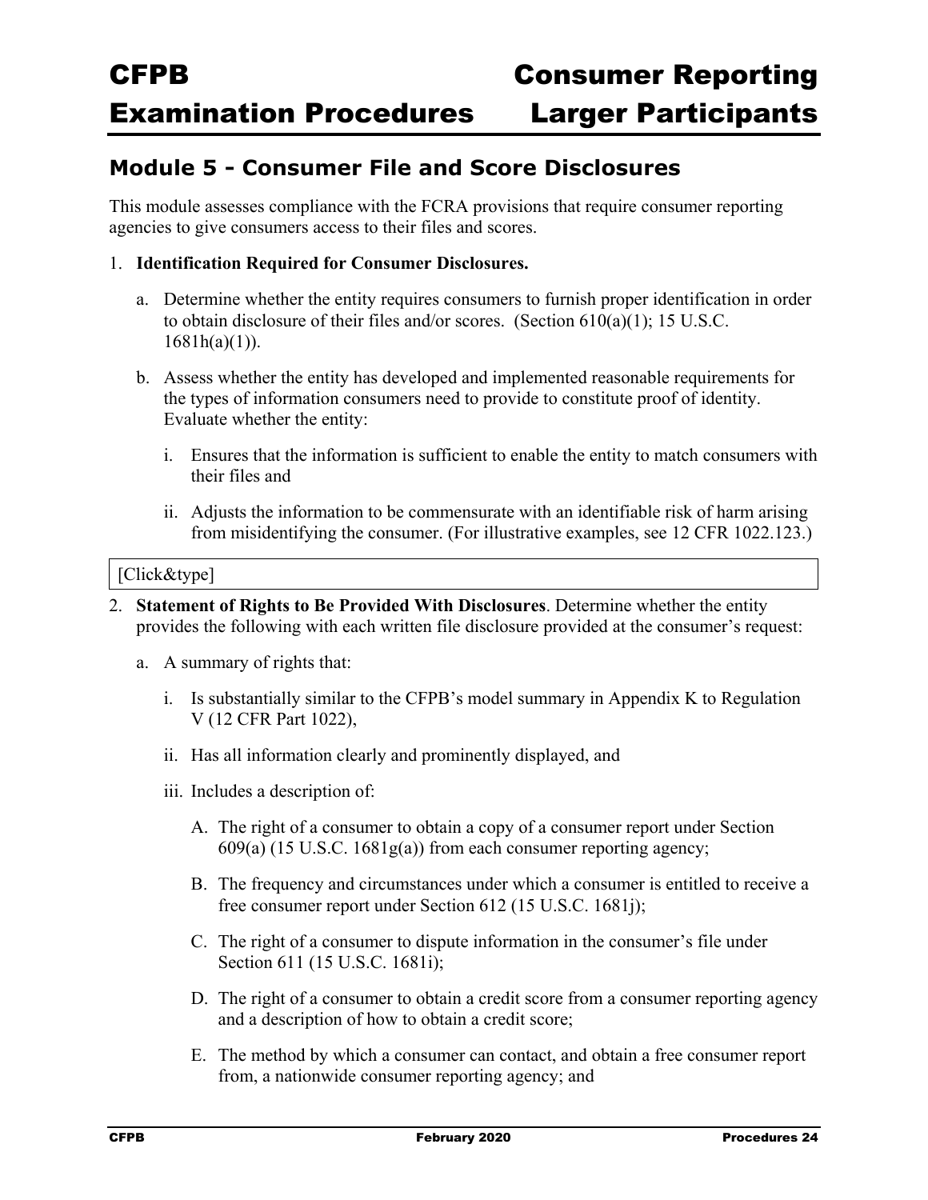## Module 5 - Consumer File and Score Disclosures

This module assesses compliance with the FCRA provisions that require consumer reporting agencies to give consumers access to their files and scores.

1. **Identification Required for Consumer Disclosures.**

   a. Determine whether the entity requires consumers to furnish proper identification in order to obtain disclosure of their files and/or scores. (Section 610(a)(1); 15 U.S.C. 1681h(a)(1)).

   b. Assess whether the entity has developed and implemented reasonable requirements for the types of information consumers need to provide to constitute proof of identity. Evaluate whether the entity:

      i. Ensures that the information is sufficient to enable the entity to match consumers with their files and

      ii. Adjusts the information to be commensurate with an identifiable risk of harm arising from misidentifying the consumer. (For illustrative examples, see 12 CFR 1022.123.)

[Click&type]

2. **Statement of Rights to Be Provided With Disclosures**. Determine whether the entity provides the following with each written file disclosure provided at the consumer's request:

   a. A summary of rights that:

      i. Is substantially similar to the CFPB's model summary in Appendix K to Regulation V (12 CFR Part 1022),

      ii. Has all information clearly and prominently displayed, and

      iii. Includes a description of:

         A. The right of a consumer to obtain a copy of a consumer report under Section 609(a) (15 U.S.C. 1681g(a)) from each consumer reporting agency;

         B. The frequency and circumstances under which a consumer is entitled to receive a free consumer report under Section 612 (15 U.S.C. 1681j);

         C. The right of a consumer to dispute information in the consumer's file under Section 611 (15 U.S.C. 1681i);

         D. The right of a consumer to obtain a credit score from a consumer reporting agency and a description of how to obtain a credit score;

         E. The method by which a consumer can contact, and obtain a free consumer report from, a nationwide consumer reporting agency; and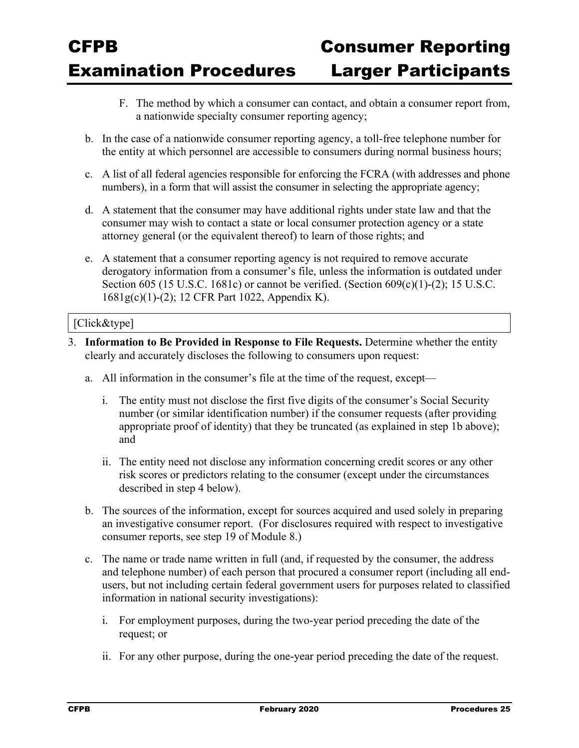F. The method by which a consumer can contact, and obtain a consumer report from, a nationwide specialty consumer reporting agency;

b. In the case of a nationwide consumer reporting agency, a toll-free telephone number for the entity at which personnel are accessible to consumers during normal business hours;

c. A list of all federal agencies responsible for enforcing the FCRA (with addresses and phone numbers), in a form that will assist the consumer in selecting the appropriate agency;

d. A statement that the consumer may have additional rights under state law and that the consumer may wish to contact a state or local consumer protection agency or a state attorney general (or the equivalent thereof) to learn of those rights; and

e. A statement that a consumer reporting agency is not required to remove accurate derogatory information from a consumer's file, unless the information is outdated under Section 605 (15 U.S.C. 1681c) or cannot be verified. (Section 609(c)(1)-(2); 15 U.S.C. 1681g(c)(1)-(2); 12 CFR Part 1022, Appendix K).

[Click&type]

3. **Information to Be Provided in Response to File Requests.** Determine whether the entity clearly and accurately discloses the following to consumers upon request:

   a. All information in the consumer's file at the time of the request, except—

      i. The entity must not disclose the first five digits of the consumer's Social Security number (or similar identification number) if the consumer requests (after providing appropriate proof of identity) that they be truncated (as explained in step 1b above); and

      ii. The entity need not disclose any information concerning credit scores or any other risk scores or predictors relating to the consumer (except under the circumstances described in step 4 below).

   b. The sources of the information, except for sources acquired and used solely in preparing an investigative consumer report. (For disclosures required with respect to investigative consumer reports, see step 19 of Module 8.)

   c. The name or trade name written in full (and, if requested by the consumer, the address and telephone number) of each person that procured a consumer report (including all end-users, but not including certain federal government users for purposes related to classified information in national security investigations):

      i. For employment purposes, during the two-year period preceding the date of the request; or

      ii. For any other purpose, during the one-year period preceding the date of the request.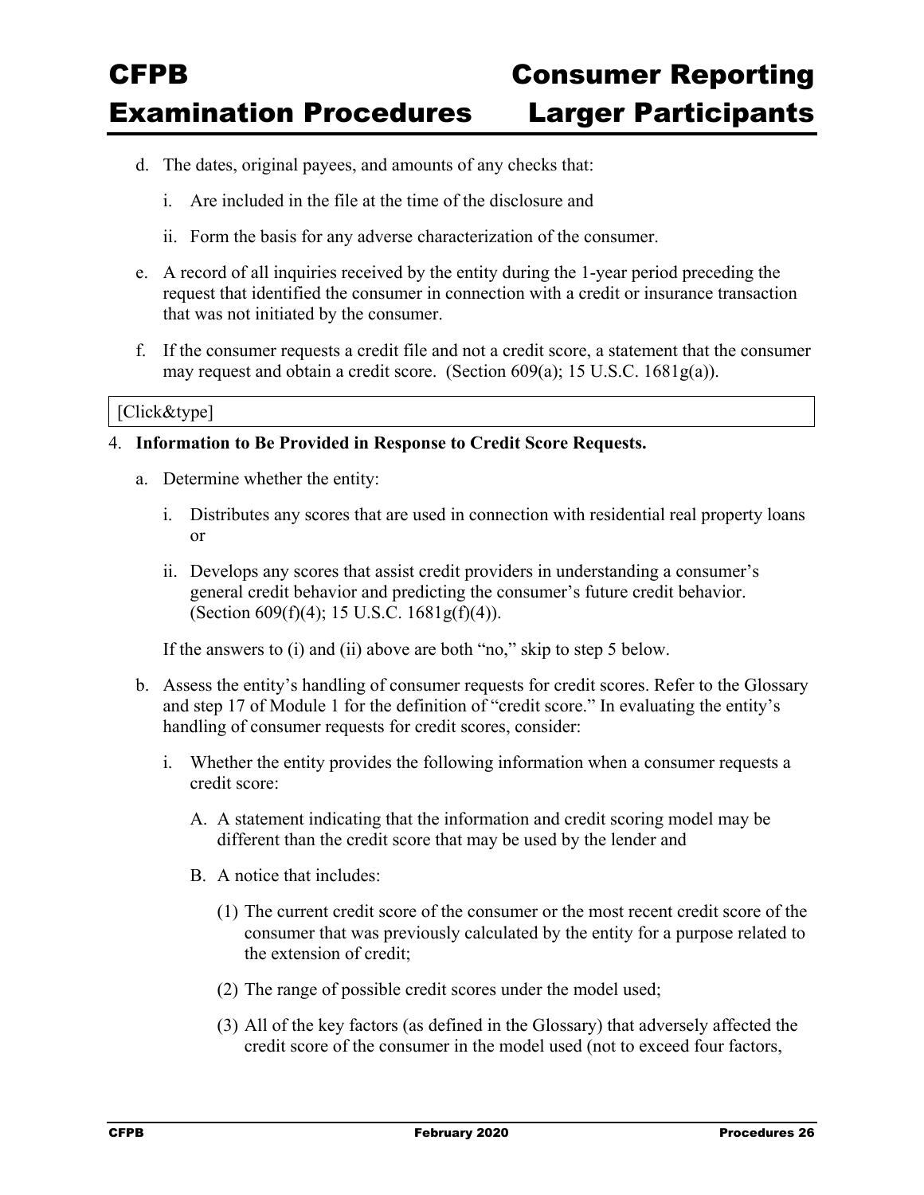d. The dates, original payees, and amounts of any checks that:

   i. Are included in the file at the time of the disclosure and

   ii. Form the basis for any adverse characterization of the consumer.

e. A record of all inquiries received by the entity during the 1-year period preceding the request that identified the consumer in connection with a credit or insurance transaction that was not initiated by the consumer.

f. If the consumer requests a credit file and not a credit score, a statement that the consumer may request and obtain a credit score. (Section 609(a); 15 U.S.C. 1681g(a)).

[Click&type]

4. **Information to Be Provided in Response to Credit Score Requests.**

   a. Determine whether the entity:

      i. Distributes any scores that are used in connection with residential real property loans or

      ii. Develops any scores that assist credit providers in understanding a consumer's general credit behavior and predicting the consumer's future credit behavior. (Section 609(f)(4); 15 U.S.C. 1681g(f)(4)).

      If the answers to (i) and (ii) above are both "no," skip to step 5 below.

   b. Assess the entity's handling of consumer requests for credit scores. Refer to the Glossary and step 17 of Module 1 for the definition of "credit score." In evaluating the entity's handling of consumer requests for credit scores, consider:

      i. Whether the entity provides the following information when a consumer requests a credit score:

         A. A statement indicating that the information and credit scoring model may be different than the credit score that may be used by the lender and

         B. A notice that includes:

            (1) The current credit score of the consumer or the most recent credit score of the consumer that was previously calculated by the entity for a purpose related to the extension of credit;

            (2) The range of possible credit scores under the model used;

            (3) All of the key factors (as defined in the Glossary) that adversely affected the credit score of the consumer in the model used (not to exceed four factors,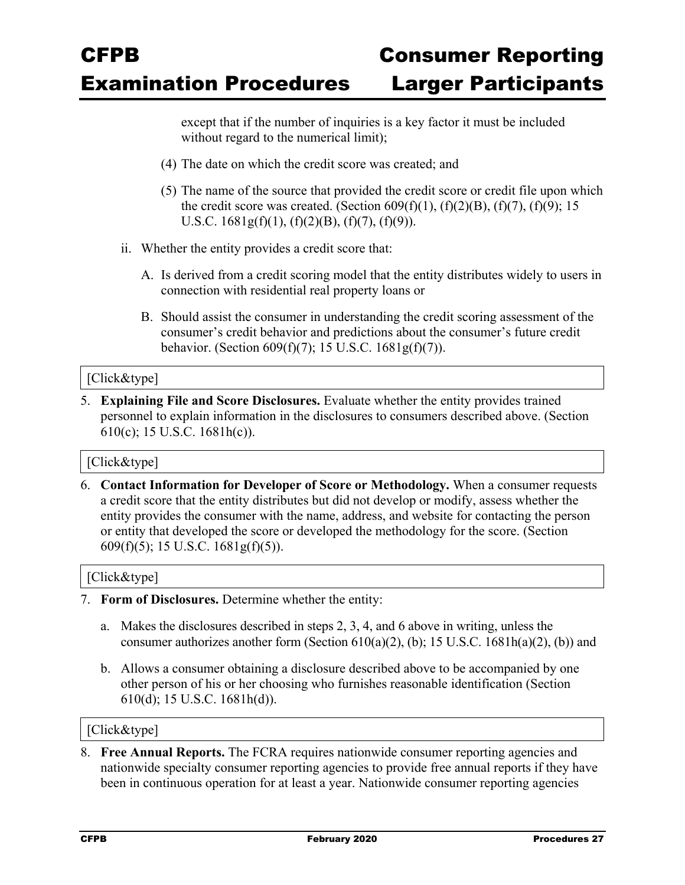except that if the number of inquiries is a key factor it must be included without regard to the numerical limit);

(4) The date on which the credit score was created; and

(5) The name of the source that provided the credit score or credit file upon which the credit score was created. (Section 609(f)(1), (f)(2)(B), (f)(7), (f)(9); 15 U.S.C. 1681g(f)(1), (f)(2)(B), (f)(7), (f)(9)).

ii. Whether the entity provides a credit score that:

A. Is derived from a credit scoring model that the entity distributes widely to users in connection with residential real property loans or

B. Should assist the consumer in understanding the credit scoring assessment of the consumer's credit behavior and predictions about the consumer's future credit behavior. (Section 609(f)(7); 15 U.S.C. 1681g(f)(7)).

[Click&type]

5. **Explaining File and Score Disclosures.** Evaluate whether the entity provides trained personnel to explain information in the disclosures to consumers described above. (Section 610(c); 15 U.S.C. 1681h(c)).

[Click&type]

6. **Contact Information for Developer of Score or Methodology.** When a consumer requests a credit score that the entity distributes but did not develop or modify, assess whether the entity provides the consumer with the name, address, and website for contacting the person or entity that developed the score or developed the methodology for the score. (Section 609(f)(5); 15 U.S.C. 1681g(f)(5)).

[Click&type]

7. **Form of Disclosures.** Determine whether the entity:

   a. Makes the disclosures described in steps 2, 3, 4, and 6 above in writing, unless the consumer authorizes another form (Section 610(a)(2), (b); 15 U.S.C. 1681h(a)(2), (b)) and

   b. Allows a consumer obtaining a disclosure described above to be accompanied by one other person of his or her choosing who furnishes reasonable identification (Section 610(d); 15 U.S.C. 1681h(d)).

[Click&type]

8. **Free Annual Reports.** The FCRA requires nationwide consumer reporting agencies and nationwide specialty consumer reporting agencies to provide free annual reports if they have been in continuous operation for at least a year. Nationwide consumer reporting agencies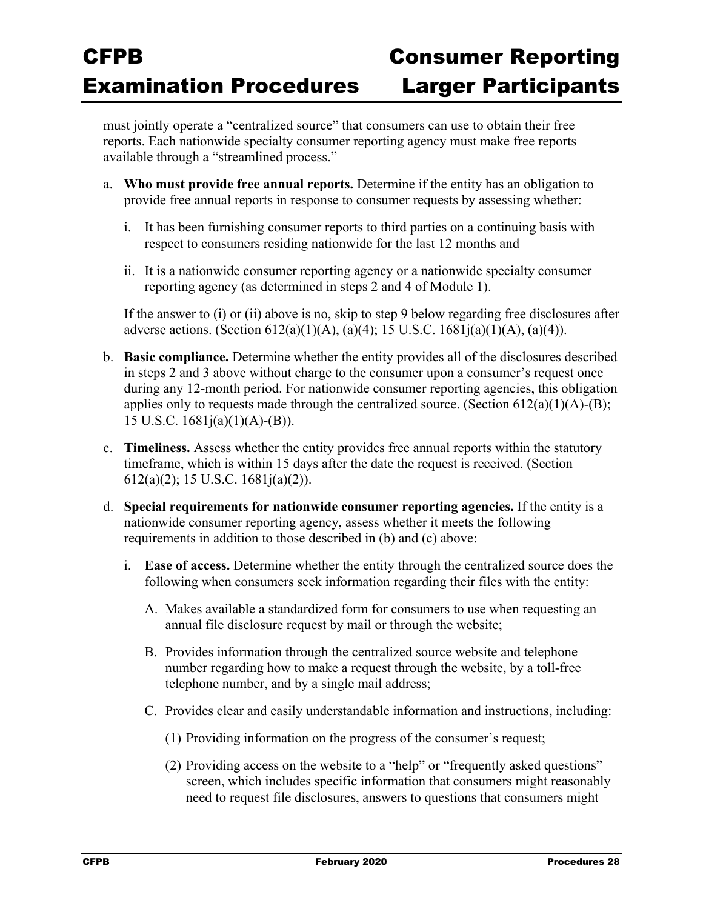must jointly operate a "centralized source" that consumers can use to obtain their free reports. Each nationwide specialty consumer reporting agency must make free reports available through a "streamlined process."

a. **Who must provide free annual reports.** Determine if the entity has an obligation to provide free annual reports in response to consumer requests by assessing whether:

   i. It has been furnishing consumer reports to third parties on a continuing basis with respect to consumers residing nationwide for the last 12 months and

   ii. It is a nationwide consumer reporting agency or a nationwide specialty consumer reporting agency (as determined in steps 2 and 4 of Module 1).

   If the answer to (i) or (ii) above is no, skip to step 9 below regarding free disclosures after adverse actions. (Section 612(a)(1)(A), (a)(4); 15 U.S.C. 1681j(a)(1)(A), (a)(4)).

b. **Basic compliance.** Determine whether the entity provides all of the disclosures described in steps 2 and 3 above without charge to the consumer upon a consumer's request once during any 12-month period. For nationwide consumer reporting agencies, this obligation applies only to requests made through the centralized source. (Section 612(a)(1)(A)-(B); 15 U.S.C. 1681j(a)(1)(A)-(B)).

c. **Timeliness.** Assess whether the entity provides free annual reports within the statutory timeframe, which is within 15 days after the date the request is received. (Section 612(a)(2); 15 U.S.C. 1681j(a)(2)).

d. **Special requirements for nationwide consumer reporting agencies.** If the entity is a nationwide consumer reporting agency, assess whether it meets the following requirements in addition to those described in (b) and (c) above:

   i. **Ease of access.** Determine whether the entity through the centralized source does the following when consumers seek information regarding their files with the entity:

      A. Makes available a standardized form for consumers to use when requesting an annual file disclosure request by mail or through the website;

      B. Provides information through the centralized source website and telephone number regarding how to make a request through the website, by a toll-free telephone number, and by a single mail address;

      C. Provides clear and easily understandable information and instructions, including:

         (1) Providing information on the progress of the consumer's request;

         (2) Providing access on the website to a "help" or "frequently asked questions" screen, which includes specific information that consumers might reasonably need to request file disclosures, answers to questions that consumers might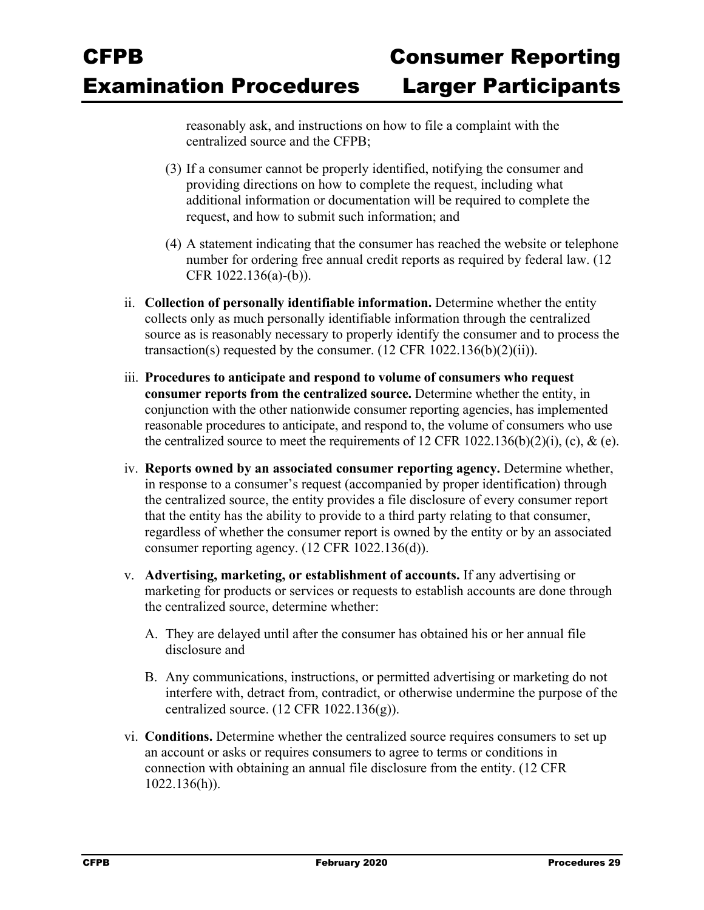reasonably ask, and instructions on how to file a complaint with the centralized source and the CFPB;

(3) If a consumer cannot be properly identified, notifying the consumer and providing directions on how to complete the request, including what additional information or documentation will be required to complete the request, and how to submit such information; and

(4) A statement indicating that the consumer has reached the website or telephone number for ordering free annual credit reports as required by federal law. (12 CFR 1022.136(a)-(b)).

ii. **Collection of personally identifiable information.** Determine whether the entity collects only as much personally identifiable information through the centralized source as is reasonably necessary to properly identify the consumer and to process the transaction(s) requested by the consumer. (12 CFR 1022.136(b)(2)(ii)).

iii. **Procedures to anticipate and respond to volume of consumers who request consumer reports from the centralized source.** Determine whether the entity, in conjunction with the other nationwide consumer reporting agencies, has implemented reasonable procedures to anticipate, and respond to, the volume of consumers who use the centralized source to meet the requirements of 12 CFR 1022.136(b)(2)(i), (c), & (e).

iv. **Reports owned by an associated consumer reporting agency.** Determine whether, in response to a consumer's request (accompanied by proper identification) through the centralized source, the entity provides a file disclosure of every consumer report that the entity has the ability to provide to a third party relating to that consumer, regardless of whether the consumer report is owned by the entity or by an associated consumer reporting agency. (12 CFR 1022.136(d)).

v. **Advertising, marketing, or establishment of accounts.** If any advertising or marketing for products or services or requests to establish accounts are done through the centralized source, determine whether:

   A. They are delayed until after the consumer has obtained his or her annual file disclosure and

   B. Any communications, instructions, or permitted advertising or marketing do not interfere with, detract from, contradict, or otherwise undermine the purpose of the centralized source. (12 CFR 1022.136(g)).

vi. **Conditions.** Determine whether the centralized source requires consumers to set up an account or asks or requires consumers to agree to terms or conditions in connection with obtaining an annual file disclosure from the entity. (12 CFR 1022.136(h)).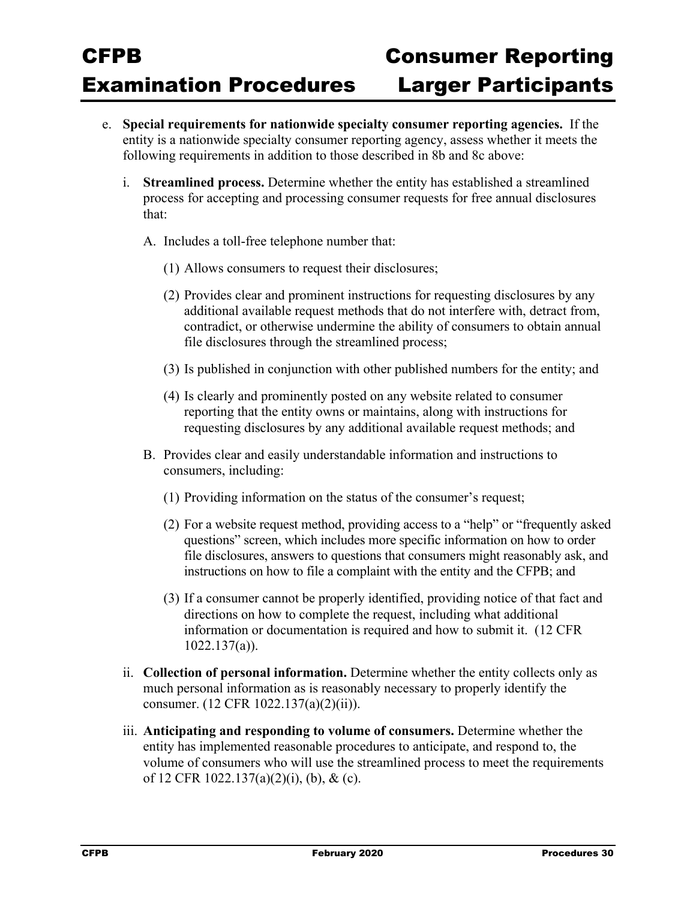e. **Special requirements for nationwide specialty consumer reporting agencies.** If the entity is a nationwide specialty consumer reporting agency, assess whether it meets the following requirements in addition to those described in 8b and 8c above:

   i. **Streamlined process.** Determine whether the entity has established a streamlined process for accepting and processing consumer requests for free annual disclosures that:

      A. Includes a toll-free telephone number that:

         (1) Allows consumers to request their disclosures;

         (2) Provides clear and prominent instructions for requesting disclosures by any additional available request methods that do not interfere with, detract from, contradict, or otherwise undermine the ability of consumers to obtain annual file disclosures through the streamlined process;

         (3) Is published in conjunction with other published numbers for the entity; and

         (4) Is clearly and prominently posted on any website related to consumer reporting that the entity owns or maintains, along with instructions for requesting disclosures by any additional available request methods; and

      B. Provides clear and easily understandable information and instructions to consumers, including:

         (1) Providing information on the status of the consumer's request;

         (2) For a website request method, providing access to a "help" or "frequently asked questions" screen, which includes more specific information on how to order file disclosures, answers to questions that consumers might reasonably ask, and instructions on how to file a complaint with the entity and the CFPB; and

         (3) If a consumer cannot be properly identified, providing notice of that fact and directions on how to complete the request, including what additional information or documentation is required and how to submit it. (12 CFR 1022.137(a)).

   ii. **Collection of personal information.** Determine whether the entity collects only as much personal information as is reasonably necessary to properly identify the consumer. (12 CFR 1022.137(a)(2)(ii)).

   iii. **Anticipating and responding to volume of consumers.** Determine whether the entity has implemented reasonable procedures to anticipate, and respond to, the volume of consumers who will use the streamlined process to meet the requirements of 12 CFR 1022.137(a)(2)(i), (b), & (c).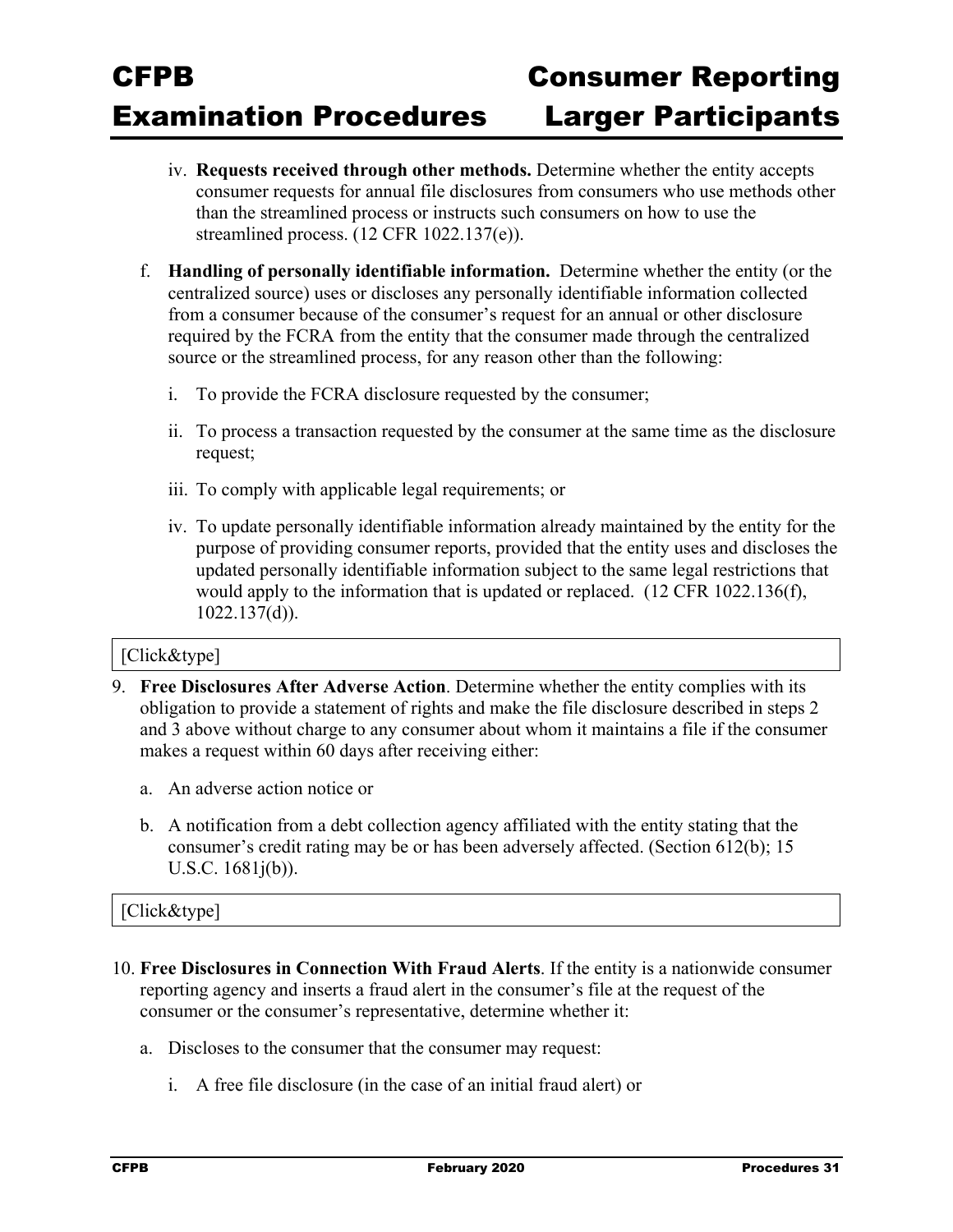iv. **Requests received through other methods.** Determine whether the entity accepts consumer requests for annual file disclosures from consumers who use methods other than the streamlined process or instructs such consumers on how to use the streamlined process. (12 CFR 1022.137(e)).

f. **Handling of personally identifiable information.** Determine whether the entity (or the centralized source) uses or discloses any personally identifiable information collected from a consumer because of the consumer's request for an annual or other disclosure required by the FCRA from the entity that the consumer made through the centralized source or the streamlined process, for any reason other than the following:

   i. To provide the FCRA disclosure requested by the consumer;

   ii. To process a transaction requested by the consumer at the same time as the disclosure request;

   iii. To comply with applicable legal requirements; or

   iv. To update personally identifiable information already maintained by the entity for the purpose of providing consumer reports, provided that the entity uses and discloses the updated personally identifiable information subject to the same legal restrictions that would apply to the information that is updated or replaced. (12 CFR 1022.136(f), 1022.137(d)).

| [Click&type] |
| --- |

9. **Free Disclosures After Adverse Action**. Determine whether the entity complies with its obligation to provide a statement of rights and make the file disclosure described in steps 2 and 3 above without charge to any consumer about whom it maintains a file if the consumer makes a request within 60 days after receiving either:

   a. An adverse action notice or

   b. A notification from a debt collection agency affiliated with the entity stating that the consumer's credit rating may be or has been adversely affected. (Section 612(b); 15 U.S.C. 1681j(b)).

| [Click&type] |
| --- |

10. **Free Disclosures in Connection With Fraud Alerts**. If the entity is a nationwide consumer reporting agency and inserts a fraud alert in the consumer's file at the request of the consumer or the consumer's representative, determine whether it:

   a. Discloses to the consumer that the consumer may request:

      i. A free file disclosure (in the case of an initial fraud alert) or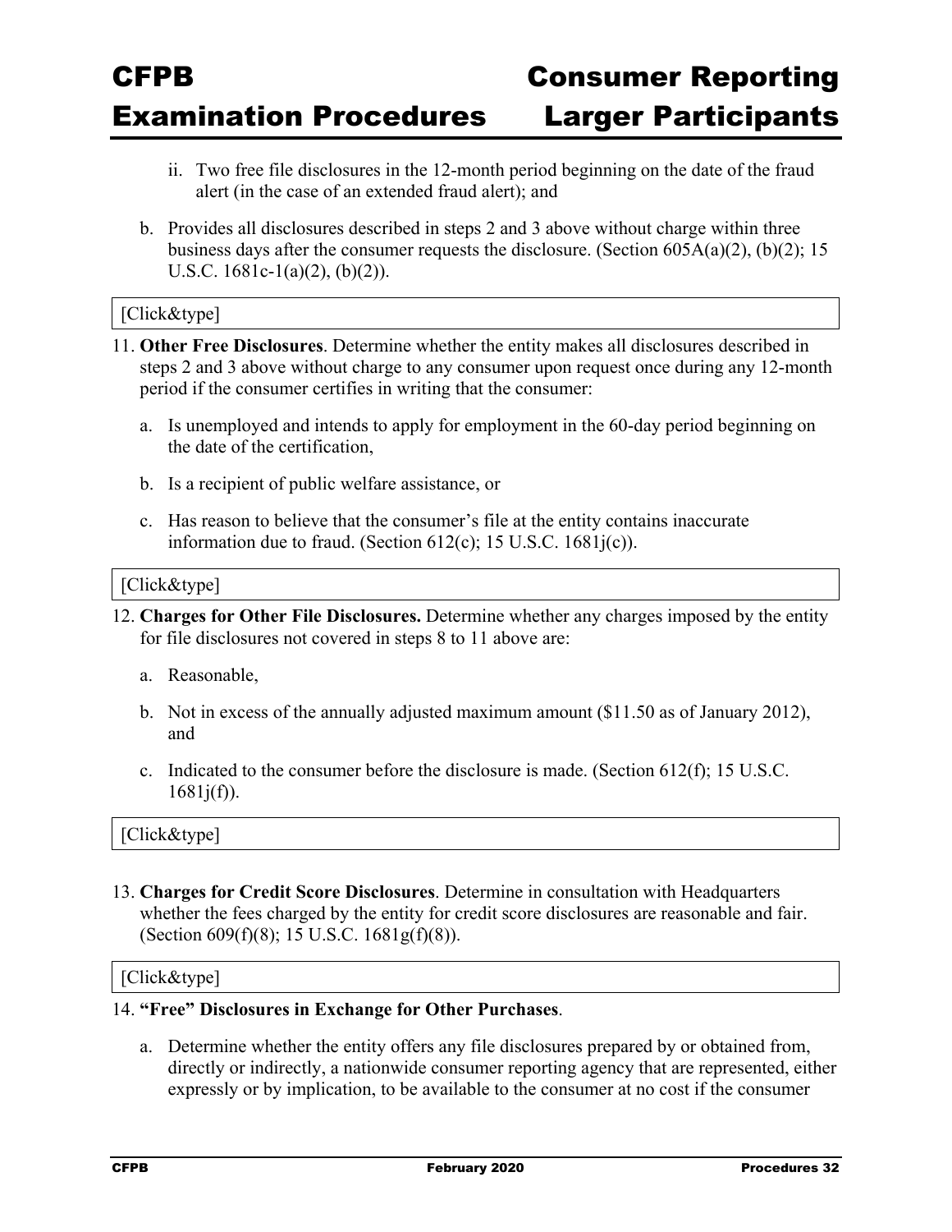ii. Two free file disclosures in the 12-month period beginning on the date of the fraud alert (in the case of an extended fraud alert); and

b. Provides all disclosures described in steps 2 and 3 above without charge within three business days after the consumer requests the disclosure. (Section 605A(a)(2), (b)(2); 15 U.S.C. 1681c-1(a)(2), (b)(2)).

[Click&type]

11. **Other Free Disclosures**. Determine whether the entity makes all disclosures described in steps 2 and 3 above without charge to any consumer upon request once during any 12-month period if the consumer certifies in writing that the consumer:

    a. Is unemployed and intends to apply for employment in the 60-day period beginning on the date of the certification,

    b. Is a recipient of public welfare assistance, or

    c. Has reason to believe that the consumer's file at the entity contains inaccurate information due to fraud. (Section 612(c); 15 U.S.C. 1681j(c)).

[Click&type]

12. **Charges for Other File Disclosures.** Determine whether any charges imposed by the entity for file disclosures not covered in steps 8 to 11 above are:

    a. Reasonable,

    b. Not in excess of the annually adjusted maximum amount ($11.50 as of January 2012), and

    c. Indicated to the consumer before the disclosure is made. (Section 612(f); 15 U.S.C. 1681j(f)).

[Click&type]

13. **Charges for Credit Score Disclosures**. Determine in consultation with Headquarters whether the fees charged by the entity for credit score disclosures are reasonable and fair. (Section 609(f)(8); 15 U.S.C. 1681g(f)(8)).

[Click&type]

14. **"Free" Disclosures in Exchange for Other Purchases**.

    a. Determine whether the entity offers any file disclosures prepared by or obtained from, directly or indirectly, a nationwide consumer reporting agency that are represented, either expressly or by implication, to be available to the consumer at no cost if the consumer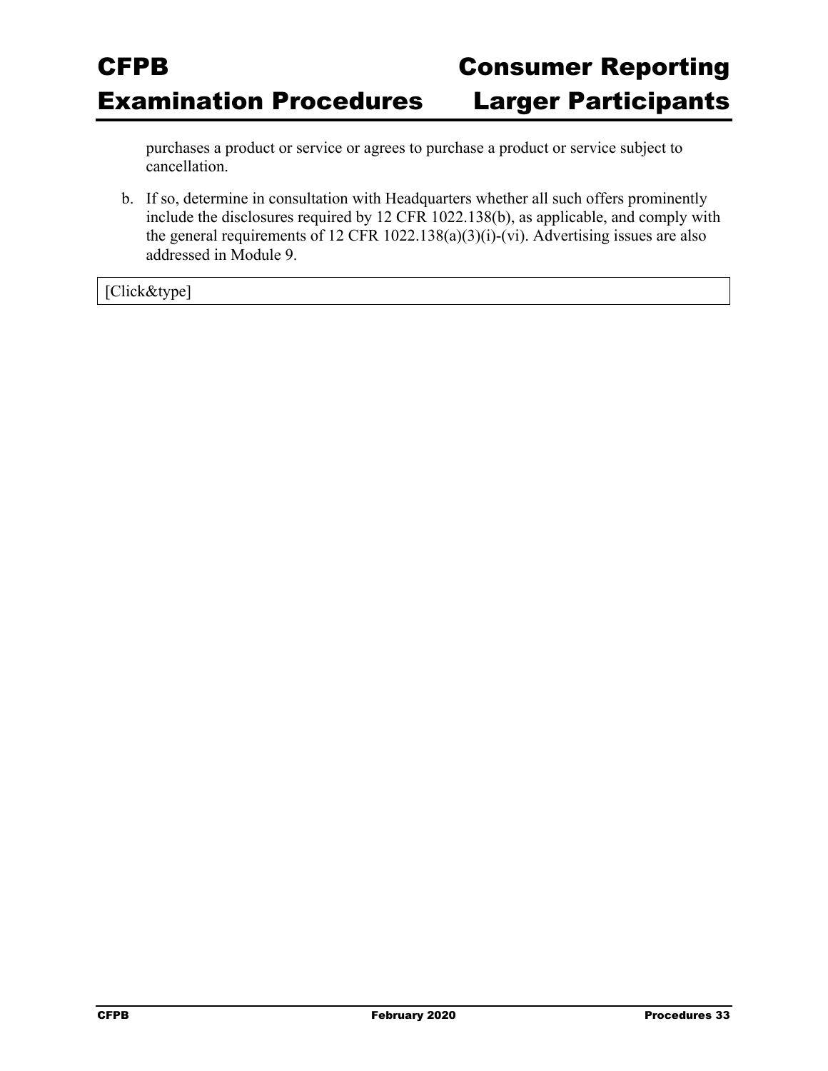purchases a product or service or agrees to purchase a product or service subject to cancellation.

b. If so, determine in consultation with Headquarters whether all such offers prominently include the disclosures required by 12 CFR 1022.138(b), as applicable, and comply with the general requirements of 12 CFR 1022.138(a)(3)(i)-(vi). Advertising issues are also addressed in Module 9.

| [Click&type] |
|---|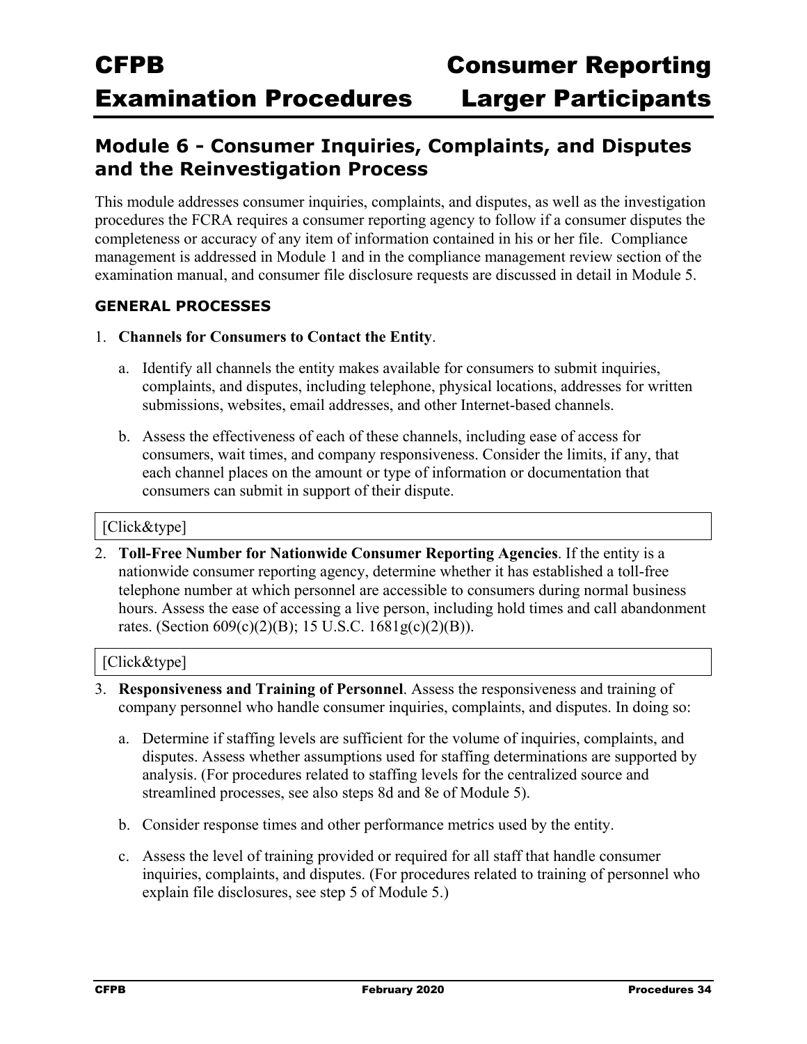## Module 6 - Consumer Inquiries, Complaints, and Disputes and the Reinvestigation Process

This module addresses consumer inquiries, complaints, and disputes, as well as the investigation procedures the FCRA requires a consumer reporting agency to follow if a consumer disputes the completeness or accuracy of any item of information contained in his or her file. Compliance management is addressed in Module 1 and in the compliance management review section of the examination manual, and consumer file disclosure requests are discussed in detail in Module 5.

### GENERAL PROCESSES

1. **Channels for Consumers to Contact the Entity**.

   a. Identify all channels the entity makes available for consumers to submit inquiries, complaints, and disputes, including telephone, physical locations, addresses for written submissions, websites, email addresses, and other Internet-based channels.

   b. Assess the effectiveness of each of these channels, including ease of access for consumers, wait times, and company responsiveness. Consider the limits, if any, that each channel places on the amount or type of information or documentation that consumers can submit in support of their dispute.

[Click&type]

2. **Toll-Free Number for Nationwide Consumer Reporting Agencies**. If the entity is a nationwide consumer reporting agency, determine whether it has established a toll-free telephone number at which personnel are accessible to consumers during normal business hours. Assess the ease of accessing a live person, including hold times and call abandonment rates. (Section 609(c)(2)(B); 15 U.S.C. 1681g(c)(2)(B)).

[Click&type]

3. **Responsiveness and Training of Personnel**. Assess the responsiveness and training of company personnel who handle consumer inquiries, complaints, and disputes. In doing so:

   a. Determine if staffing levels are sufficient for the volume of inquiries, complaints, and disputes. Assess whether assumptions used for staffing determinations are supported by analysis. (For procedures related to staffing levels for the centralized source and streamlined processes, see also steps 8d and 8e of Module 5).

   b. Consider response times and other performance metrics used by the entity.

   c. Assess the level of training provided or required for all staff that handle consumer inquiries, complaints, and disputes. (For procedures related to training of personnel who explain file disclosures, see step 5 of Module 5.)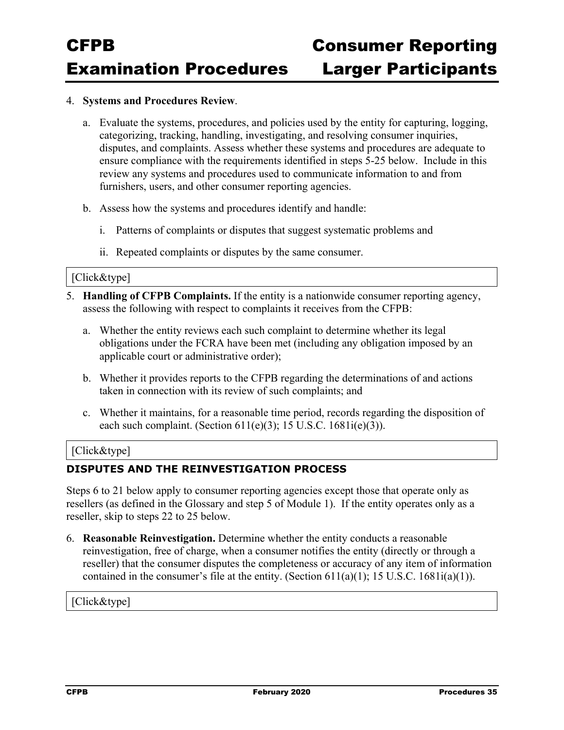4. **Systems and Procedures Review**.

   a. Evaluate the systems, procedures, and policies used by the entity for capturing, logging, categorizing, tracking, handling, investigating, and resolving consumer inquiries, disputes, and complaints. Assess whether these systems and procedures are adequate to ensure compliance with the requirements identified in steps 5-25 below. Include in this review any systems and procedures used to communicate information to and from furnishers, users, and other consumer reporting agencies.

   b. Assess how the systems and procedures identify and handle:

      i. Patterns of complaints or disputes that suggest systematic problems and

      ii. Repeated complaints or disputes by the same consumer.

[Click&type]

5. **Handling of CFPB Complaints.** If the entity is a nationwide consumer reporting agency, assess the following with respect to complaints it receives from the CFPB:

   a. Whether the entity reviews each such complaint to determine whether its legal obligations under the FCRA have been met (including any obligation imposed by an applicable court or administrative order);

   b. Whether it provides reports to the CFPB regarding the determinations of and actions taken in connection with its review of such complaints; and

   c. Whether it maintains, for a reasonable time period, records regarding the disposition of each such complaint. (Section 611(e)(3); 15 U.S.C. 1681i(e)(3)).

[Click&type]

### DISPUTES AND THE REINVESTIGATION PROCESS

Steps 6 to 21 below apply to consumer reporting agencies except those that operate only as resellers (as defined in the Glossary and step 5 of Module 1). If the entity operates only as a reseller, skip to steps 22 to 25 below.

6. **Reasonable Reinvestigation.** Determine whether the entity conducts a reasonable reinvestigation, free of charge, when a consumer notifies the entity (directly or through a reseller) that the consumer disputes the completeness or accuracy of any item of information contained in the consumer's file at the entity. (Section 611(a)(1); 15 U.S.C. 1681i(a)(1)).

[Click&type]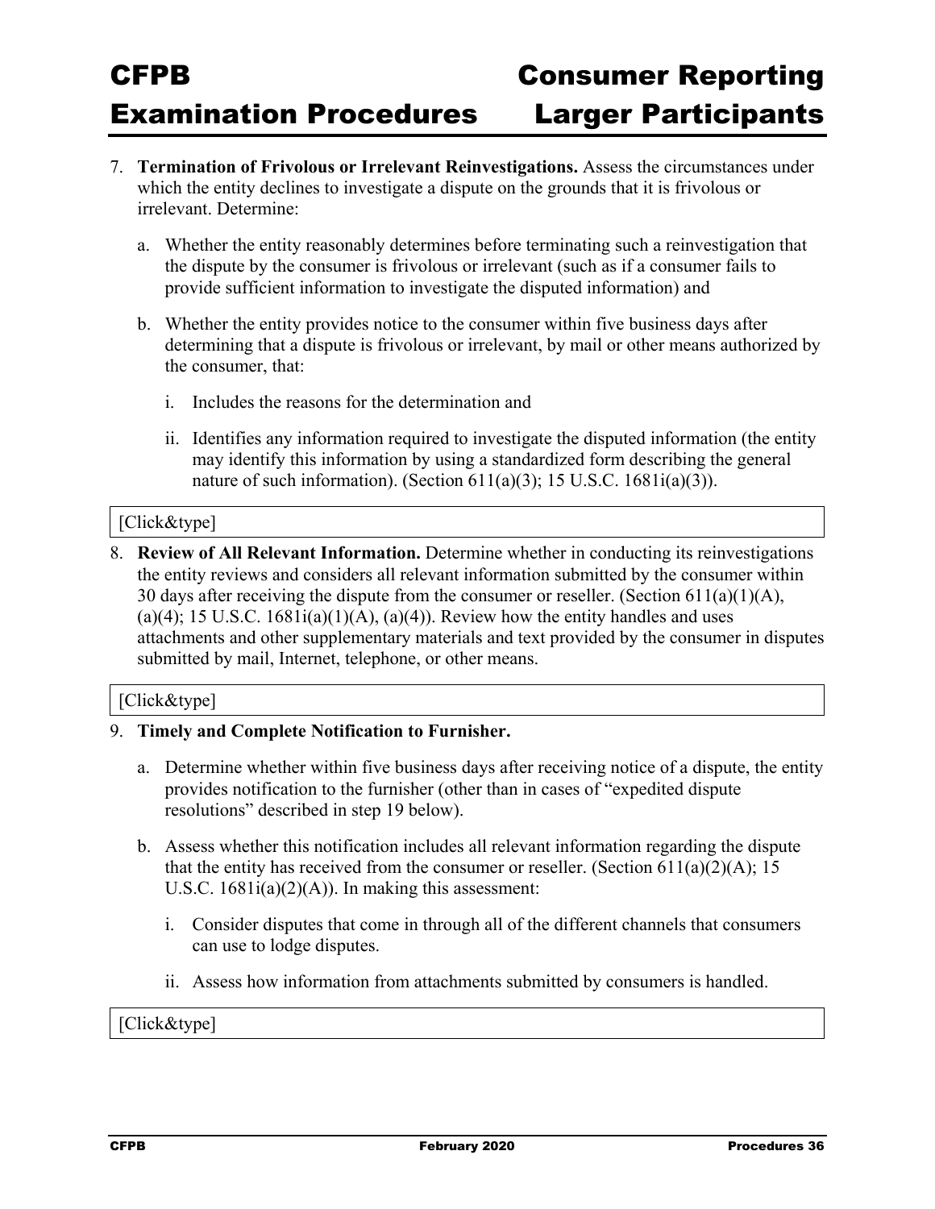7. **Termination of Frivolous or Irrelevant Reinvestigations.** Assess the circumstances under which the entity declines to investigate a dispute on the grounds that it is frivolous or irrelevant. Determine:

   a. Whether the entity reasonably determines before terminating such a reinvestigation that the dispute by the consumer is frivolous or irrelevant (such as if a consumer fails to provide sufficient information to investigate the disputed information) and

   b. Whether the entity provides notice to the consumer within five business days after determining that a dispute is frivolous or irrelevant, by mail or other means authorized by the consumer, that:

      i. Includes the reasons for the determination and

      ii. Identifies any information required to investigate the disputed information (the entity may identify this information by using a standardized form describing the general nature of such information). (Section 611(a)(3); 15 U.S.C. 1681i(a)(3)).

[Click&type]

8. **Review of All Relevant Information.** Determine whether in conducting its reinvestigations the entity reviews and considers all relevant information submitted by the consumer within 30 days after receiving the dispute from the consumer or reseller. (Section 611(a)(1)(A), (a)(4); 15 U.S.C. 1681i(a)(1)(A), (a)(4)). Review how the entity handles and uses attachments and other supplementary materials and text provided by the consumer in disputes submitted by mail, Internet, telephone, or other means.

[Click&type]

9. **Timely and Complete Notification to Furnisher.**

   a. Determine whether within five business days after receiving notice of a dispute, the entity provides notification to the furnisher (other than in cases of "expedited dispute resolutions" described in step 19 below).

   b. Assess whether this notification includes all relevant information regarding the dispute that the entity has received from the consumer or reseller. (Section 611(a)(2)(A); 15 U.S.C. 1681i(a)(2)(A)). In making this assessment:

      i. Consider disputes that come in through all of the different channels that consumers can use to lodge disputes.

      ii. Assess how information from attachments submitted by consumers is handled.

[Click&type]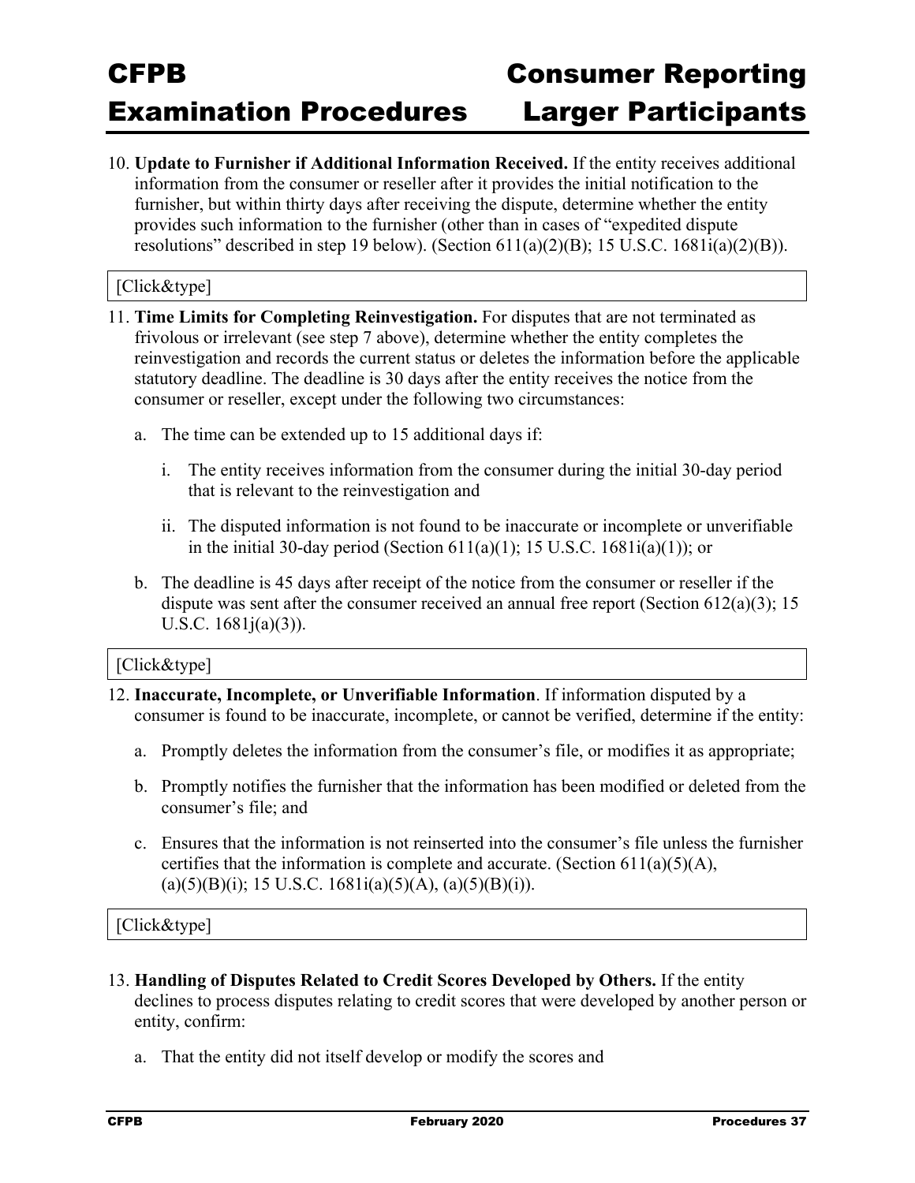10. **Update to Furnisher if Additional Information Received.** If the entity receives additional information from the consumer or reseller after it provides the initial notification to the furnisher, but within thirty days after receiving the dispute, determine whether the entity provides such information to the furnisher (other than in cases of "expedited dispute resolutions" described in step 19 below). (Section 611(a)(2)(B); 15 U.S.C. 1681i(a)(2)(B)).

[Click&type]

11. **Time Limits for Completing Reinvestigation.** For disputes that are not terminated as frivolous or irrelevant (see step 7 above), determine whether the entity completes the reinvestigation and records the current status or deletes the information before the applicable statutory deadline. The deadline is 30 days after the entity receives the notice from the consumer or reseller, except under the following two circumstances:

    a. The time can be extended up to 15 additional days if:

        i. The entity receives information from the consumer during the initial 30-day period that is relevant to the reinvestigation and

        ii. The disputed information is not found to be inaccurate or incomplete or unverifiable in the initial 30-day period (Section 611(a)(1); 15 U.S.C. 1681i(a)(1)); or

    b. The deadline is 45 days after receipt of the notice from the consumer or reseller if the dispute was sent after the consumer received an annual free report (Section 612(a)(3); 15 U.S.C. 1681j(a)(3)).

[Click&type]

12. **Inaccurate, Incomplete, or Unverifiable Information**. If information disputed by a consumer is found to be inaccurate, incomplete, or cannot be verified, determine if the entity:

    a. Promptly deletes the information from the consumer's file, or modifies it as appropriate;

    b. Promptly notifies the furnisher that the information has been modified or deleted from the consumer's file; and

    c. Ensures that the information is not reinserted into the consumer's file unless the furnisher certifies that the information is complete and accurate. (Section 611(a)(5)(A), (a)(5)(B)(i); 15 U.S.C. 1681i(a)(5)(A), (a)(5)(B)(i)).

[Click&type]

13. **Handling of Disputes Related to Credit Scores Developed by Others.** If the entity declines to process disputes relating to credit scores that were developed by another person or entity, confirm:

    a. That the entity did not itself develop or modify the scores and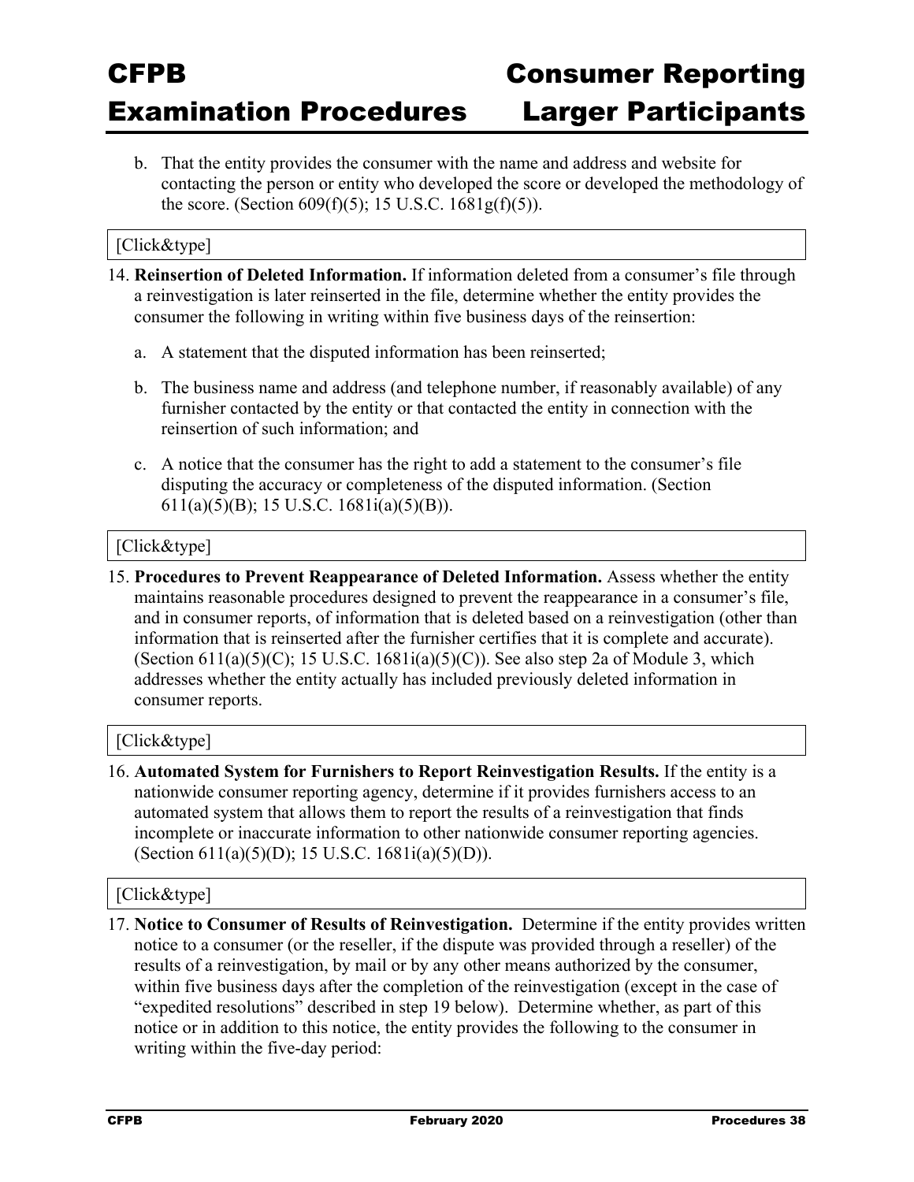b. That the entity provides the consumer with the name and address and website for contacting the person or entity who developed the score or developed the methodology of the score. (Section 609(f)(5); 15 U.S.C. 1681g(f)(5)).

[Click&type]

14. **Reinsertion of Deleted Information.** If information deleted from a consumer's file through a reinvestigation is later reinserted in the file, determine whether the entity provides the consumer the following in writing within five business days of the reinsertion:

    a. A statement that the disputed information has been reinserted;

    b. The business name and address (and telephone number, if reasonably available) of any furnisher contacted by the entity or that contacted the entity in connection with the reinsertion of such information; and

    c. A notice that the consumer has the right to add a statement to the consumer's file disputing the accuracy or completeness of the disputed information. (Section 611(a)(5)(B); 15 U.S.C. 1681i(a)(5)(B)).

[Click&type]

15. **Procedures to Prevent Reappearance of Deleted Information.** Assess whether the entity maintains reasonable procedures designed to prevent the reappearance in a consumer's file, and in consumer reports, of information that is deleted based on a reinvestigation (other than information that is reinserted after the furnisher certifies that it is complete and accurate). (Section 611(a)(5)(C); 15 U.S.C. 1681i(a)(5)(C)). See also step 2a of Module 3, which addresses whether the entity actually has included previously deleted information in consumer reports.

[Click&type]

16. **Automated System for Furnishers to Report Reinvestigation Results.** If the entity is a nationwide consumer reporting agency, determine if it provides furnishers access to an automated system that allows them to report the results of a reinvestigation that finds incomplete or inaccurate information to other nationwide consumer reporting agencies. (Section 611(a)(5)(D); 15 U.S.C. 1681i(a)(5)(D)).

[Click&type]

17. **Notice to Consumer of Results of Reinvestigation.** Determine if the entity provides written notice to a consumer (or the reseller, if the dispute was provided through a reseller) of the results of a reinvestigation, by mail or by any other means authorized by the consumer, within five business days after the completion of the reinvestigation (except in the case of "expedited resolutions" described in step 19 below). Determine whether, as part of this notice or in addition to this notice, the entity provides the following to the consumer in writing within the five-day period: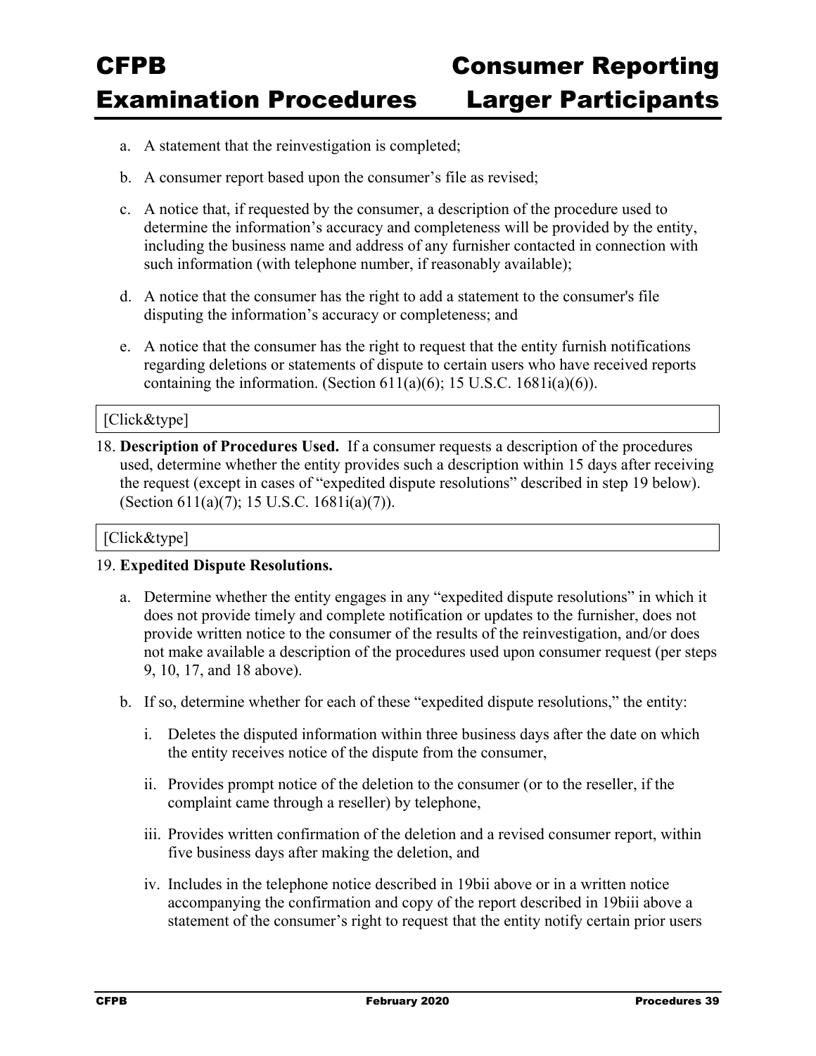a. A statement that the reinvestigation is completed;

b. A consumer report based upon the consumer's file as revised;

c. A notice that, if requested by the consumer, a description of the procedure used to determine the information's accuracy and completeness will be provided by the entity, including the business name and address of any furnisher contacted in connection with such information (with telephone number, if reasonably available);

d. A notice that the consumer has the right to add a statement to the consumer's file disputing the information's accuracy or completeness; and

e. A notice that the consumer has the right to request that the entity furnish notifications regarding deletions or statements of dispute to certain users who have received reports containing the information. (Section 611(a)(6); 15 U.S.C. 1681i(a)(6)).

[Click&type]

18. **Description of Procedures Used.** If a consumer requests a description of the procedures used, determine whether the entity provides such a description within 15 days after receiving the request (except in cases of "expedited dispute resolutions" described in step 19 below). (Section 611(a)(7); 15 U.S.C. 1681i(a)(7)).

[Click&type]

19. **Expedited Dispute Resolutions.**

    a. Determine whether the entity engages in any "expedited dispute resolutions" in which it does not provide timely and complete notification or updates to the furnisher, does not provide written notice to the consumer of the results of the reinvestigation, and/or does not make available a description of the procedures used upon consumer request (per steps 9, 10, 17, and 18 above).

    b. If so, determine whether for each of these "expedited dispute resolutions," the entity:

        i. Deletes the disputed information within three business days after the date on which the entity receives notice of the dispute from the consumer,

        ii. Provides prompt notice of the deletion to the consumer (or to the reseller, if the complaint came through a reseller) by telephone,

        iii. Provides written confirmation of the deletion and a revised consumer report, within five business days after making the deletion, and

        iv. Includes in the telephone notice described in 19bii above or in a written notice accompanying the confirmation and copy of the report described in 19biii above a statement of the consumer's right to request that the entity notify certain prior users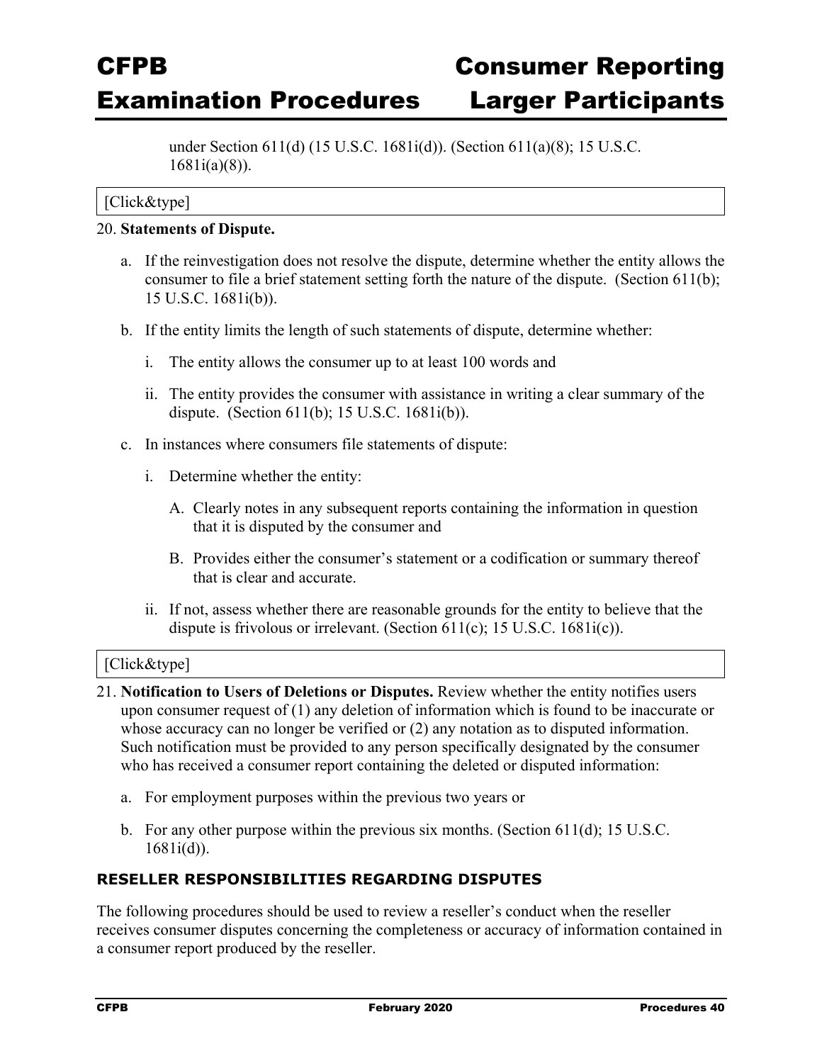under Section 611(d) (15 U.S.C. 1681i(d)). (Section 611(a)(8); 15 U.S.C. 1681i(a)(8)).

[Click&type]

20. **Statements of Dispute.**

    a. If the reinvestigation does not resolve the dispute, determine whether the entity allows the consumer to file a brief statement setting forth the nature of the dispute. (Section 611(b); 15 U.S.C. 1681i(b)).

    b. If the entity limits the length of such statements of dispute, determine whether:

        i. The entity allows the consumer up to at least 100 words and

        ii. The entity provides the consumer with assistance in writing a clear summary of the dispute. (Section 611(b); 15 U.S.C. 1681i(b)).

    c. In instances where consumers file statements of dispute:

        i. Determine whether the entity:

            A. Clearly notes in any subsequent reports containing the information in question that it is disputed by the consumer and

            B. Provides either the consumer's statement or a codification or summary thereof that is clear and accurate.

        ii. If not, assess whether there are reasonable grounds for the entity to believe that the dispute is frivolous or irrelevant. (Section 611(c); 15 U.S.C. 1681i(c)).

[Click&type]

21. **Notification to Users of Deletions or Disputes.** Review whether the entity notifies users upon consumer request of (1) any deletion of information which is found to be inaccurate or whose accuracy can no longer be verified or (2) any notation as to disputed information. Such notification must be provided to any person specifically designated by the consumer who has received a consumer report containing the deleted or disputed information:

    a. For employment purposes within the previous two years or

    b. For any other purpose within the previous six months. (Section 611(d); 15 U.S.C. 1681i(d)).

### RESELLER RESPONSIBILITIES REGARDING DISPUTES

The following procedures should be used to review a reseller's conduct when the reseller receives consumer disputes concerning the completeness or accuracy of information contained in a consumer report produced by the reseller.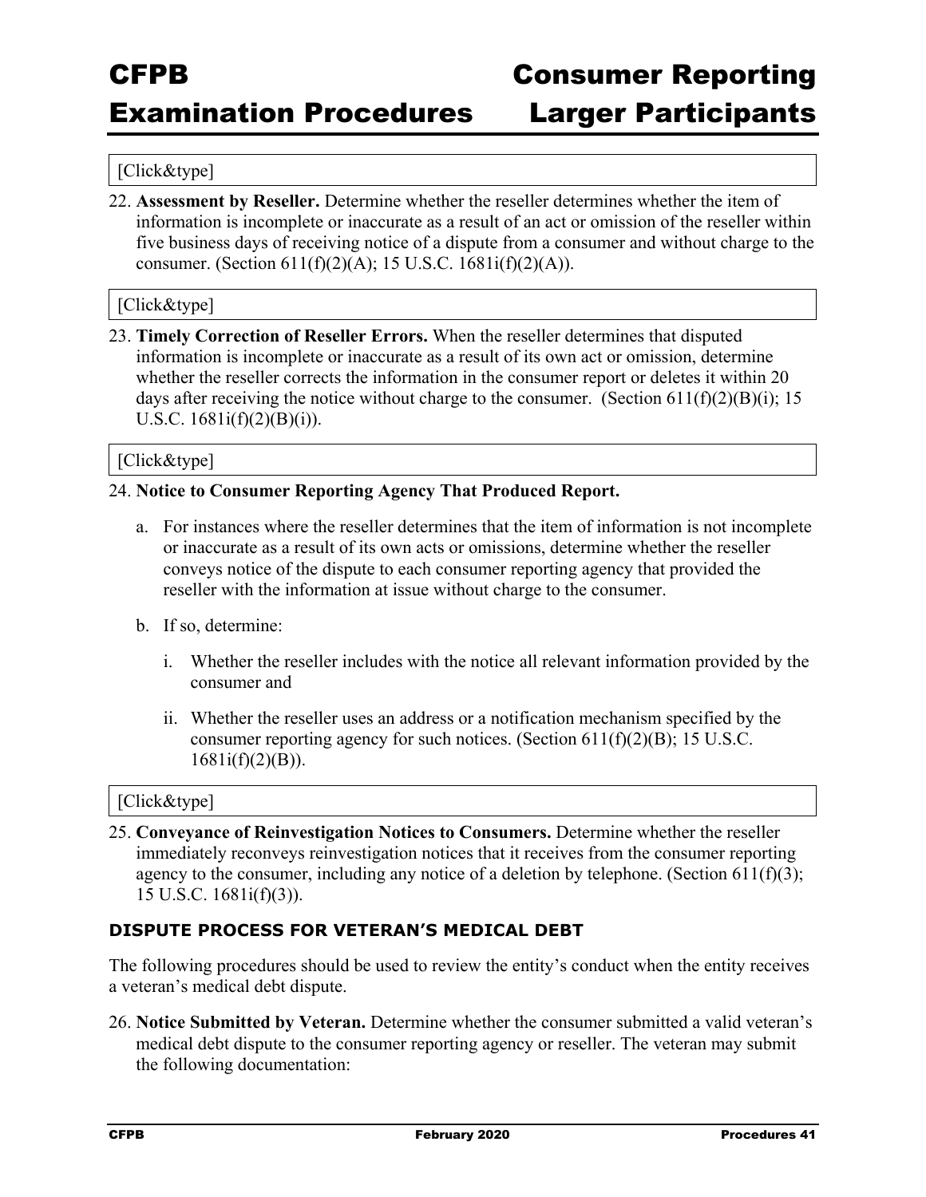[Click&type]

22. **Assessment by Reseller.** Determine whether the reseller determines whether the item of information is incomplete or inaccurate as a result of an act or omission of the reseller within five business days of receiving notice of a dispute from a consumer and without charge to the consumer. (Section 611(f)(2)(A); 15 U.S.C. 1681i(f)(2)(A)).

[Click&type]

23. **Timely Correction of Reseller Errors.** When the reseller determines that disputed information is incomplete or inaccurate as a result of its own act or omission, determine whether the reseller corrects the information in the consumer report or deletes it within 20 days after receiving the notice without charge to the consumer. (Section 611(f)(2)(B)(i); 15 U.S.C. 1681i(f)(2)(B)(i)).

[Click&type]

24. **Notice to Consumer Reporting Agency That Produced Report.**

    a. For instances where the reseller determines that the item of information is not incomplete or inaccurate as a result of its own acts or omissions, determine whether the reseller conveys notice of the dispute to each consumer reporting agency that provided the reseller with the information at issue without charge to the consumer.

    b. If so, determine:

        i. Whether the reseller includes with the notice all relevant information provided by the consumer and

        ii. Whether the reseller uses an address or a notification mechanism specified by the consumer reporting agency for such notices. (Section 611(f)(2)(B); 15 U.S.C. 1681i(f)(2)(B)).

[Click&type]

25. **Conveyance of Reinvestigation Notices to Consumers.** Determine whether the reseller immediately reconveys reinvestigation notices that it receives from the consumer reporting agency to the consumer, including any notice of a deletion by telephone. (Section 611(f)(3); 15 U.S.C. 1681i(f)(3)).

### DISPUTE PROCESS FOR VETERAN'S MEDICAL DEBT

The following procedures should be used to review the entity's conduct when the entity receives a veteran's medical debt dispute.

26. **Notice Submitted by Veteran.** Determine whether the consumer submitted a valid veteran's medical debt dispute to the consumer reporting agency or reseller. The veteran may submit the following documentation: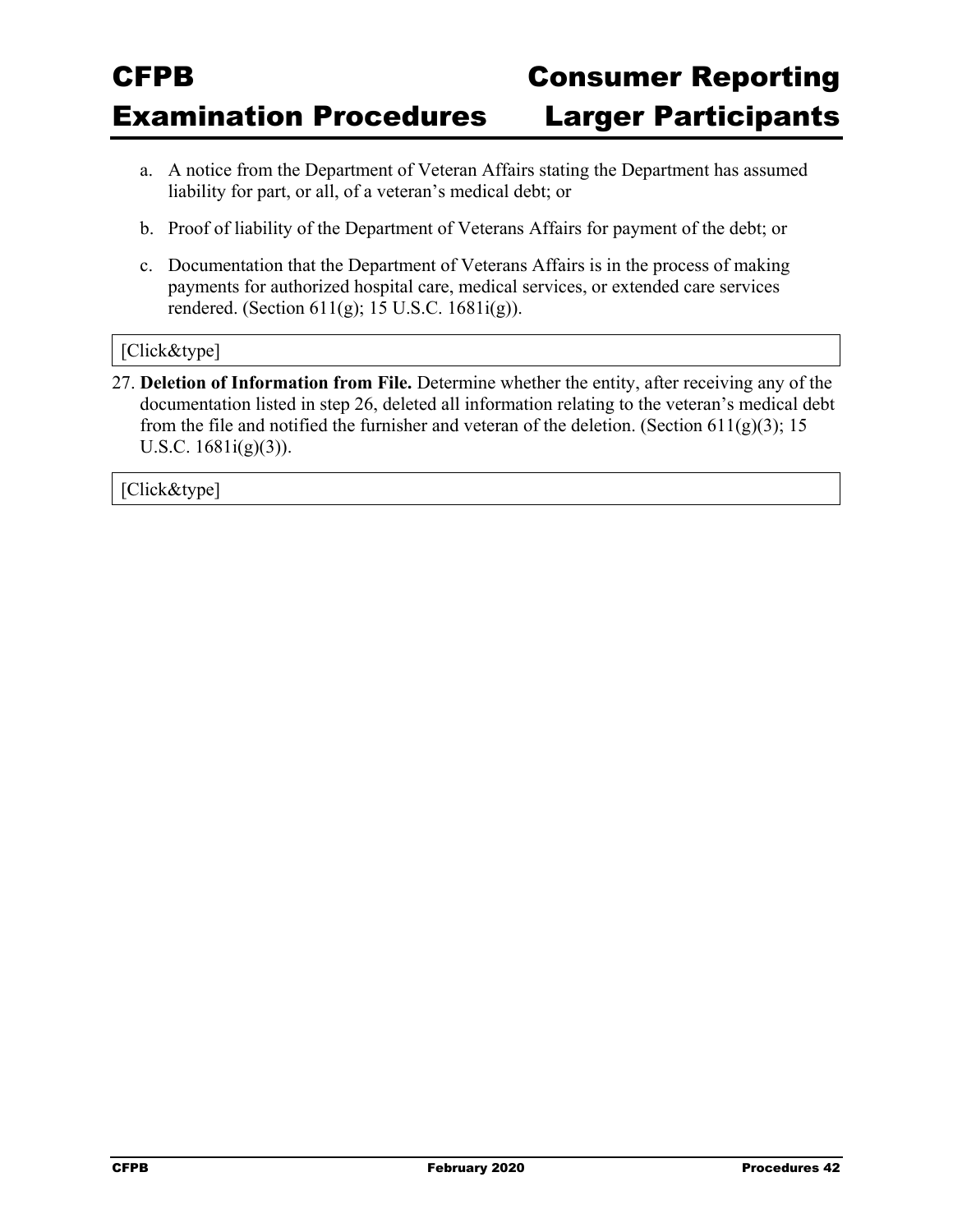a. A notice from the Department of Veteran Affairs stating the Department has assumed liability for part, or all, of a veteran's medical debt; or

b. Proof of liability of the Department of Veterans Affairs for payment of the debt; or

c. Documentation that the Department of Veterans Affairs is in the process of making payments for authorized hospital care, medical services, or extended care services rendered. (Section 611(g); 15 U.S.C. 1681i(g)).

[Click&type]

27. **Deletion of Information from File.** Determine whether the entity, after receiving any of the documentation listed in step 26, deleted all information relating to the veteran's medical debt from the file and notified the furnisher and veteran of the deletion. (Section 611(g)(3); 15 U.S.C. 1681i(g)(3)).

[Click&type]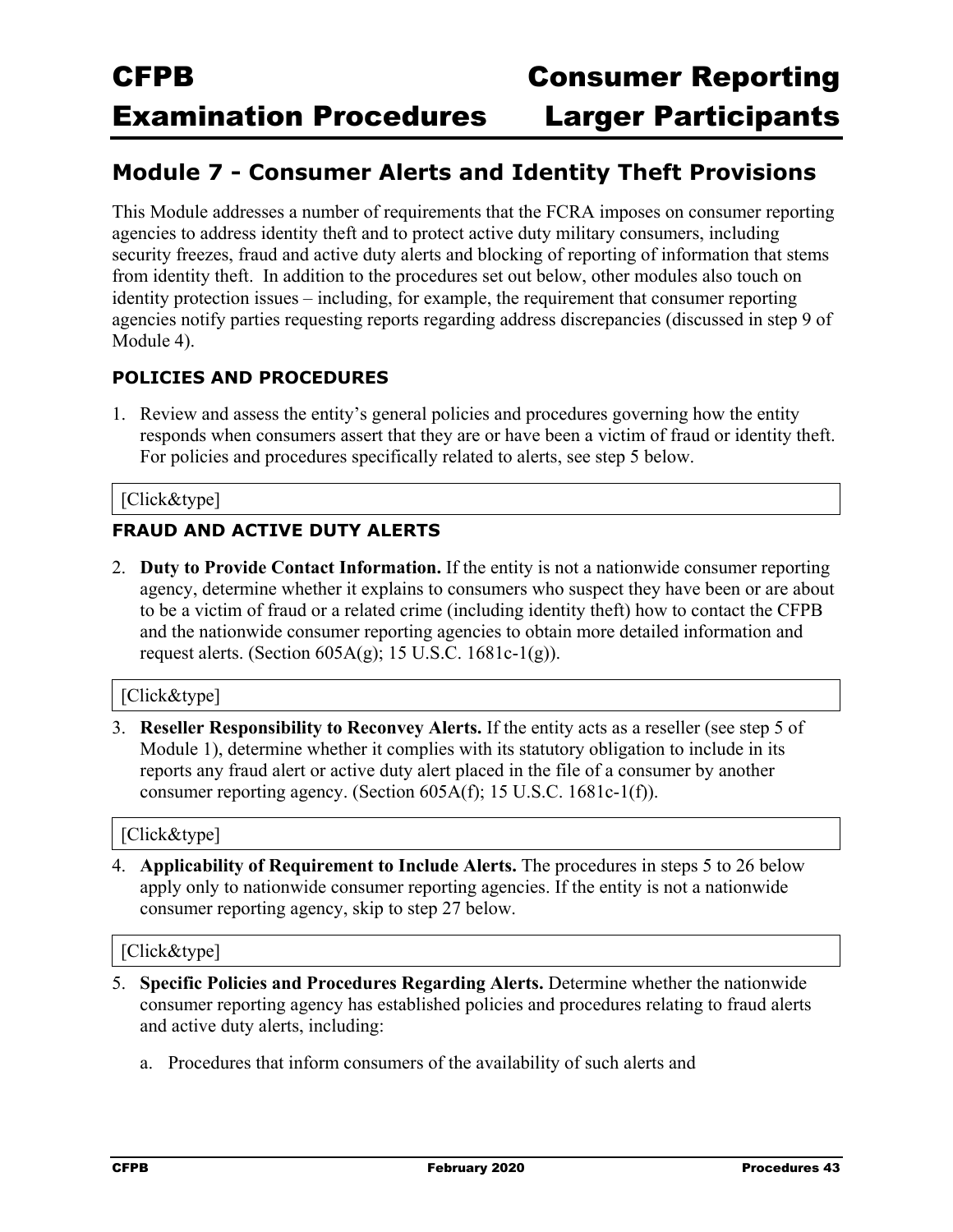## Module 7 - Consumer Alerts and Identity Theft Provisions

This Module addresses a number of requirements that the FCRA imposes on consumer reporting agencies to address identity theft and to protect active duty military consumers, including security freezes, fraud and active duty alerts and blocking of reporting of information that stems from identity theft. In addition to the procedures set out below, other modules also touch on identity protection issues – including, for example, the requirement that consumer reporting agencies notify parties requesting reports regarding address discrepancies (discussed in step 9 of Module 4).

### POLICIES AND PROCEDURES

1. Review and assess the entity's general policies and procedures governing how the entity responds when consumers assert that they are or have been a victim of fraud or identity theft. For policies and procedures specifically related to alerts, see step 5 below.

[Click&type]

### FRAUD AND ACTIVE DUTY ALERTS

2. **Duty to Provide Contact Information.** If the entity is not a nationwide consumer reporting agency, determine whether it explains to consumers who suspect they have been or are about to be a victim of fraud or a related crime (including identity theft) how to contact the CFPB and the nationwide consumer reporting agencies to obtain more detailed information and request alerts. (Section 605A(g); 15 U.S.C. 1681c-1(g)).

[Click&type]

3. **Reseller Responsibility to Reconvey Alerts.** If the entity acts as a reseller (see step 5 of Module 1), determine whether it complies with its statutory obligation to include in its reports any fraud alert or active duty alert placed in the file of a consumer by another consumer reporting agency. (Section 605A(f); 15 U.S.C. 1681c-1(f)).

[Click&type]

4. **Applicability of Requirement to Include Alerts.** The procedures in steps 5 to 26 below apply only to nationwide consumer reporting agencies. If the entity is not a nationwide consumer reporting agency, skip to step 27 below.

[Click&type]

5. **Specific Policies and Procedures Regarding Alerts.** Determine whether the nationwide consumer reporting agency has established policies and procedures relating to fraud alerts and active duty alerts, including:

   a. Procedures that inform consumers of the availability of such alerts and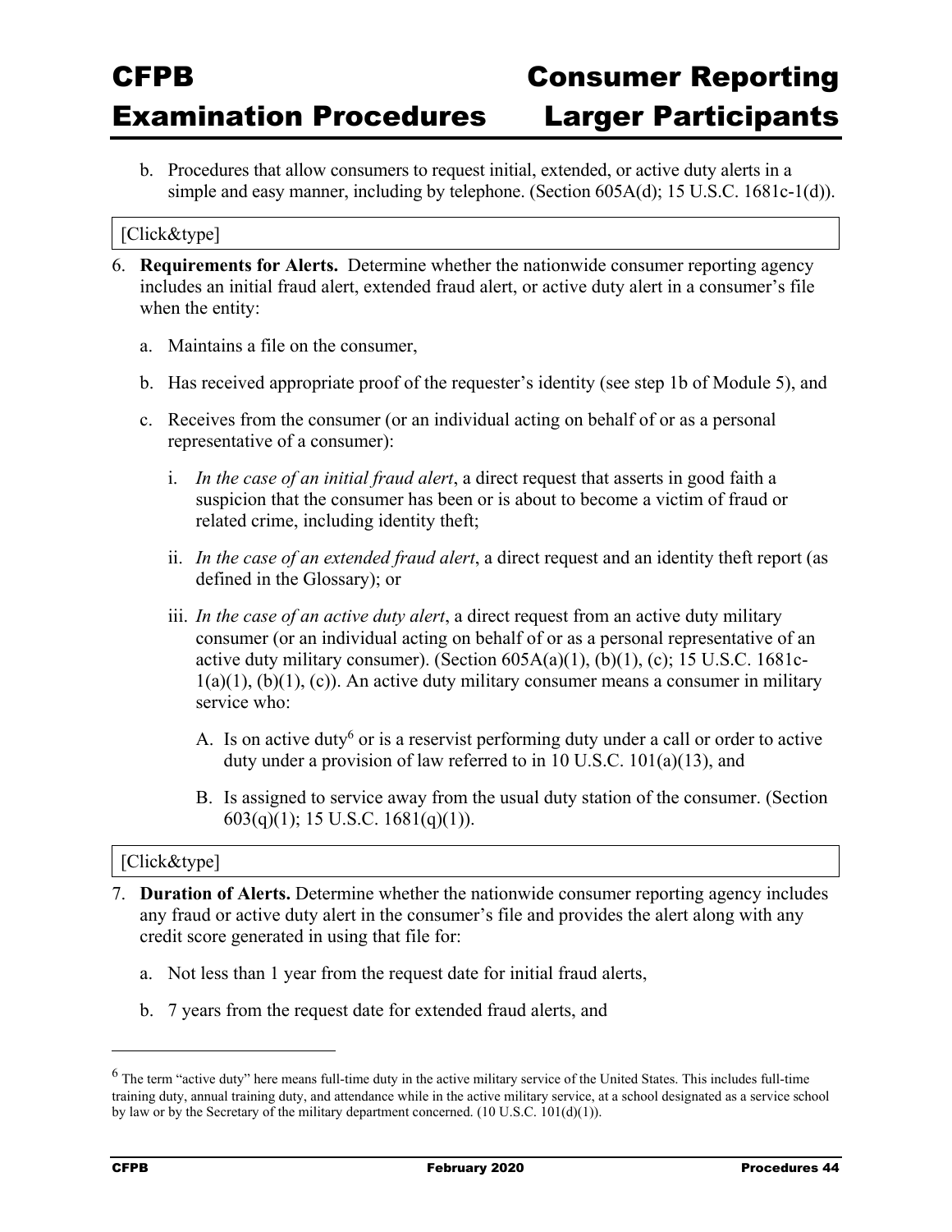b. Procedures that allow consumers to request initial, extended, or active duty alerts in a simple and easy manner, including by telephone. (Section 605A(d); 15 U.S.C. 1681c-1(d)).

[Click&type]

6. **Requirements for Alerts.** Determine whether the nationwide consumer reporting agency includes an initial fraud alert, extended fraud alert, or active duty alert in a consumer's file when the entity:

   a. Maintains a file on the consumer,

   b. Has received appropriate proof of the requester's identity (see step 1b of Module 5), and

   c. Receives from the consumer (or an individual acting on behalf of or as a personal representative of a consumer):

      i. *In the case of an initial fraud alert*, a direct request that asserts in good faith a suspicion that the consumer has been or is about to become a victim of fraud or related crime, including identity theft;

      ii. *In the case of an extended fraud alert*, a direct request and an identity theft report (as defined in the Glossary); or

      iii. *In the case of an active duty alert*, a direct request from an active duty military consumer (or an individual acting on behalf of or as a personal representative of an active duty military consumer). (Section 605A(a)(1), (b)(1), (c); 15 U.S.C. 1681c-1(a)(1), (b)(1), (c)). An active duty military consumer means a consumer in military service who:

         A. Is on active duty[6] or is a reservist performing duty under a call or order to active duty under a provision of law referred to in 10 U.S.C. 101(a)(13), and

         B. Is assigned to service away from the usual duty station of the consumer. (Section 603(q)(1); 15 U.S.C. 1681(q)(1)).

[Click&type]

7. **Duration of Alerts.** Determine whether the nationwide consumer reporting agency includes any fraud or active duty alert in the consumer's file and provides the alert along with any credit score generated in using that file for:

   a. Not less than 1 year from the request date for initial fraud alerts,

   b. 7 years from the request date for extended fraud alerts, and

---

[6] The term "active duty" here means full-time duty in the active military service of the United States. This includes full-time training duty, annual training duty, and attendance while in the active military service, at a school designated as a service school by law or by the Secretary of the military department concerned. (10 U.S.C. 101(d)(1)).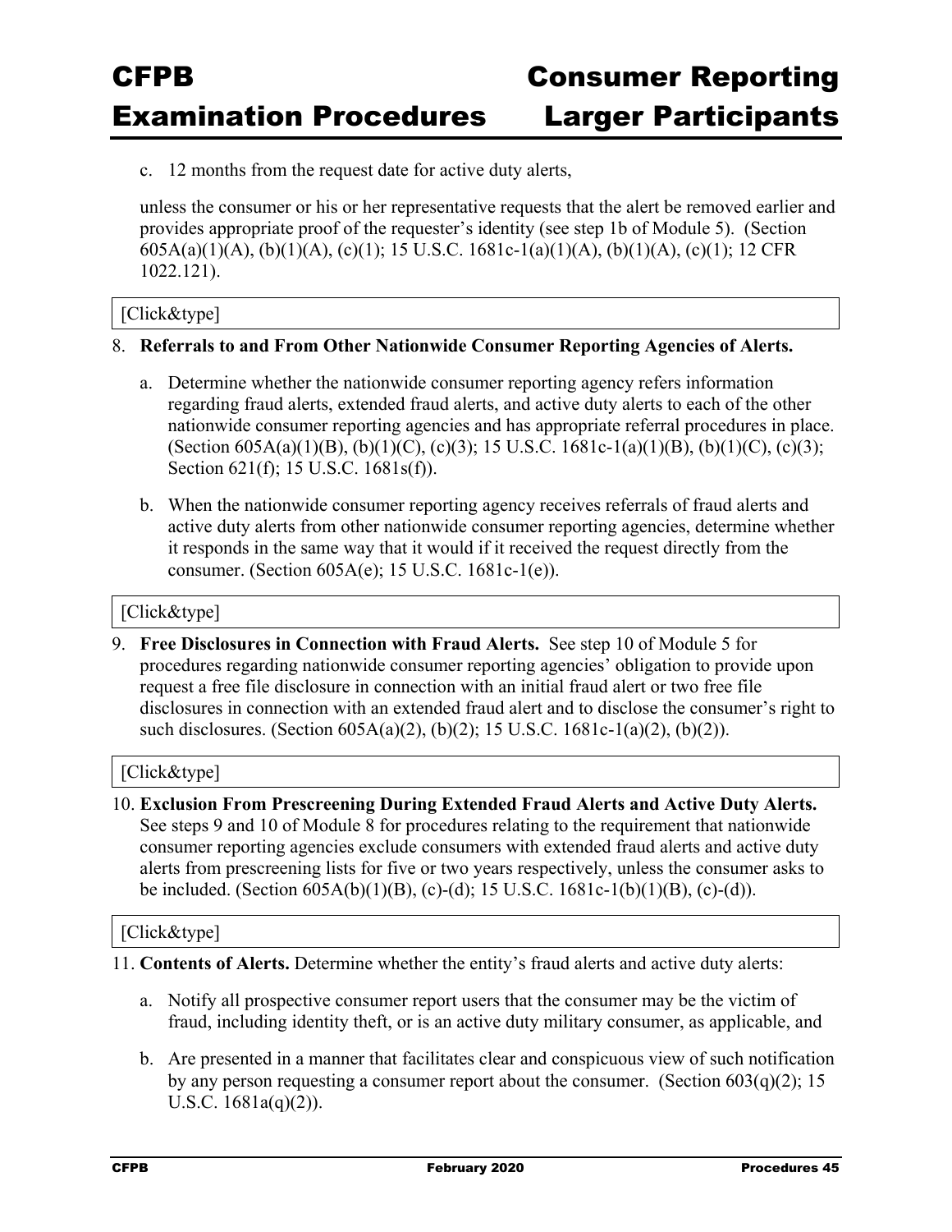c. 12 months from the request date for active duty alerts,

unless the consumer or his or her representative requests that the alert be removed earlier and provides appropriate proof of the requester's identity (see step 1b of Module 5). (Section 605A(a)(1)(A), (b)(1)(A), (c)(1); 15 U.S.C. 1681c-1(a)(1)(A), (b)(1)(A), (c)(1); 12 CFR 1022.121).

[Click&type]

8. **Referrals to and From Other Nationwide Consumer Reporting Agencies of Alerts.**

   a. Determine whether the nationwide consumer reporting agency refers information regarding fraud alerts, extended fraud alerts, and active duty alerts to each of the other nationwide consumer reporting agencies and has appropriate referral procedures in place. (Section 605A(a)(1)(B), (b)(1)(C), (c)(3); 15 U.S.C. 1681c-1(a)(1)(B), (b)(1)(C), (c)(3); Section 621(f); 15 U.S.C. 1681s(f)).

   b. When the nationwide consumer reporting agency receives referrals of fraud alerts and active duty alerts from other nationwide consumer reporting agencies, determine whether it responds in the same way that it would if it received the request directly from the consumer. (Section 605A(e); 15 U.S.C. 1681c-1(e)).

[Click&type]

9. **Free Disclosures in Connection with Fraud Alerts.** See step 10 of Module 5 for procedures regarding nationwide consumer reporting agencies' obligation to provide upon request a free file disclosure in connection with an initial fraud alert or two free file disclosures in connection with an extended fraud alert and to disclose the consumer's right to such disclosures. (Section 605A(a)(2), (b)(2); 15 U.S.C. 1681c-1(a)(2), (b)(2)).

[Click&type]

10. **Exclusion From Prescreening During Extended Fraud Alerts and Active Duty Alerts.** See steps 9 and 10 of Module 8 for procedures relating to the requirement that nationwide consumer reporting agencies exclude consumers with extended fraud alerts and active duty alerts from prescreening lists for five or two years respectively, unless the consumer asks to be included. (Section 605A(b)(1)(B), (c)-(d); 15 U.S.C. 1681c-1(b)(1)(B), (c)-(d)).

[Click&type]

11. **Contents of Alerts.** Determine whether the entity's fraud alerts and active duty alerts:

    a. Notify all prospective consumer report users that the consumer may be the victim of fraud, including identity theft, or is an active duty military consumer, as applicable, and

    b. Are presented in a manner that facilitates clear and conspicuous view of such notification by any person requesting a consumer report about the consumer. (Section 603(q)(2); 15 U.S.C. 1681a(q)(2)).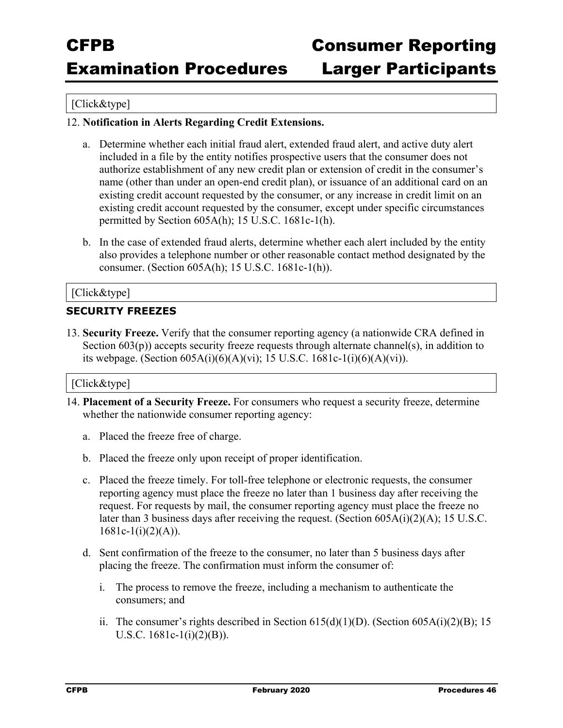[Click&type]

12. **Notification in Alerts Regarding Credit Extensions.**

    a. Determine whether each initial fraud alert, extended fraud alert, and active duty alert included in a file by the entity notifies prospective users that the consumer does not authorize establishment of any new credit plan or extension of credit in the consumer's name (other than under an open-end credit plan), or issuance of an additional card on an existing credit account requested by the consumer, or any increase in credit limit on an existing credit account requested by the consumer, except under specific circumstances permitted by Section 605A(h); 15 U.S.C. 1681c-1(h).

    b. In the case of extended fraud alerts, determine whether each alert included by the entity also provides a telephone number or other reasonable contact method designated by the consumer. (Section 605A(h); 15 U.S.C. 1681c-1(h)).

[Click&type]

### SECURITY FREEZES

13. **Security Freeze.** Verify that the consumer reporting agency (a nationwide CRA defined in Section 603(p)) accepts security freeze requests through alternate channel(s), in addition to its webpage. (Section 605A(i)(6)(A)(vi); 15 U.S.C. 1681c-1(i)(6)(A)(vi)).

[Click&type]

14. **Placement of a Security Freeze.** For consumers who request a security freeze, determine whether the nationwide consumer reporting agency:

    a. Placed the freeze free of charge.

    b. Placed the freeze only upon receipt of proper identification.

    c. Placed the freeze timely. For toll-free telephone or electronic requests, the consumer reporting agency must place the freeze no later than 1 business day after receiving the request. For requests by mail, the consumer reporting agency must place the freeze no later than 3 business days after receiving the request. (Section 605A(i)(2)(A); 15 U.S.C. 1681c-1(i)(2)(A)).

    d. Sent confirmation of the freeze to the consumer, no later than 5 business days after placing the freeze. The confirmation must inform the consumer of:

       i. The process to remove the freeze, including a mechanism to authenticate the consumers; and

       ii. The consumer's rights described in Section 615(d)(1)(D). (Section 605A(i)(2)(B); 15 U.S.C. 1681c-1(i)(2)(B)).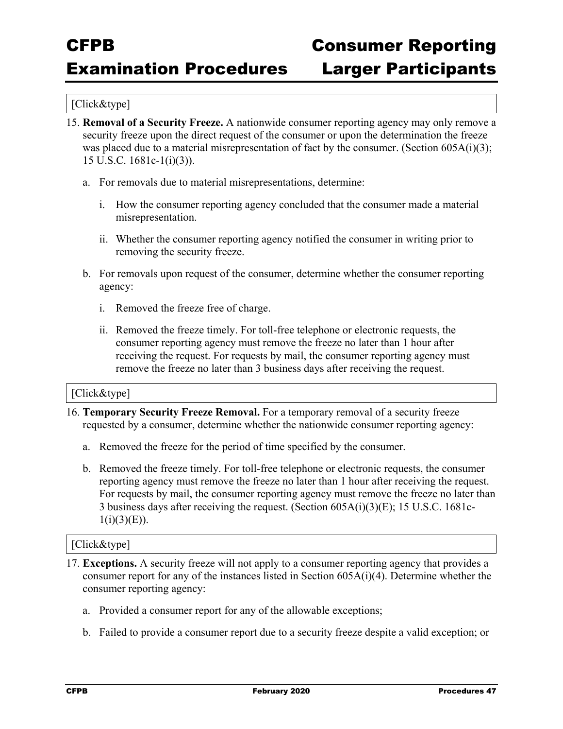[Click&type]

15. **Removal of a Security Freeze.** A nationwide consumer reporting agency may only remove a security freeze upon the direct request of the consumer or upon the determination the freeze was placed due to a material misrepresentation of fact by the consumer. (Section 605A(i)(3); 15 U.S.C. 1681c-1(i)(3)).

    a. For removals due to material misrepresentations, determine:

        i. How the consumer reporting agency concluded that the consumer made a material misrepresentation.

        ii. Whether the consumer reporting agency notified the consumer in writing prior to removing the security freeze.

    b. For removals upon request of the consumer, determine whether the consumer reporting agency:

        i. Removed the freeze free of charge.

        ii. Removed the freeze timely. For toll-free telephone or electronic requests, the consumer reporting agency must remove the freeze no later than 1 hour after receiving the request. For requests by mail, the consumer reporting agency must remove the freeze no later than 3 business days after receiving the request.

[Click&type]

16. **Temporary Security Freeze Removal.** For a temporary removal of a security freeze requested by a consumer, determine whether the nationwide consumer reporting agency:

    a. Removed the freeze for the period of time specified by the consumer.

    b. Removed the freeze timely. For toll-free telephone or electronic requests, the consumer reporting agency must remove the freeze no later than 1 hour after receiving the request. For requests by mail, the consumer reporting agency must remove the freeze no later than 3 business days after receiving the request. (Section 605A(i)(3)(E); 15 U.S.C. 1681c-1(i)(3)(E)).

[Click&type]

17. **Exceptions.** A security freeze will not apply to a consumer reporting agency that provides a consumer report for any of the instances listed in Section 605A(i)(4). Determine whether the consumer reporting agency:

    a. Provided a consumer report for any of the allowable exceptions;

    b. Failed to provide a consumer report due to a security freeze despite a valid exception; or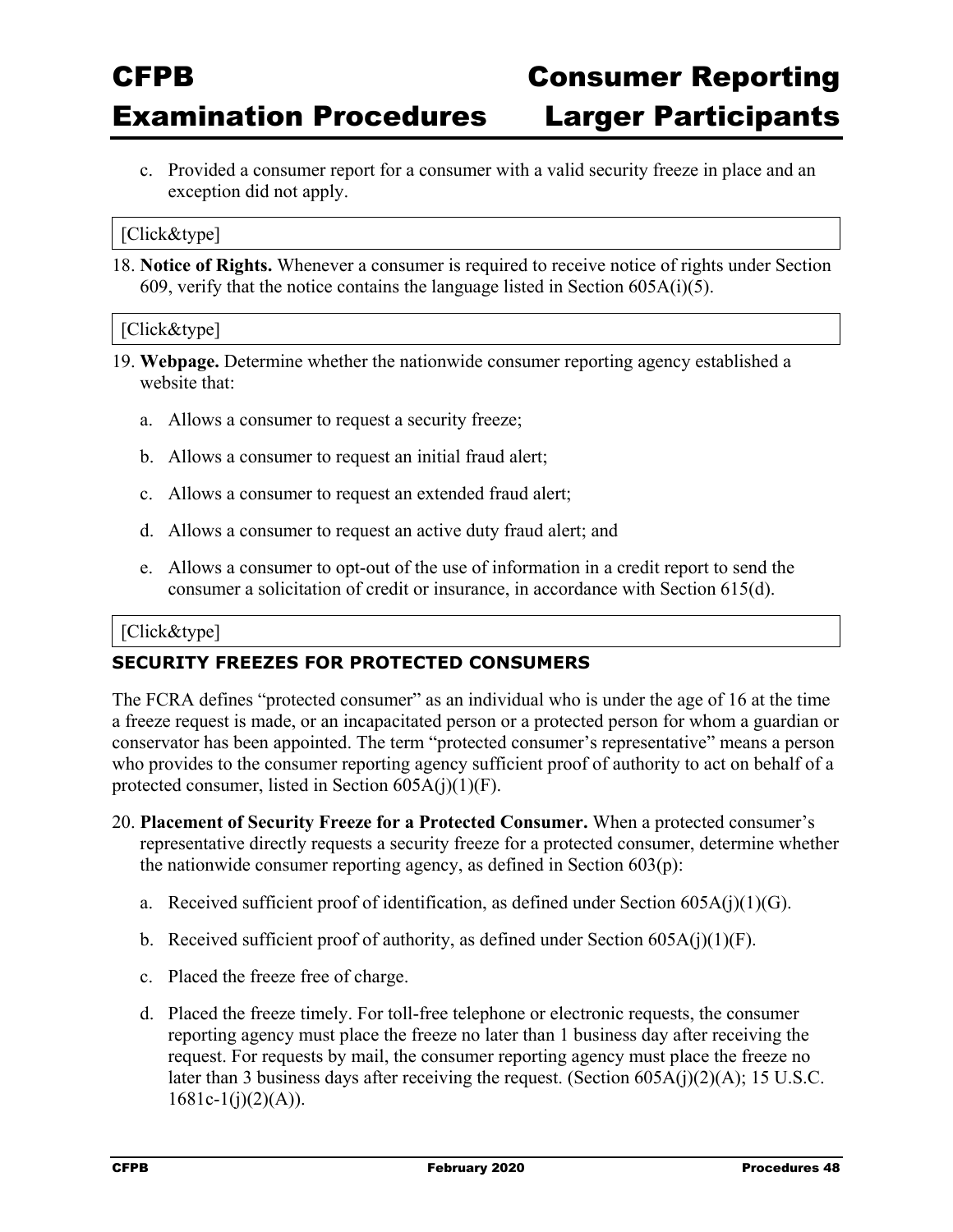c. Provided a consumer report for a consumer with a valid security freeze in place and an exception did not apply.

[Click&type]

18. **Notice of Rights.** Whenever a consumer is required to receive notice of rights under Section 609, verify that the notice contains the language listed in Section 605A(i)(5).

[Click&type]

19. **Webpage.** Determine whether the nationwide consumer reporting agency established a website that:

    a. Allows a consumer to request a security freeze;

    b. Allows a consumer to request an initial fraud alert;

    c. Allows a consumer to request an extended fraud alert;

    d. Allows a consumer to request an active duty fraud alert; and

    e. Allows a consumer to opt-out of the use of information in a credit report to send the consumer a solicitation of credit or insurance, in accordance with Section 615(d).

[Click&type]

### SECURITY FREEZES FOR PROTECTED CONSUMERS

The FCRA defines "protected consumer" as an individual who is under the age of 16 at the time a freeze request is made, or an incapacitated person or a protected person for whom a guardian or conservator has been appointed. The term "protected consumer's representative" means a person who provides to the consumer reporting agency sufficient proof of authority to act on behalf of a protected consumer, listed in Section 605A(j)(1)(F).

20. **Placement of Security Freeze for a Protected Consumer.** When a protected consumer's representative directly requests a security freeze for a protected consumer, determine whether the nationwide consumer reporting agency, as defined in Section 603(p):

    a. Received sufficient proof of identification, as defined under Section 605A(j)(1)(G).

    b. Received sufficient proof of authority, as defined under Section 605A(j)(1)(F).

    c. Placed the freeze free of charge.

    d. Placed the freeze timely. For toll-free telephone or electronic requests, the consumer reporting agency must place the freeze no later than 1 business day after receiving the request. For requests by mail, the consumer reporting agency must place the freeze no later than 3 business days after receiving the request. (Section 605A(j)(2)(A); 15 U.S.C. 1681c-1(j)(2)(A)).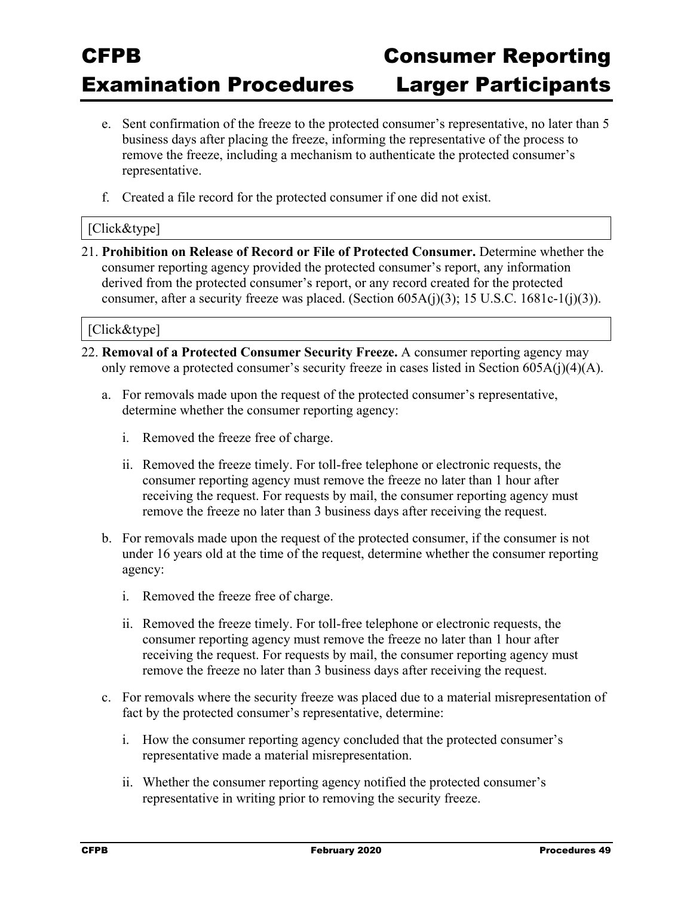e. Sent confirmation of the freeze to the protected consumer's representative, no later than 5 business days after placing the freeze, informing the representative of the process to remove the freeze, including a mechanism to authenticate the protected consumer's representative.

f. Created a file record for the protected consumer if one did not exist.

[Click&type]

21. **Prohibition on Release of Record or File of Protected Consumer.** Determine whether the consumer reporting agency provided the protected consumer's report, any information derived from the protected consumer's report, or any record created for the protected consumer, after a security freeze was placed. (Section 605A(j)(3); 15 U.S.C. 1681c-1(j)(3)).

[Click&type]

22. **Removal of a Protected Consumer Security Freeze.** A consumer reporting agency may only remove a protected consumer's security freeze in cases listed in Section 605A(j)(4)(A).

    a. For removals made upon the request of the protected consumer's representative, determine whether the consumer reporting agency:

       i. Removed the freeze free of charge.

       ii. Removed the freeze timely. For toll-free telephone or electronic requests, the consumer reporting agency must remove the freeze no later than 1 hour after receiving the request. For requests by mail, the consumer reporting agency must remove the freeze no later than 3 business days after receiving the request.

    b. For removals made upon the request of the protected consumer, if the consumer is not under 16 years old at the time of the request, determine whether the consumer reporting agency:

       i. Removed the freeze free of charge.

       ii. Removed the freeze timely. For toll-free telephone or electronic requests, the consumer reporting agency must remove the freeze no later than 1 hour after receiving the request. For requests by mail, the consumer reporting agency must remove the freeze no later than 3 business days after receiving the request.

    c. For removals where the security freeze was placed due to a material misrepresentation of fact by the protected consumer's representative, determine:

       i. How the consumer reporting agency concluded that the protected consumer's representative made a material misrepresentation.

       ii. Whether the consumer reporting agency notified the protected consumer's representative in writing prior to removing the security freeze.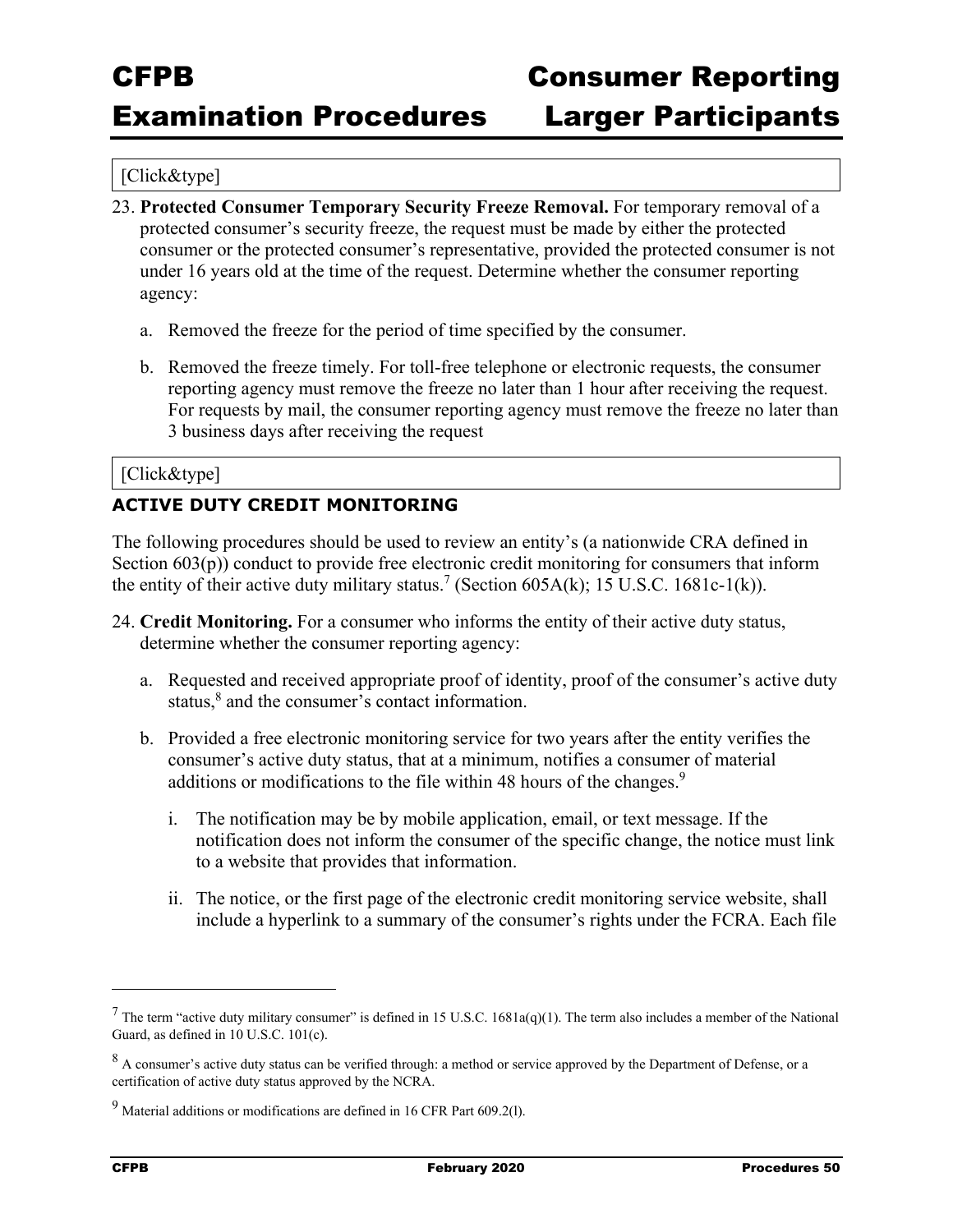[Click&type]

23. **Protected Consumer Temporary Security Freeze Removal.** For temporary removal of a protected consumer's security freeze, the request must be made by either the protected consumer or the protected consumer's representative, provided the protected consumer is not under 16 years old at the time of the request. Determine whether the consumer reporting agency:

    a. Removed the freeze for the period of time specified by the consumer.

    b. Removed the freeze timely. For toll-free telephone or electronic requests, the consumer reporting agency must remove the freeze no later than 1 hour after receiving the request. For requests by mail, the consumer reporting agency must remove the freeze no later than 3 business days after receiving the request

[Click&type]

### ACTIVE DUTY CREDIT MONITORING

The following procedures should be used to review an entity's (a nationwide CRA defined in Section 603(p)) conduct to provide free electronic credit monitoring for consumers that inform the entity of their active duty military status.[7] (Section 605A(k); 15 U.S.C. 1681c-1(k)).

24. **Credit Monitoring.** For a consumer who informs the entity of their active duty status, determine whether the consumer reporting agency:

    a. Requested and received appropriate proof of identity, proof of the consumer's active duty status,[8] and the consumer's contact information.

    b. Provided a free electronic monitoring service for two years after the entity verifies the consumer's active duty status, that at a minimum, notifies a consumer of material additions or modifications to the file within 48 hours of the changes.[9]

        i. The notification may be by mobile application, email, or text message. If the notification does not inform the consumer of the specific change, the notice must link to a website that provides that information.

        ii. The notice, or the first page of the electronic credit monitoring service website, shall include a hyperlink to a summary of the consumer's rights under the FCRA. Each file

---

[7] The term "active duty military consumer" is defined in 15 U.S.C. 1681a(q)(1). The term also includes a member of the National Guard, as defined in 10 U.S.C. 101(c).

[8] A consumer's active duty status can be verified through: a method or service approved by the Department of Defense, or a certification of active duty status approved by the NCRA.

[9] Material additions or modifications are defined in 16 CFR Part 609.2(l).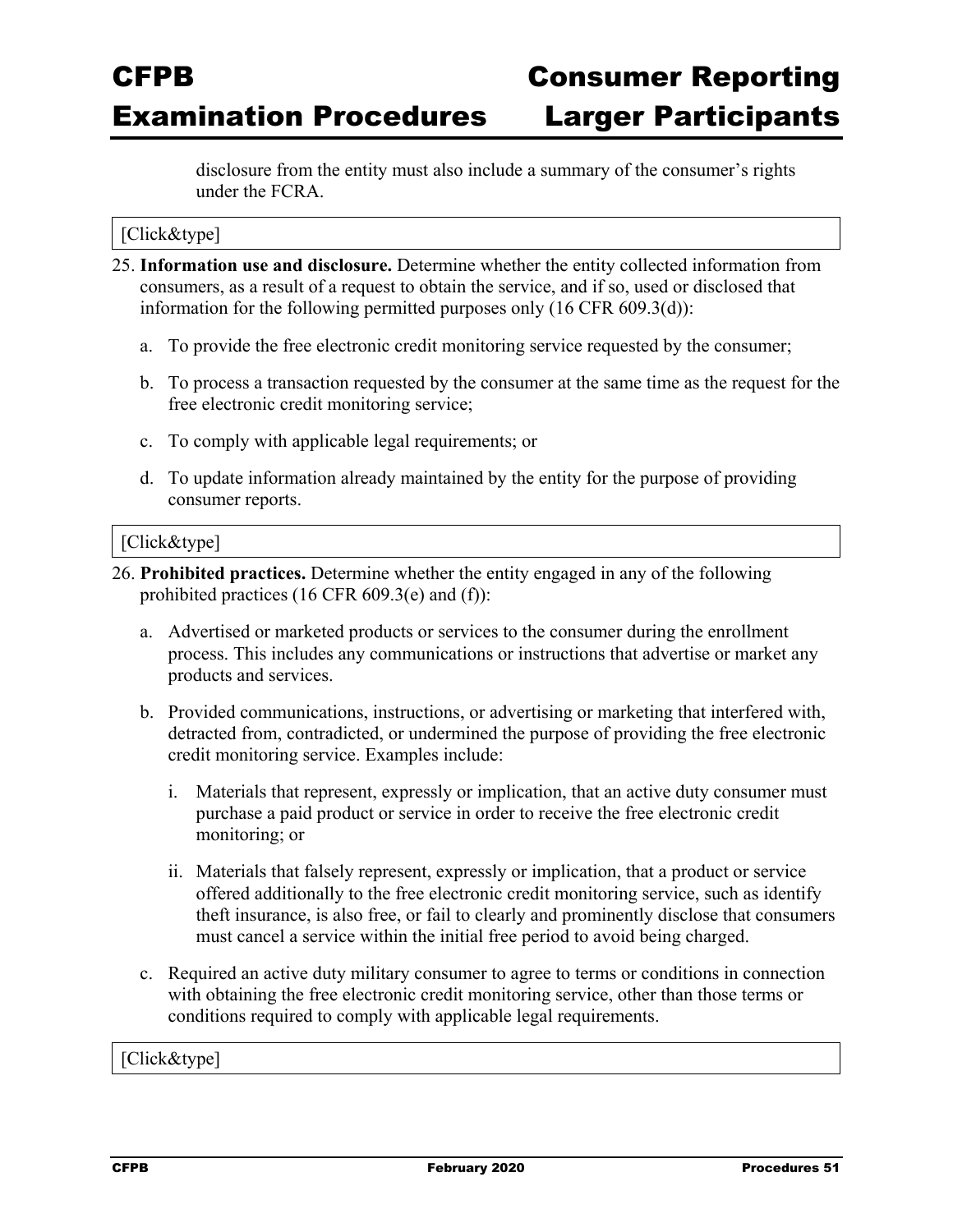disclosure from the entity must also include a summary of the consumer's rights under the FCRA.

[Click&type]

25. **Information use and disclosure.** Determine whether the entity collected information from consumers, as a result of a request to obtain the service, and if so, used or disclosed that information for the following permitted purposes only (16 CFR 609.3(d)):

    a. To provide the free electronic credit monitoring service requested by the consumer;

    b. To process a transaction requested by the consumer at the same time as the request for the free electronic credit monitoring service;

    c. To comply with applicable legal requirements; or

    d. To update information already maintained by the entity for the purpose of providing consumer reports.

[Click&type]

26. **Prohibited practices.** Determine whether the entity engaged in any of the following prohibited practices (16 CFR 609.3(e) and (f)):

    a. Advertised or marketed products or services to the consumer during the enrollment process. This includes any communications or instructions that advertise or market any products and services.

    b. Provided communications, instructions, or advertising or marketing that interfered with, detracted from, contradicted, or undermined the purpose of providing the free electronic credit monitoring service. Examples include:

        i. Materials that represent, expressly or implication, that an active duty consumer must purchase a paid product or service in order to receive the free electronic credit monitoring; or

        ii. Materials that falsely represent, expressly or implication, that a product or service offered additionally to the free electronic credit monitoring service, such as identify theft insurance, is also free, or fail to clearly and prominently disclose that consumers must cancel a service within the initial free period to avoid being charged.

    c. Required an active duty military consumer to agree to terms or conditions in connection with obtaining the free electronic credit monitoring service, other than those terms or conditions required to comply with applicable legal requirements.

[Click&type]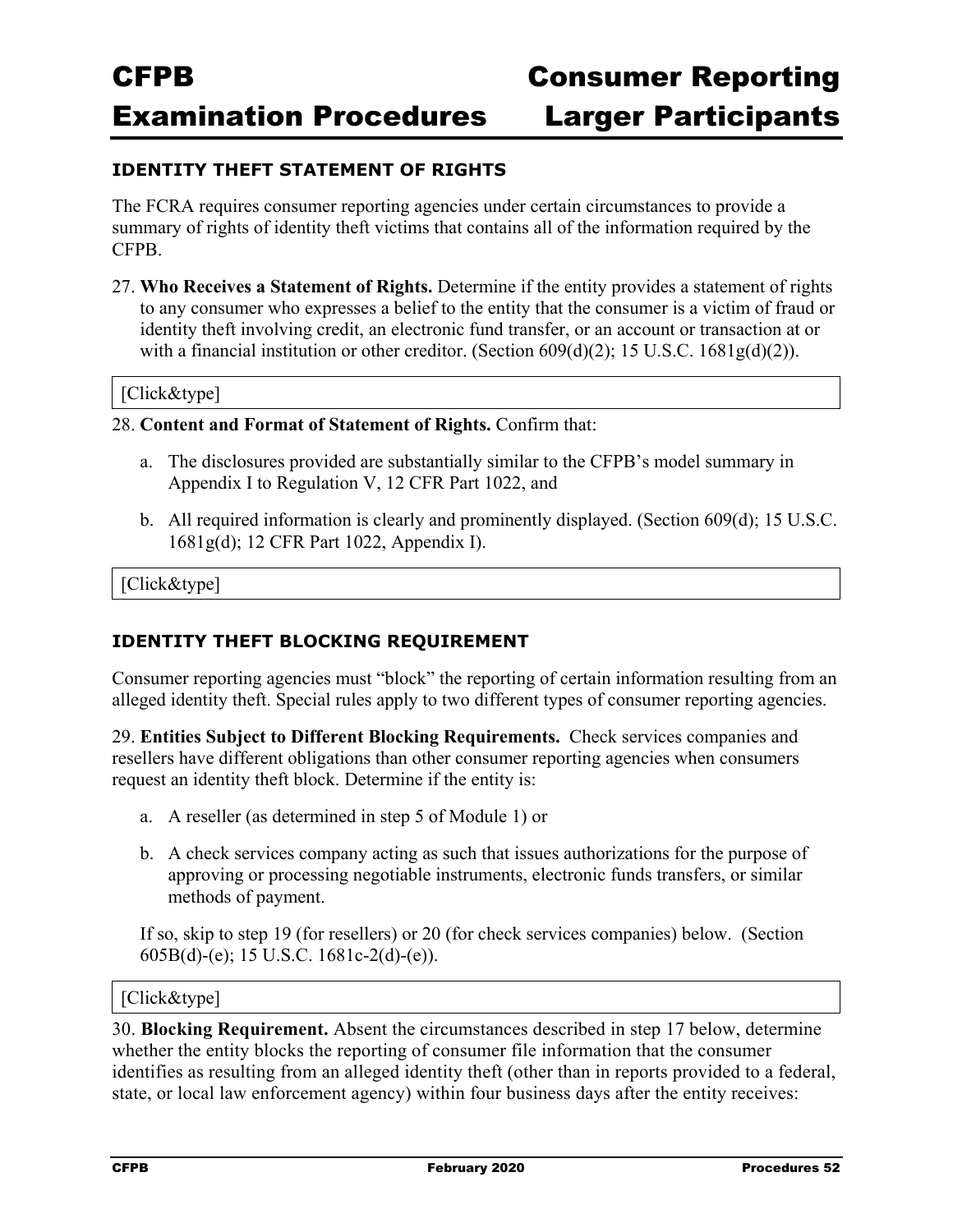### IDENTITY THEFT STATEMENT OF RIGHTS

The FCRA requires consumer reporting agencies under certain circumstances to provide a summary of rights of identity theft victims that contains all of the information required by the CFPB.

27. **Who Receives a Statement of Rights.** Determine if the entity provides a statement of rights to any consumer who expresses a belief to the entity that the consumer is a victim of fraud or identity theft involving credit, an electronic fund transfer, or an account or transaction at or with a financial institution or other creditor. (Section 609(d)(2); 15 U.S.C. 1681g(d)(2)).

[Click&type]

28. **Content and Format of Statement of Rights.** Confirm that:

    a. The disclosures provided are substantially similar to the CFPB's model summary in Appendix I to Regulation V, 12 CFR Part 1022, and

    b. All required information is clearly and prominently displayed. (Section 609(d); 15 U.S.C. 1681g(d); 12 CFR Part 1022, Appendix I).

[Click&type]

### IDENTITY THEFT BLOCKING REQUIREMENT

Consumer reporting agencies must "block" the reporting of certain information resulting from an alleged identity theft. Special rules apply to two different types of consumer reporting agencies.

29. **Entities Subject to Different Blocking Requirements.** Check services companies and resellers have different obligations than other consumer reporting agencies when consumers request an identity theft block. Determine if the entity is:

    a. A reseller (as determined in step 5 of Module 1) or

    b. A check services company acting as such that issues authorizations for the purpose of approving or processing negotiable instruments, electronic funds transfers, or similar methods of payment.

    If so, skip to step 19 (for resellers) or 20 (for check services companies) below. (Section 605B(d)-(e); 15 U.S.C. 1681c-2(d)-(e)).

[Click&type]

30. **Blocking Requirement.** Absent the circumstances described in step 17 below, determine whether the entity blocks the reporting of consumer file information that the consumer identifies as resulting from an alleged identity theft (other than in reports provided to a federal, state, or local law enforcement agency) within four business days after the entity receives: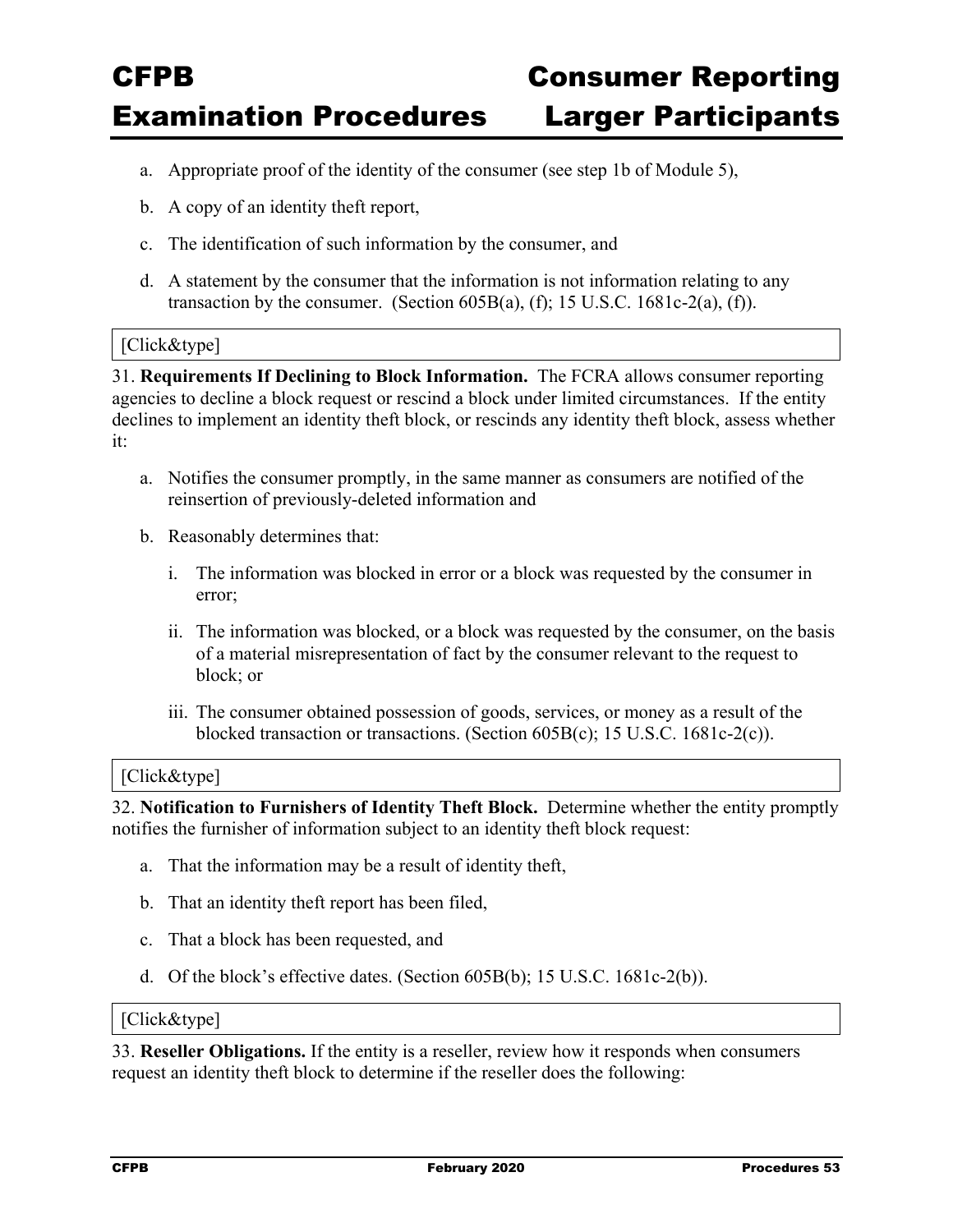a. Appropriate proof of the identity of the consumer (see step 1b of Module 5),

b. A copy of an identity theft report,

c. The identification of such information by the consumer, and

d. A statement by the consumer that the information is not information relating to any transaction by the consumer. (Section 605B(a), (f); 15 U.S.C. 1681c-2(a), (f)).

[Click&type]

31. **Requirements If Declining to Block Information.** The FCRA allows consumer reporting agencies to decline a block request or rescind a block under limited circumstances. If the entity declines to implement an identity theft block, or rescinds any identity theft block, assess whether it:

a. Notifies the consumer promptly, in the same manner as consumers are notified of the reinsertion of previously-deleted information and

b. Reasonably determines that:

   i. The information was blocked in error or a block was requested by the consumer in error;

   ii. The information was blocked, or a block was requested by the consumer, on the basis of a material misrepresentation of fact by the consumer relevant to the request to block; or

   iii. The consumer obtained possession of goods, services, or money as a result of the blocked transaction or transactions. (Section 605B(c); 15 U.S.C. 1681c-2(c)).

[Click&type]

32. **Notification to Furnishers of Identity Theft Block.** Determine whether the entity promptly notifies the furnisher of information subject to an identity theft block request:

a. That the information may be a result of identity theft,

b. That an identity theft report has been filed,

c. That a block has been requested, and

d. Of the block's effective dates. (Section 605B(b); 15 U.S.C. 1681c-2(b)).

[Click&type]

33. **Reseller Obligations.** If the entity is a reseller, review how it responds when consumers request an identity theft block to determine if the reseller does the following: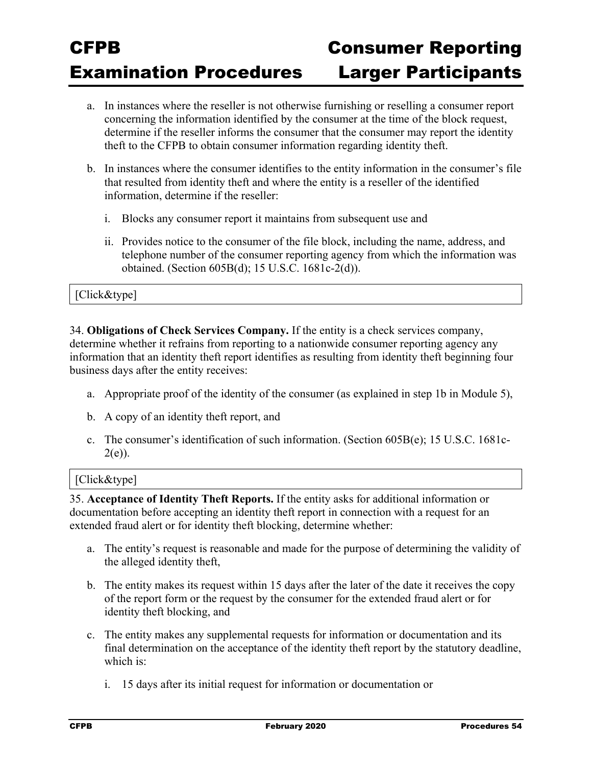a. In instances where the reseller is not otherwise furnishing or reselling a consumer report concerning the information identified by the consumer at the time of the block request, determine if the reseller informs the consumer that the consumer may report the identity theft to the CFPB to obtain consumer information regarding identity theft.

b. In instances where the consumer identifies to the entity information in the consumer's file that resulted from identity theft and where the entity is a reseller of the identified information, determine if the reseller:

   i. Blocks any consumer report it maintains from subsequent use and

   ii. Provides notice to the consumer of the file block, including the name, address, and telephone number of the consumer reporting agency from which the information was obtained. (Section 605B(d); 15 U.S.C. 1681c-2(d)).

| [Click&type] |
|---|

34. **Obligations of Check Services Company.** If the entity is a check services company, determine whether it refrains from reporting to a nationwide consumer reporting agency any information that an identity theft report identifies as resulting from identity theft beginning four business days after the entity receives:

a. Appropriate proof of the identity of the consumer (as explained in step 1b in Module 5),

b. A copy of an identity theft report, and

c. The consumer's identification of such information. (Section 605B(e); 15 U.S.C. 1681c-2(e)).

| [Click&type] |
|---|

35. **Acceptance of Identity Theft Reports.** If the entity asks for additional information or documentation before accepting an identity theft report in connection with a request for an extended fraud alert or for identity theft blocking, determine whether:

a. The entity's request is reasonable and made for the purpose of determining the validity of the alleged identity theft,

b. The entity makes its request within 15 days after the later of the date it receives the copy of the report form or the request by the consumer for the extended fraud alert or for identity theft blocking, and

c. The entity makes any supplemental requests for information or documentation and its final determination on the acceptance of the identity theft report by the statutory deadline, which is:

   i. 15 days after its initial request for information or documentation or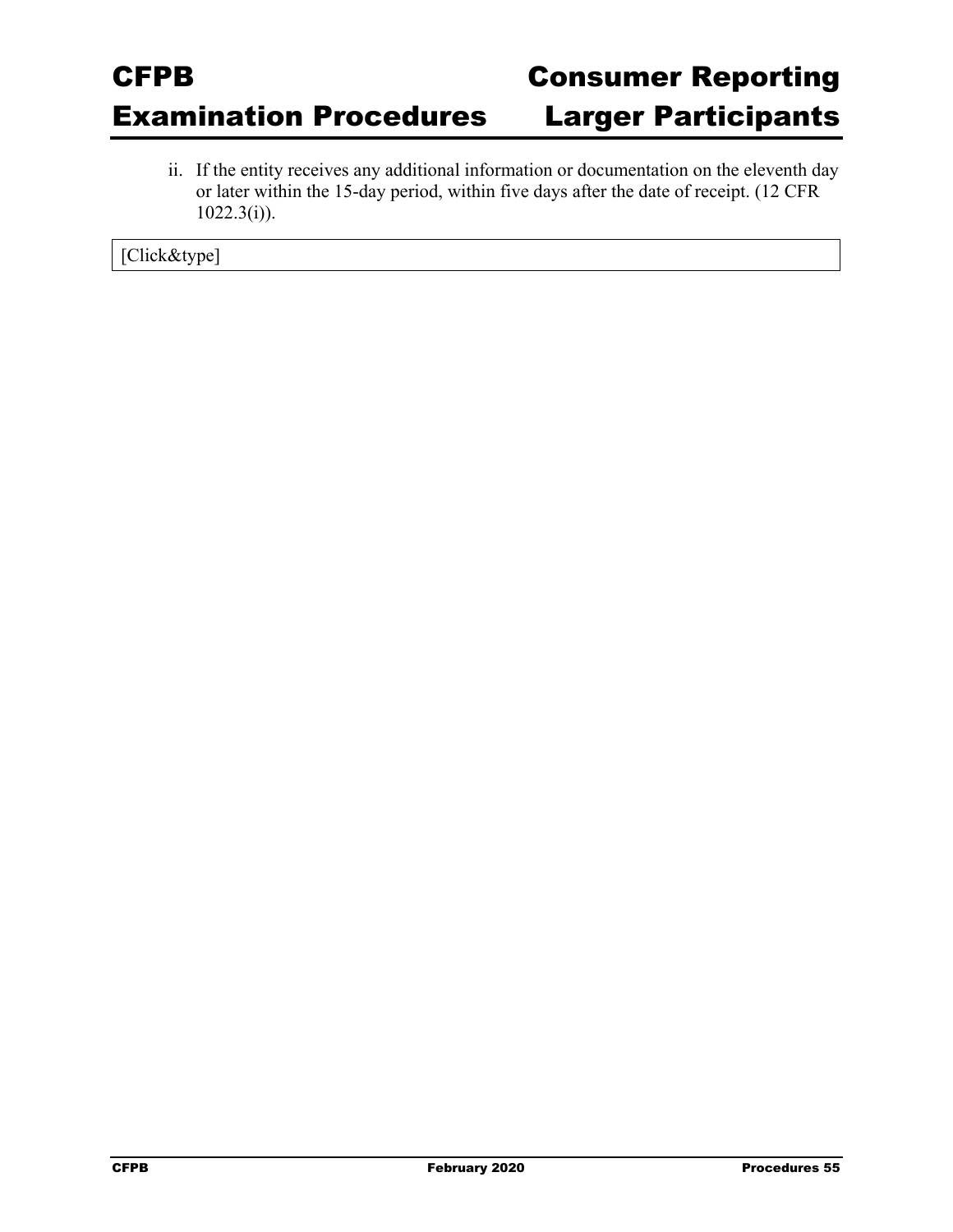ii. If the entity receives any additional information or documentation on the eleventh day or later within the 15-day period, within five days after the date of receipt. (12 CFR 1022.3(i)).

| [Click&type] |
| --- |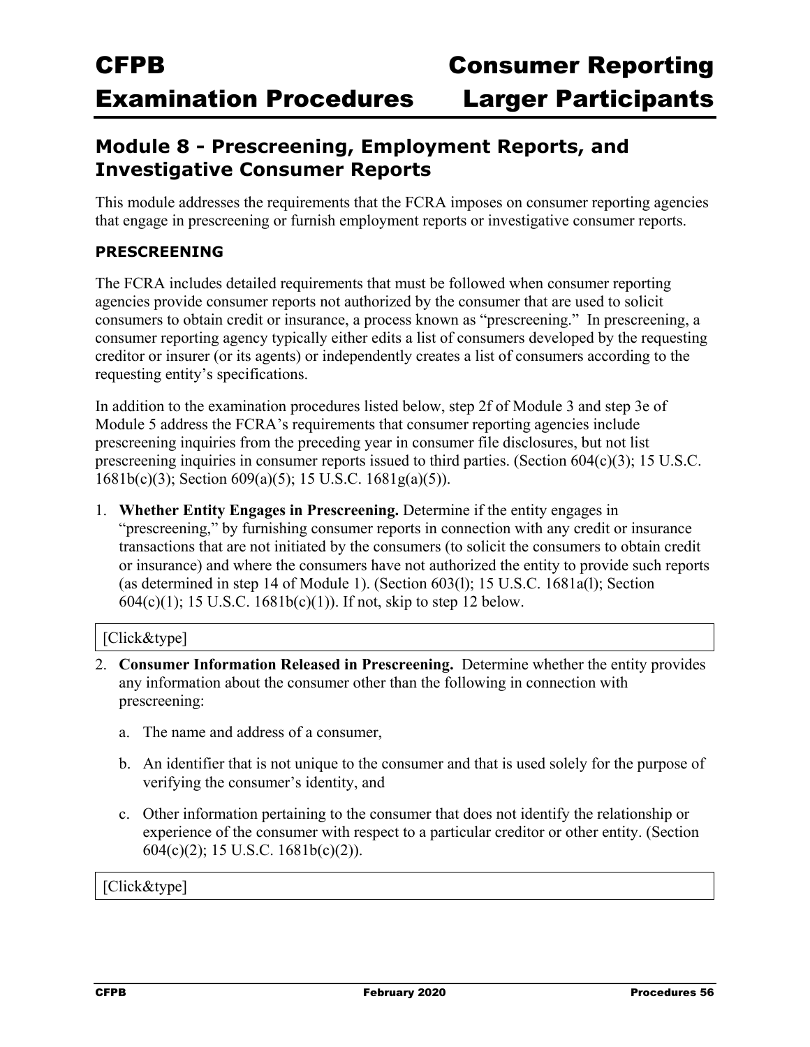## Module 8 - Prescreening, Employment Reports, and Investigative Consumer Reports

This module addresses the requirements that the FCRA imposes on consumer reporting agencies that engage in prescreening or furnish employment reports or investigative consumer reports.

### PRESCREENING

The FCRA includes detailed requirements that must be followed when consumer reporting agencies provide consumer reports not authorized by the consumer that are used to solicit consumers to obtain credit or insurance, a process known as "prescreening." In prescreening, a consumer reporting agency typically either edits a list of consumers developed by the requesting creditor or insurer (or its agents) or independently creates a list of consumers according to the requesting entity's specifications.

In addition to the examination procedures listed below, step 2f of Module 3 and step 3e of Module 5 address the FCRA's requirements that consumer reporting agencies include prescreening inquiries from the preceding year in consumer file disclosures, but not list prescreening inquiries in consumer reports issued to third parties. (Section 604(c)(3); 15 U.S.C. 1681b(c)(3); Section 609(a)(5); 15 U.S.C. 1681g(a)(5)).

1. **Whether Entity Engages in Prescreening.** Determine if the entity engages in "prescreening," by furnishing consumer reports in connection with any credit or insurance transactions that are not initiated by the consumers (to solicit the consumers to obtain credit or insurance) and where the consumers have not authorized the entity to provide such reports (as determined in step 14 of Module 1). (Section 603(l); 15 U.S.C. 1681a(l); Section 604(c)(1); 15 U.S.C. 1681b(c)(1)). If not, skip to step 12 below.

[Click&type]

2. **Consumer Information Released in Prescreening.** Determine whether the entity provides any information about the consumer other than the following in connection with prescreening:

   a. The name and address of a consumer,

   b. An identifier that is not unique to the consumer and that is used solely for the purpose of verifying the consumer's identity, and

   c. Other information pertaining to the consumer that does not identify the relationship or experience of the consumer with respect to a particular creditor or other entity. (Section 604(c)(2); 15 U.S.C. 1681b(c)(2)).

[Click&type]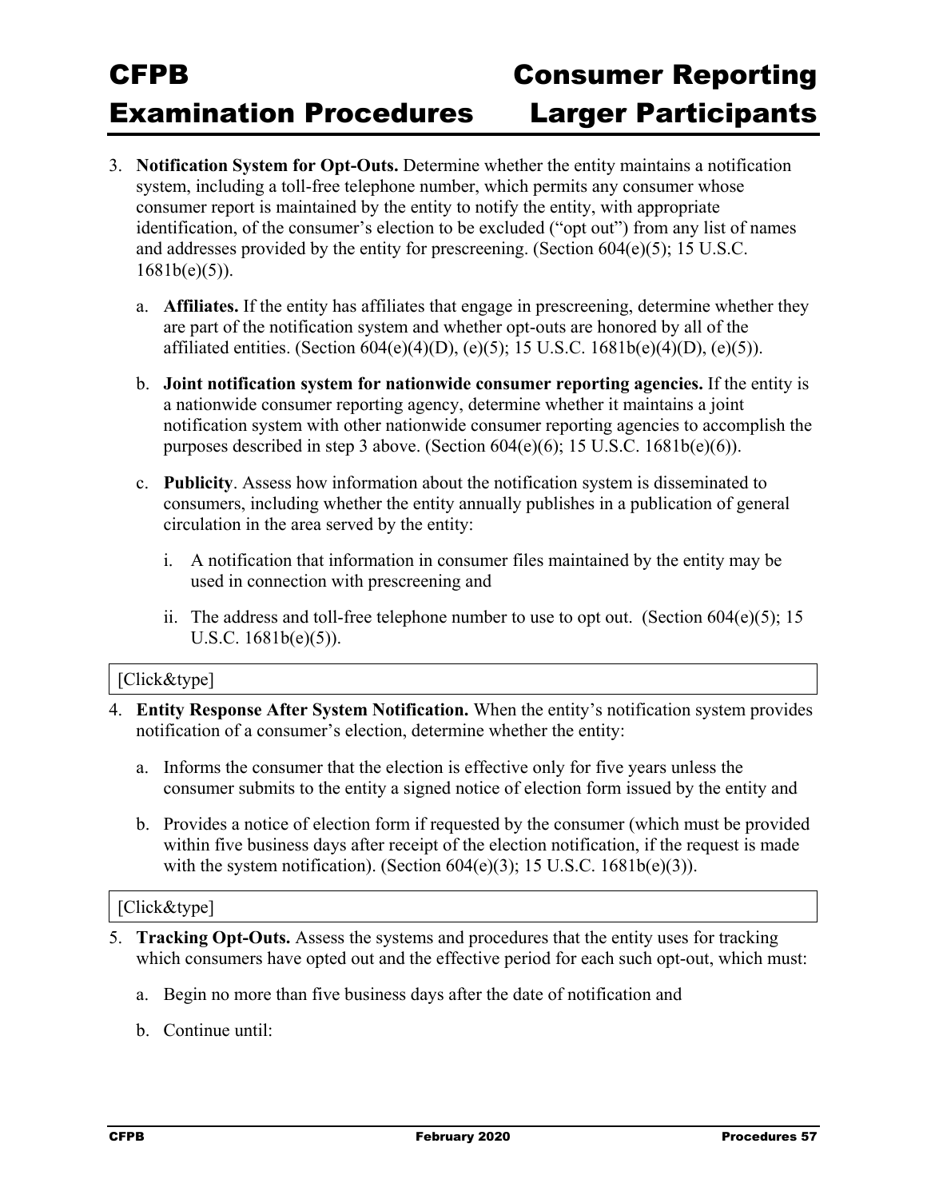3. **Notification System for Opt-Outs.** Determine whether the entity maintains a notification system, including a toll-free telephone number, which permits any consumer whose consumer report is maintained by the entity to notify the entity, with appropriate identification, of the consumer's election to be excluded ("opt out") from any list of names and addresses provided by the entity for prescreening. (Section 604(e)(5); 15 U.S.C. 1681b(e)(5)).

   a. **Affiliates.** If the entity has affiliates that engage in prescreening, determine whether they are part of the notification system and whether opt-outs are honored by all of the affiliated entities. (Section 604(e)(4)(D), (e)(5); 15 U.S.C. 1681b(e)(4)(D), (e)(5)).

   b. **Joint notification system for nationwide consumer reporting agencies.** If the entity is a nationwide consumer reporting agency, determine whether it maintains a joint notification system with other nationwide consumer reporting agencies to accomplish the purposes described in step 3 above. (Section 604(e)(6); 15 U.S.C. 1681b(e)(6)).

   c. **Publicity**. Assess how information about the notification system is disseminated to consumers, including whether the entity annually publishes in a publication of general circulation in the area served by the entity:

      i. A notification that information in consumer files maintained by the entity may be used in connection with prescreening and

      ii. The address and toll-free telephone number to use to opt out. (Section 604(e)(5); 15 U.S.C. 1681b(e)(5)).

[Click&type]

4. **Entity Response After System Notification.** When the entity's notification system provides notification of a consumer's election, determine whether the entity:

   a. Informs the consumer that the election is effective only for five years unless the consumer submits to the entity a signed notice of election form issued by the entity and

   b. Provides a notice of election form if requested by the consumer (which must be provided within five business days after receipt of the election notification, if the request is made with the system notification). (Section 604(e)(3); 15 U.S.C. 1681b(e)(3)).

[Click&type]

5. **Tracking Opt-Outs.** Assess the systems and procedures that the entity uses for tracking which consumers have opted out and the effective period for each such opt-out, which must:

   a. Begin no more than five business days after the date of notification and

   b. Continue until: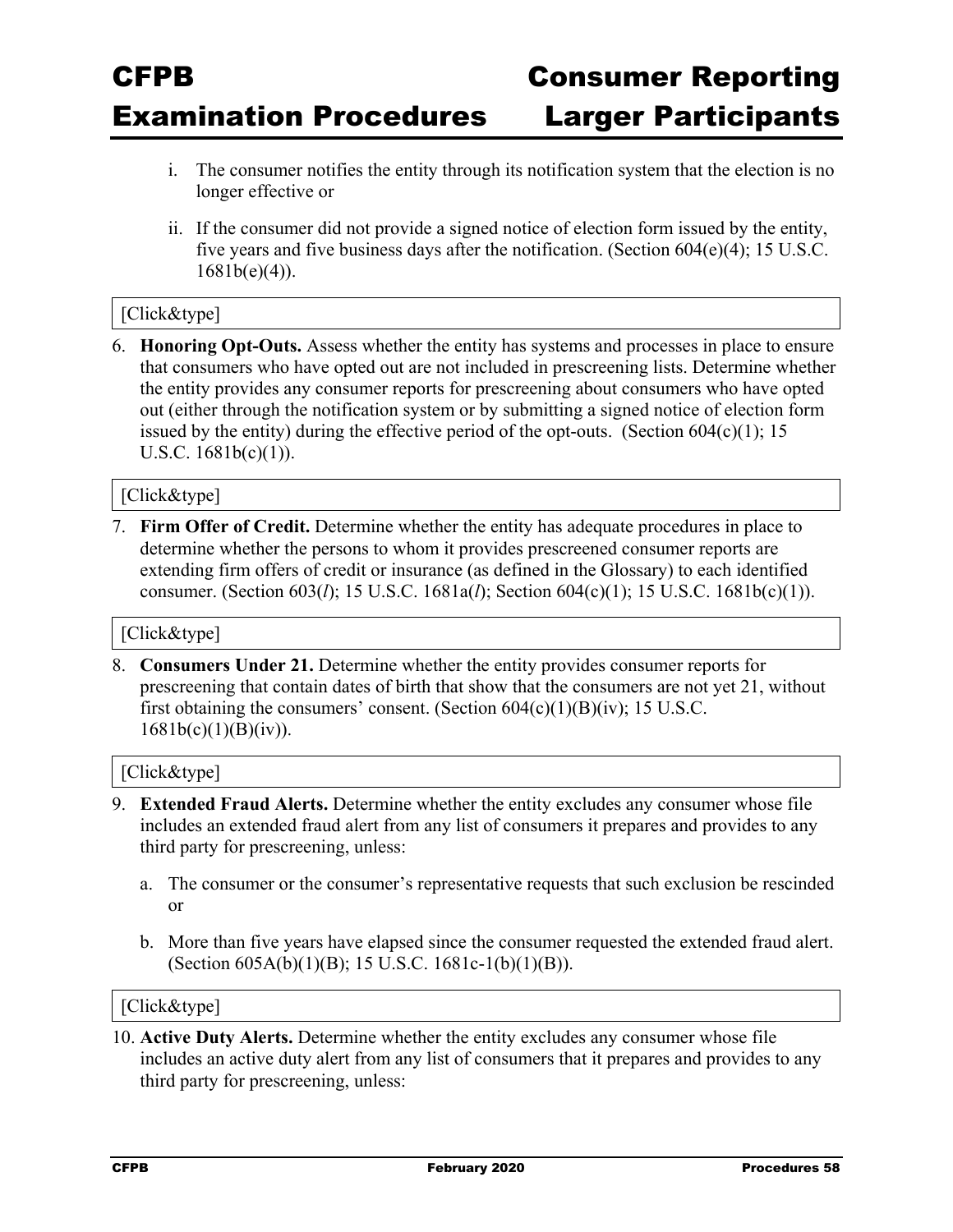i. The consumer notifies the entity through its notification system that the election is no longer effective or

   ii. If the consumer did not provide a signed notice of election form issued by the entity, five years and five business days after the notification. (Section 604(e)(4); 15 U.S.C. 1681b(e)(4)).

[Click&type]

6. **Honoring Opt-Outs.** Assess whether the entity has systems and processes in place to ensure that consumers who have opted out are not included in prescreening lists. Determine whether the entity provides any consumer reports for prescreening about consumers who have opted out (either through the notification system or by submitting a signed notice of election form issued by the entity) during the effective period of the opt-outs. (Section 604(c)(1); 15 U.S.C. 1681b(c)(1)).

[Click&type]

7. **Firm Offer of Credit.** Determine whether the entity has adequate procedures in place to determine whether the persons to whom it provides prescreened consumer reports are extending firm offers of credit or insurance (as defined in the Glossary) to each identified consumer. (Section 603(*l*); 15 U.S.C. 1681a(*l*); Section 604(c)(1); 15 U.S.C. 1681b(c)(1)).

[Click&type]

8. **Consumers Under 21.** Determine whether the entity provides consumer reports for prescreening that contain dates of birth that show that the consumers are not yet 21, without first obtaining the consumers' consent. (Section 604(c)(1)(B)(iv); 15 U.S.C. 1681b(c)(1)(B)(iv)).

[Click&type]

9. **Extended Fraud Alerts.** Determine whether the entity excludes any consumer whose file includes an extended fraud alert from any list of consumers it prepares and provides to any third party for prescreening, unless:

   a. The consumer or the consumer's representative requests that such exclusion be rescinded or

   b. More than five years have elapsed since the consumer requested the extended fraud alert. (Section 605A(b)(1)(B); 15 U.S.C. 1681c-1(b)(1)(B)).

[Click&type]

10. **Active Duty Alerts.** Determine whether the entity excludes any consumer whose file includes an active duty alert from any list of consumers that it prepares and provides to any third party for prescreening, unless: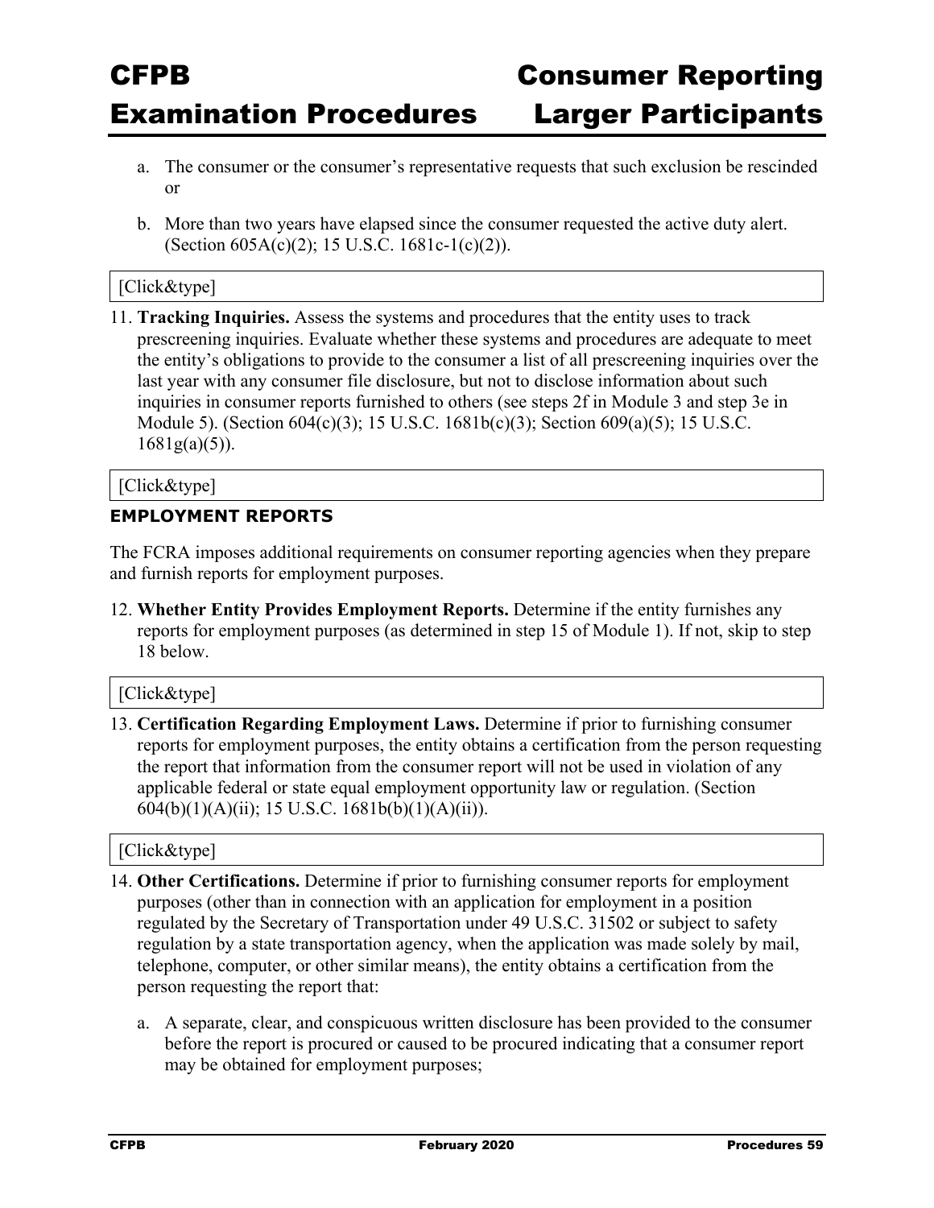a. The consumer or the consumer's representative requests that such exclusion be rescinded or

b. More than two years have elapsed since the consumer requested the active duty alert. (Section 605A(c)(2); 15 U.S.C. 1681c-1(c)(2)).

[Click&type]

11. **Tracking Inquiries.** Assess the systems and procedures that the entity uses to track prescreening inquiries. Evaluate whether these systems and procedures are adequate to meet the entity's obligations to provide to the consumer a list of all prescreening inquiries over the last year with any consumer file disclosure, but not to disclose information about such inquiries in consumer reports furnished to others (see steps 2f in Module 3 and step 3e in Module 5). (Section 604(c)(3); 15 U.S.C. 1681b(c)(3); Section 609(a)(5); 15 U.S.C. 1681g(a)(5)).

[Click&type]

#### EMPLOYMENT REPORTS

The FCRA imposes additional requirements on consumer reporting agencies when they prepare and furnish reports for employment purposes.

12. **Whether Entity Provides Employment Reports.** Determine if the entity furnishes any reports for employment purposes (as determined in step 15 of Module 1). If not, skip to step 18 below.

[Click&type]

13. **Certification Regarding Employment Laws.** Determine if prior to furnishing consumer reports for employment purposes, the entity obtains a certification from the person requesting the report that information from the consumer report will not be used in violation of any applicable federal or state equal employment opportunity law or regulation. (Section 604(b)(1)(A)(ii); 15 U.S.C. 1681b(b)(1)(A)(ii)).

[Click&type]

14. **Other Certifications.** Determine if prior to furnishing consumer reports for employment purposes (other than in connection with an application for employment in a position regulated by the Secretary of Transportation under 49 U.S.C. 31502 or subject to safety regulation by a state transportation agency, when the application was made solely by mail, telephone, computer, or other similar means), the entity obtains a certification from the person requesting the report that:

    a. A separate, clear, and conspicuous written disclosure has been provided to the consumer before the report is procured or caused to be procured indicating that a consumer report may be obtained for employment purposes;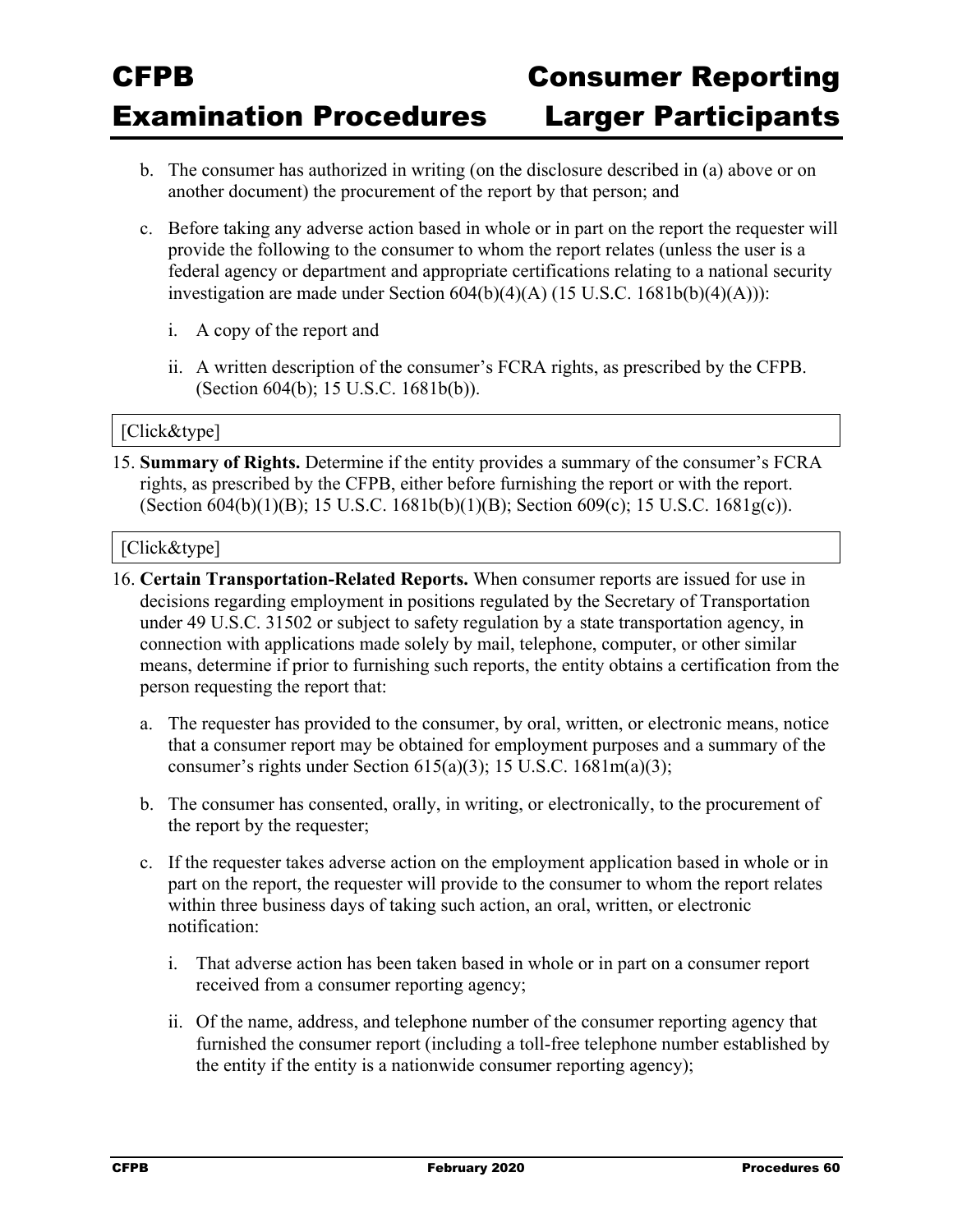b. The consumer has authorized in writing (on the disclosure described in (a) above or on another document) the procurement of the report by that person; and

c. Before taking any adverse action based in whole or in part on the report the requester will provide the following to the consumer to whom the report relates (unless the user is a federal agency or department and appropriate certifications relating to a national security investigation are made under Section 604(b)(4)(A) (15 U.S.C. 1681b(b)(4)(A))):

   i. A copy of the report and

   ii. A written description of the consumer's FCRA rights, as prescribed by the CFPB. (Section 604(b); 15 U.S.C. 1681b(b)).

[Click&type]

15. **Summary of Rights.** Determine if the entity provides a summary of the consumer's FCRA rights, as prescribed by the CFPB, either before furnishing the report or with the report. (Section 604(b)(1)(B); 15 U.S.C. 1681b(b)(1)(B); Section 609(c); 15 U.S.C. 1681g(c)).

[Click&type]

16. **Certain Transportation-Related Reports.** When consumer reports are issued for use in decisions regarding employment in positions regulated by the Secretary of Transportation under 49 U.S.C. 31502 or subject to safety regulation by a state transportation agency, in connection with applications made solely by mail, telephone, computer, or other similar means, determine if prior to furnishing such reports, the entity obtains a certification from the person requesting the report that:

    a. The requester has provided to the consumer, by oral, written, or electronic means, notice that a consumer report may be obtained for employment purposes and a summary of the consumer's rights under Section 615(a)(3); 15 U.S.C. 1681m(a)(3);

    b. The consumer has consented, orally, in writing, or electronically, to the procurement of the report by the requester;

    c. If the requester takes adverse action on the employment application based in whole or in part on the report, the requester will provide to the consumer to whom the report relates within three business days of taking such action, an oral, written, or electronic notification:

       i. That adverse action has been taken based in whole or in part on a consumer report received from a consumer reporting agency;

       ii. Of the name, address, and telephone number of the consumer reporting agency that furnished the consumer report (including a toll-free telephone number established by the entity if the entity is a nationwide consumer reporting agency);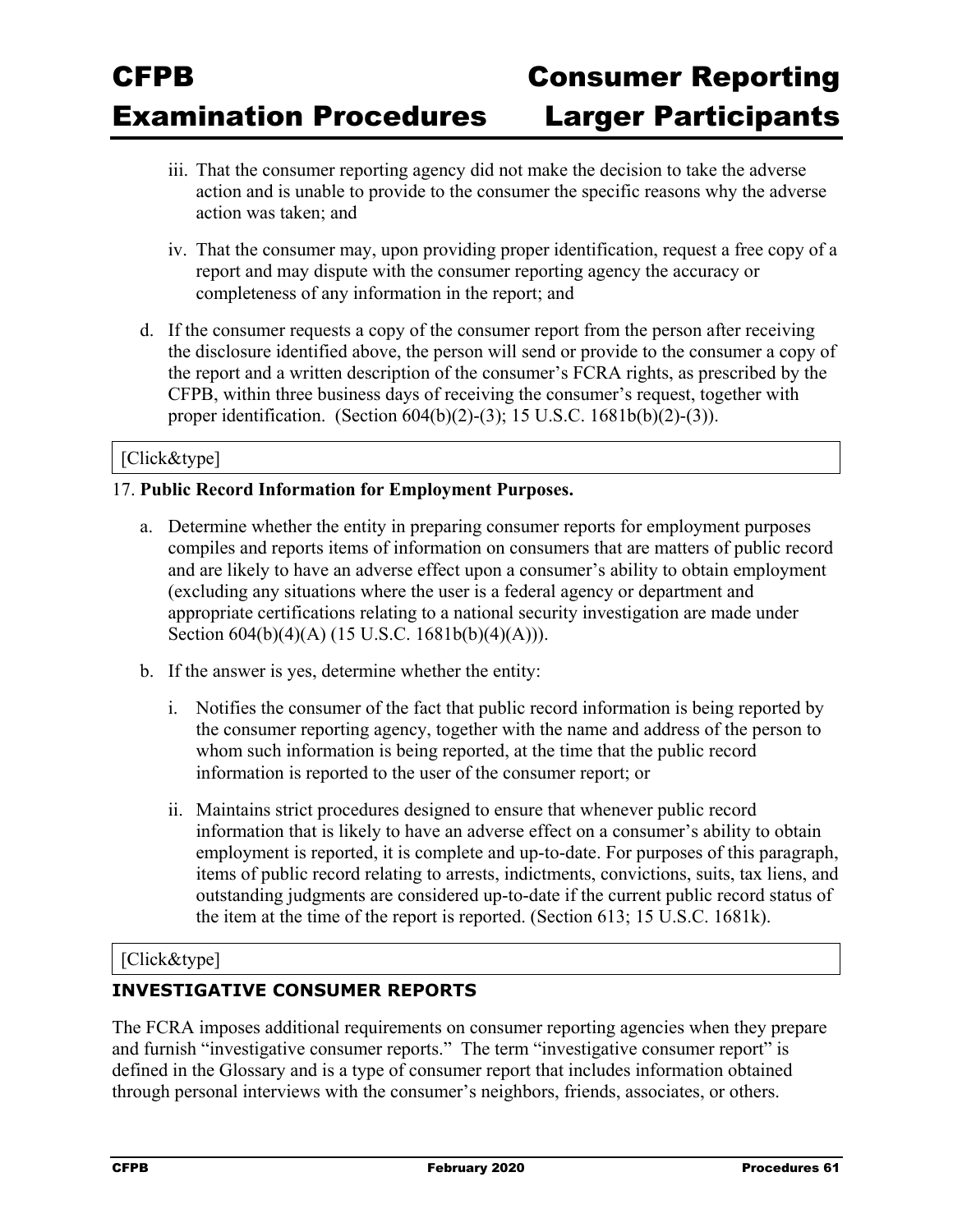iii. That the consumer reporting agency did not make the decision to take the adverse action and is unable to provide to the consumer the specific reasons why the adverse action was taken; and

iv. That the consumer may, upon providing proper identification, request a free copy of a report and may dispute with the consumer reporting agency the accuracy or completeness of any information in the report; and

d. If the consumer requests a copy of the consumer report from the person after receiving the disclosure identified above, the person will send or provide to the consumer a copy of the report and a written description of the consumer's FCRA rights, as prescribed by the CFPB, within three business days of receiving the consumer's request, together with proper identification. (Section 604(b)(2)-(3); 15 U.S.C. 1681b(b)(2)-(3)).

[Click&type]

17. **Public Record Information for Employment Purposes.**

a. Determine whether the entity in preparing consumer reports for employment purposes compiles and reports items of information on consumers that are matters of public record and are likely to have an adverse effect upon a consumer's ability to obtain employment (excluding any situations where the user is a federal agency or department and appropriate certifications relating to a national security investigation are made under Section 604(b)(4)(A) (15 U.S.C. 1681b(b)(4)(A))).

b. If the answer is yes, determine whether the entity:

i. Notifies the consumer of the fact that public record information is being reported by the consumer reporting agency, together with the name and address of the person to whom such information is being reported, at the time that the public record information is reported to the user of the consumer report; or

ii. Maintains strict procedures designed to ensure that whenever public record information that is likely to have an adverse effect on a consumer's ability to obtain employment is reported, it is complete and up-to-date. For purposes of this paragraph, items of public record relating to arrests, indictments, convictions, suits, tax liens, and outstanding judgments are considered up-to-date if the current public record status of the item at the time of the report is reported. (Section 613; 15 U.S.C. 1681k).

[Click&type]

### INVESTIGATIVE CONSUMER REPORTS

The FCRA imposes additional requirements on consumer reporting agencies when they prepare and furnish "investigative consumer reports." The term "investigative consumer report" is defined in the Glossary and is a type of consumer report that includes information obtained through personal interviews with the consumer's neighbors, friends, associates, or others.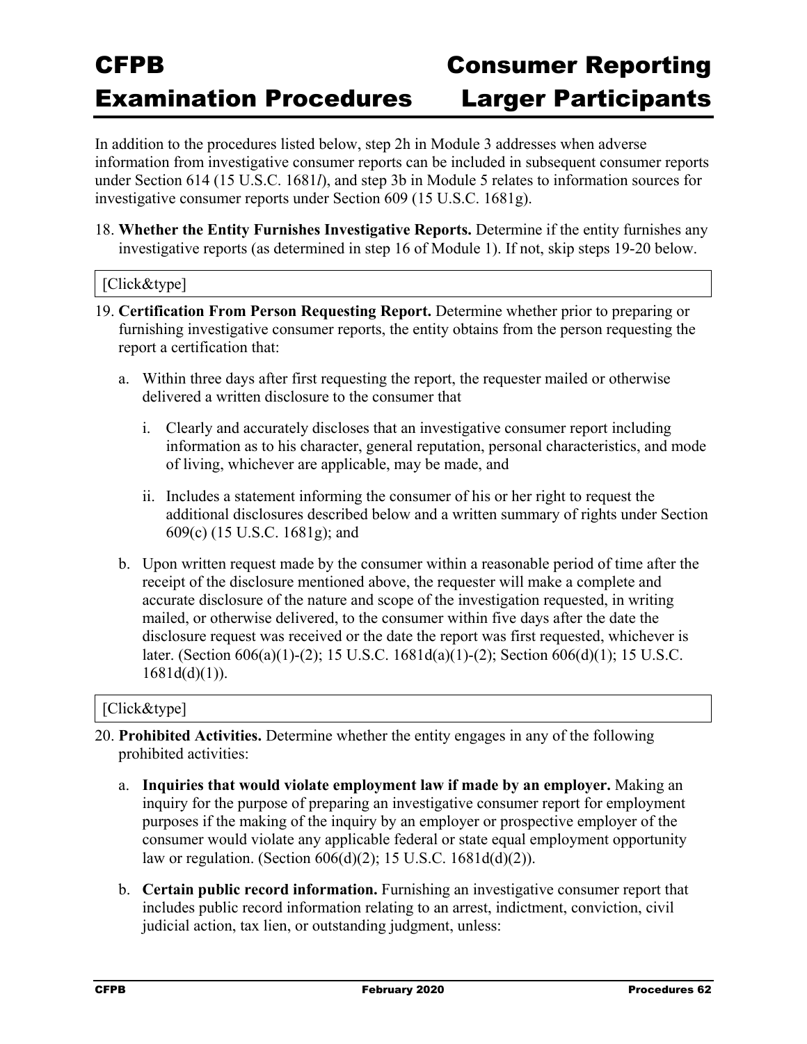In addition to the procedures listed below, step 2h in Module 3 addresses when adverse information from investigative consumer reports can be included in subsequent consumer reports under Section 614 (15 U.S.C. 1681*l*), and step 3b in Module 5 relates to information sources for investigative consumer reports under Section 609 (15 U.S.C. 1681g).

18. **Whether the Entity Furnishes Investigative Reports.** Determine if the entity furnishes any investigative reports (as determined in step 16 of Module 1). If not, skip steps 19-20 below.

[Click&type]

19. **Certification From Person Requesting Report.** Determine whether prior to preparing or furnishing investigative consumer reports, the entity obtains from the person requesting the report a certification that:

    a. Within three days after first requesting the report, the requester mailed or otherwise delivered a written disclosure to the consumer that

       i. Clearly and accurately discloses that an investigative consumer report including information as to his character, general reputation, personal characteristics, and mode of living, whichever are applicable, may be made, and

       ii. Includes a statement informing the consumer of his or her right to request the additional disclosures described below and a written summary of rights under Section 609(c) (15 U.S.C. 1681g); and

    b. Upon written request made by the consumer within a reasonable period of time after the receipt of the disclosure mentioned above, the requester will make a complete and accurate disclosure of the nature and scope of the investigation requested, in writing mailed, or otherwise delivered, to the consumer within five days after the date the disclosure request was received or the date the report was first requested, whichever is later. (Section 606(a)(1)-(2); 15 U.S.C. 1681d(a)(1)-(2); Section 606(d)(1); 15 U.S.C. 1681d(d)(1)).

[Click&type]

20. **Prohibited Activities.** Determine whether the entity engages in any of the following prohibited activities:

    a. **Inquiries that would violate employment law if made by an employer.** Making an inquiry for the purpose of preparing an investigative consumer report for employment purposes if the making of the inquiry by an employer or prospective employer of the consumer would violate any applicable federal or state equal employment opportunity law or regulation. (Section 606(d)(2); 15 U.S.C. 1681d(d)(2)).

    b. **Certain public record information.** Furnishing an investigative consumer report that includes public record information relating to an arrest, indictment, conviction, civil judicial action, tax lien, or outstanding judgment, unless: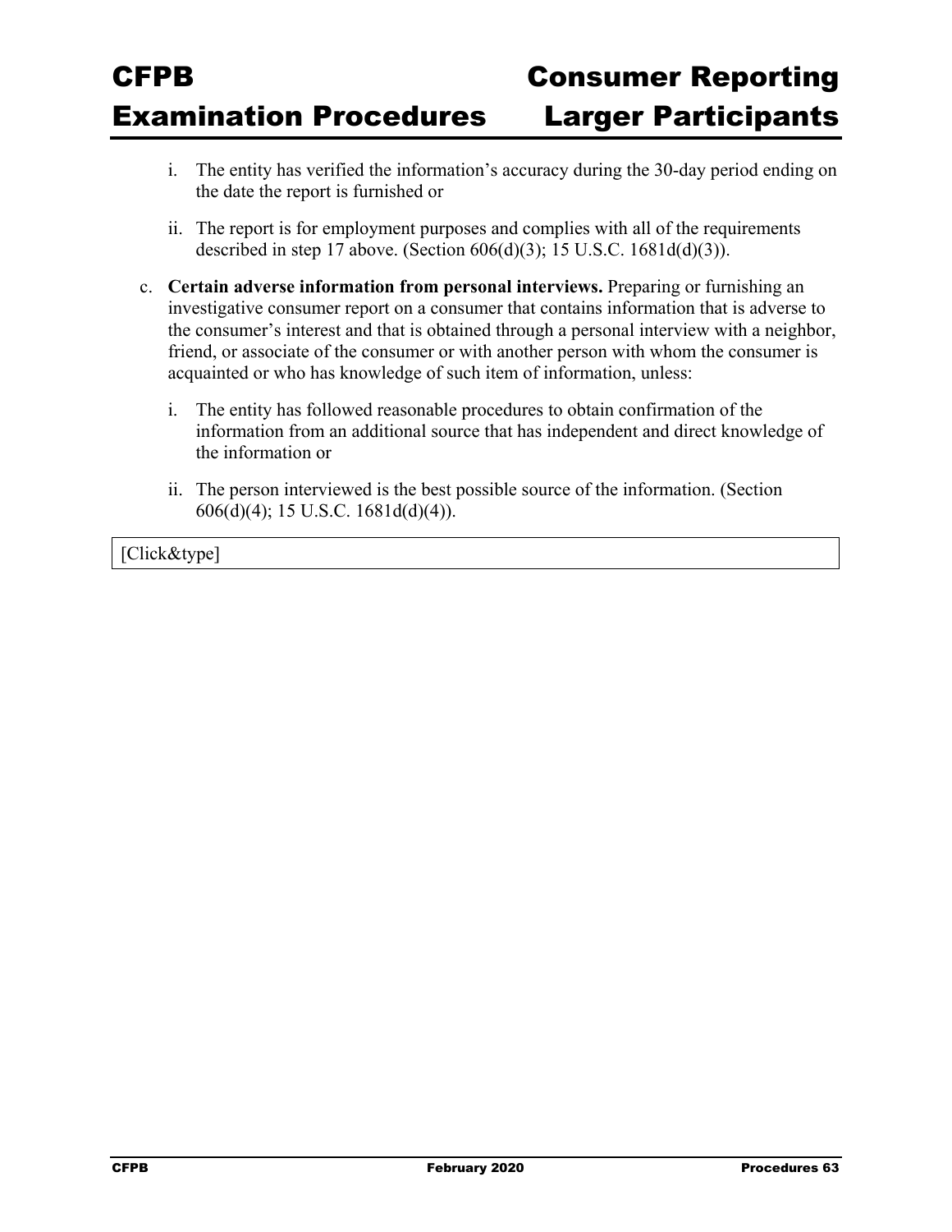i. The entity has verified the information's accuracy during the 30-day period ending on the date the report is furnished or

   ii. The report is for employment purposes and complies with all of the requirements described in step 17 above. (Section 606(d)(3); 15 U.S.C. 1681d(d)(3)).

c. **Certain adverse information from personal interviews.** Preparing or furnishing an investigative consumer report on a consumer that contains information that is adverse to the consumer's interest and that is obtained through a personal interview with a neighbor, friend, or associate of the consumer or with another person with whom the consumer is acquainted or who has knowledge of such item of information, unless:

   i. The entity has followed reasonable procedures to obtain confirmation of the information from an additional source that has independent and direct knowledge of the information or

   ii. The person interviewed is the best possible source of the information. (Section 606(d)(4); 15 U.S.C. 1681d(d)(4)).

| [Click&type] |
|---|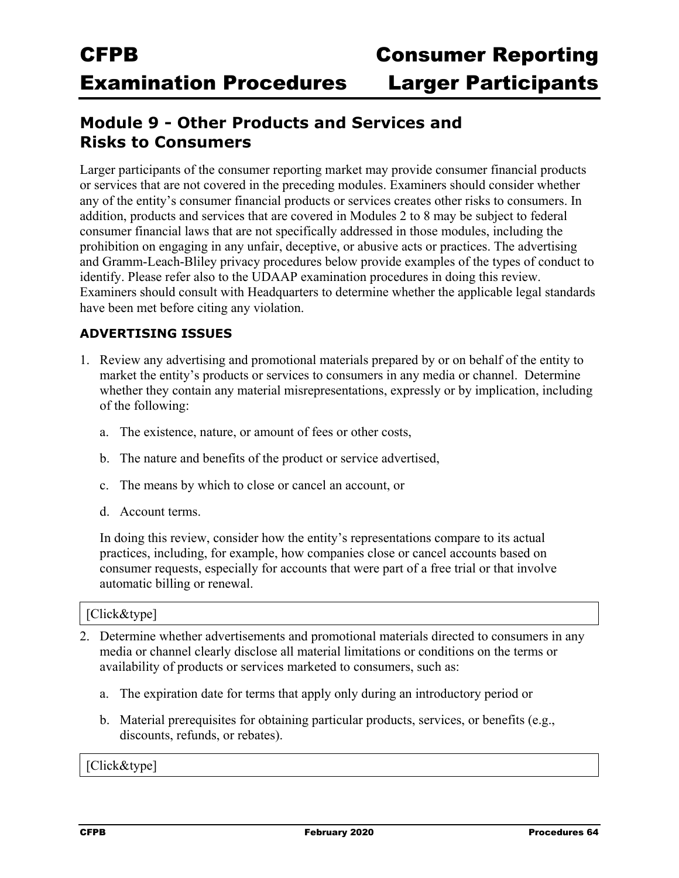## Module 9 - Other Products and Services and Risks to Consumers

Larger participants of the consumer reporting market may provide consumer financial products or services that are not covered in the preceding modules. Examiners should consider whether any of the entity's consumer financial products or services creates other risks to consumers. In addition, products and services that are covered in Modules 2 to 8 may be subject to federal consumer financial laws that are not specifically addressed in those modules, including the prohibition on engaging in any unfair, deceptive, or abusive acts or practices. The advertising and Gramm-Leach-Bliley privacy procedures below provide examples of the types of conduct to identify. Please refer also to the UDAAP examination procedures in doing this review. Examiners should consult with Headquarters to determine whether the applicable legal standards have been met before citing any violation.

### ADVERTISING ISSUES

1. Review any advertising and promotional materials prepared by or on behalf of the entity to market the entity's products or services to consumers in any media or channel. Determine whether they contain any material misrepresentations, expressly or by implication, including of the following:

   a. The existence, nature, or amount of fees or other costs,

   b. The nature and benefits of the product or service advertised,

   c. The means by which to close or cancel an account, or

   d. Account terms.

   In doing this review, consider how the entity's representations compare to its actual practices, including, for example, how companies close or cancel accounts based on consumer requests, especially for accounts that were part of a free trial or that involve automatic billing or renewal.

[Click&type]

2. Determine whether advertisements and promotional materials directed to consumers in any media or channel clearly disclose all material limitations or conditions on the terms or availability of products or services marketed to consumers, such as:

   a. The expiration date for terms that apply only during an introductory period or

   b. Material prerequisites for obtaining particular products, services, or benefits (e.g., discounts, refunds, or rebates).

[Click&type]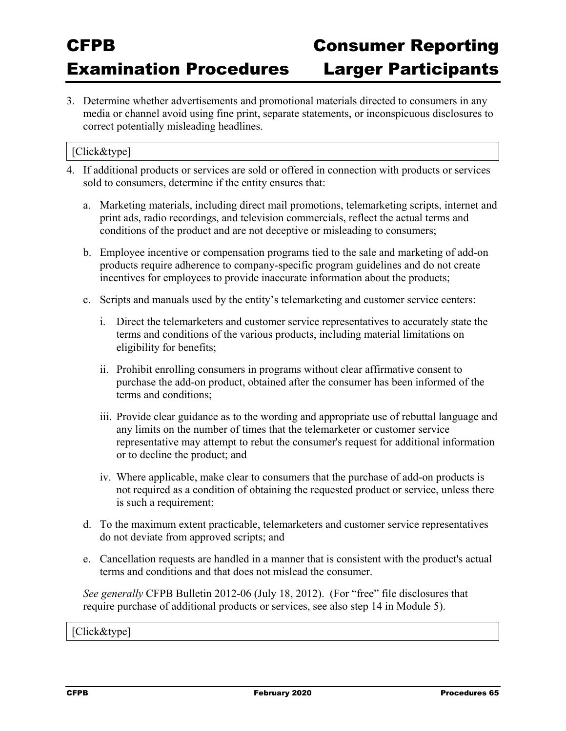3. Determine whether advertisements and promotional materials directed to consumers in any media or channel avoid using fine print, separate statements, or inconspicuous disclosures to correct potentially misleading headlines.

[Click&type]

4. If additional products or services are sold or offered in connection with products or services sold to consumers, determine if the entity ensures that:

   a. Marketing materials, including direct mail promotions, telemarketing scripts, internet and print ads, radio recordings, and television commercials, reflect the actual terms and conditions of the product and are not deceptive or misleading to consumers;

   b. Employee incentive or compensation programs tied to the sale and marketing of add-on products require adherence to company-specific program guidelines and do not create incentives for employees to provide inaccurate information about the products;

   c. Scripts and manuals used by the entity's telemarketing and customer service centers:

      i. Direct the telemarketers and customer service representatives to accurately state the terms and conditions of the various products, including material limitations on eligibility for benefits;

      ii. Prohibit enrolling consumers in programs without clear affirmative consent to purchase the add-on product, obtained after the consumer has been informed of the terms and conditions;

      iii. Provide clear guidance as to the wording and appropriate use of rebuttal language and any limits on the number of times that the telemarketer or customer service representative may attempt to rebut the consumer's request for additional information or to decline the product; and

      iv. Where applicable, make clear to consumers that the purchase of add-on products is not required as a condition of obtaining the requested product or service, unless there is such a requirement;

   d. To the maximum extent practicable, telemarketers and customer service representatives do not deviate from approved scripts; and

   e. Cancellation requests are handled in a manner that is consistent with the product's actual terms and conditions and that does not mislead the consumer.

   *See generally* CFPB Bulletin 2012-06 (July 18, 2012). (For "free" file disclosures that require purchase of additional products or services, see also step 14 in Module 5).

[Click&type]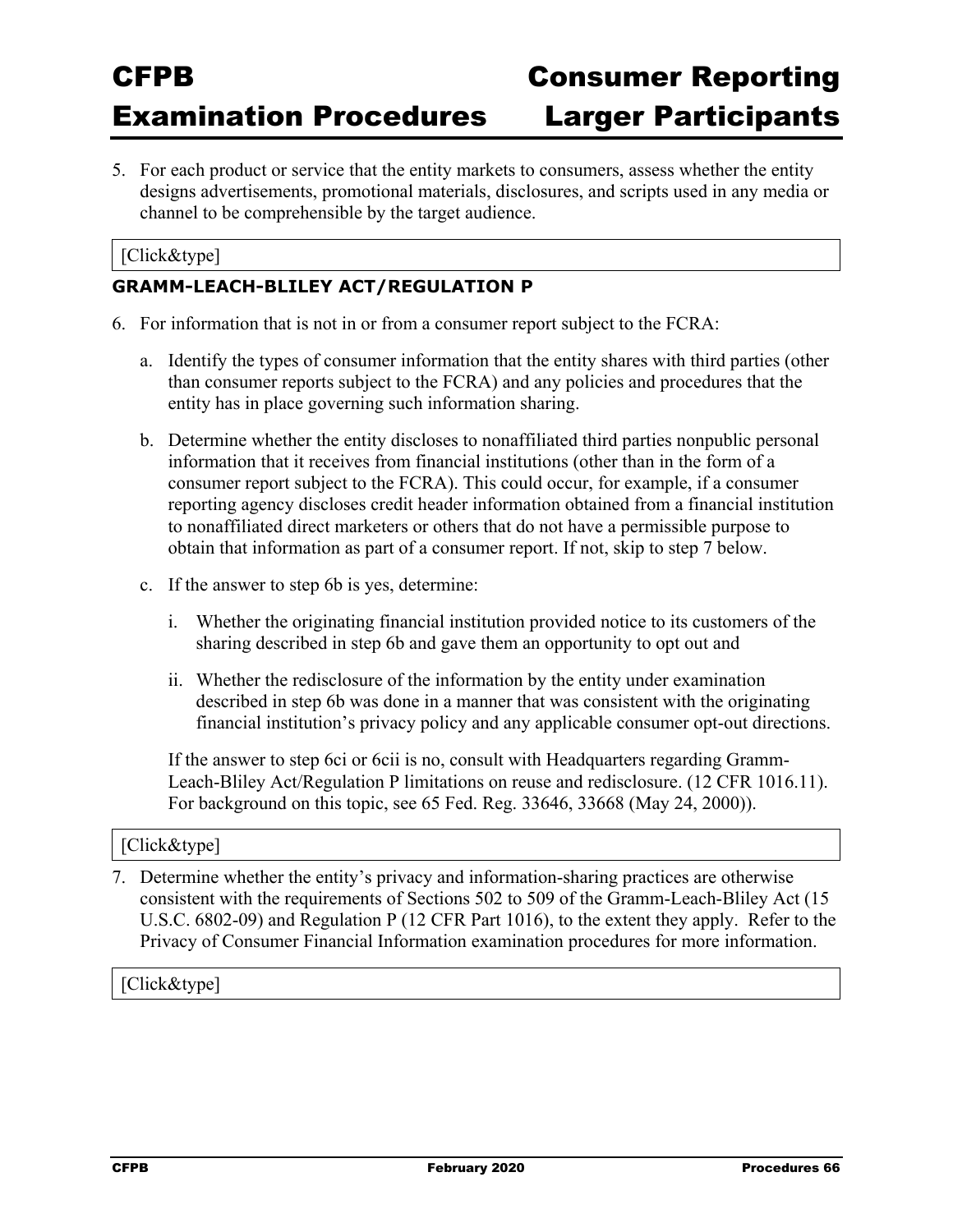5. For each product or service that the entity markets to consumers, assess whether the entity designs advertisements, promotional materials, disclosures, and scripts used in any media or channel to be comprehensible by the target audience.

[Click&type]

### GRAMM-LEACH-BLILEY ACT/REGULATION P

6. For information that is not in or from a consumer report subject to the FCRA:

   a. Identify the types of consumer information that the entity shares with third parties (other than consumer reports subject to the FCRA) and any policies and procedures that the entity has in place governing such information sharing.

   b. Determine whether the entity discloses to nonaffiliated third parties nonpublic personal information that it receives from financial institutions (other than in the form of a consumer report subject to the FCRA). This could occur, for example, if a consumer reporting agency discloses credit header information obtained from a financial institution to nonaffiliated direct marketers or others that do not have a permissible purpose to obtain that information as part of a consumer report. If not, skip to step 7 below.

   c. If the answer to step 6b is yes, determine:

      i. Whether the originating financial institution provided notice to its customers of the sharing described in step 6b and gave them an opportunity to opt out and

      ii. Whether the redisclosure of the information by the entity under examination described in step 6b was done in a manner that was consistent with the originating financial institution's privacy policy and any applicable consumer opt-out directions.

   If the answer to step 6ci or 6cii is no, consult with Headquarters regarding Gramm-Leach-Bliley Act/Regulation P limitations on reuse and redisclosure. (12 CFR 1016.11). For background on this topic, see 65 Fed. Reg. 33646, 33668 (May 24, 2000)).

[Click&type]

7. Determine whether the entity's privacy and information-sharing practices are otherwise consistent with the requirements of Sections 502 to 509 of the Gramm-Leach-Bliley Act (15 U.S.C. 6802-09) and Regulation P (12 CFR Part 1016), to the extent they apply. Refer to the Privacy of Consumer Financial Information examination procedures for more information.

[Click&type]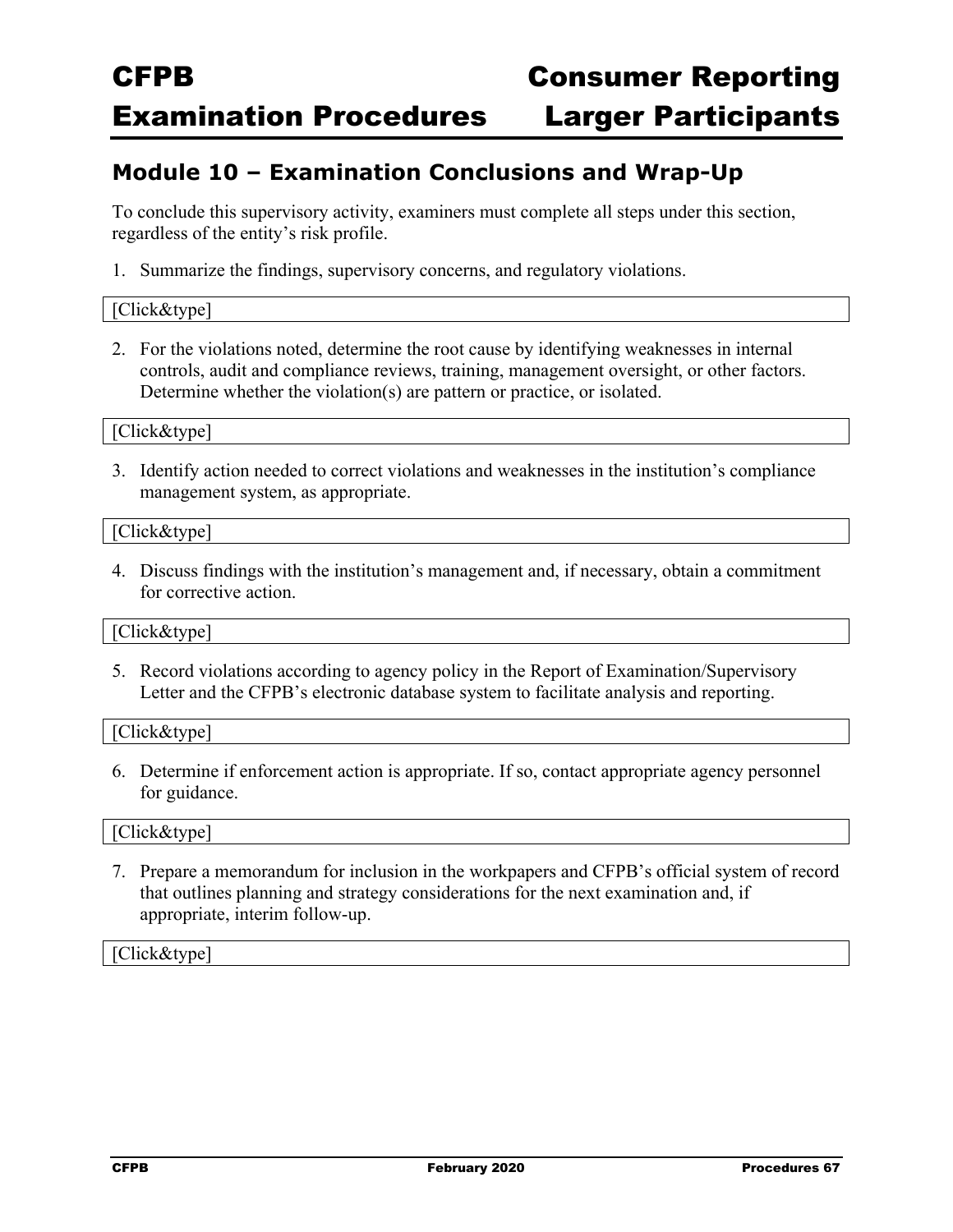## Module 10 – Examination Conclusions and Wrap-Up

To conclude this supervisory activity, examiners must complete all steps under this section, regardless of the entity's risk profile.

1. Summarize the findings, supervisory concerns, and regulatory violations.

[Click&type]

2. For the violations noted, determine the root cause by identifying weaknesses in internal controls, audit and compliance reviews, training, management oversight, or other factors. Determine whether the violation(s) are pattern or practice, or isolated.

[Click&type]

3. Identify action needed to correct violations and weaknesses in the institution's compliance management system, as appropriate.

[Click&type]

4. Discuss findings with the institution's management and, if necessary, obtain a commitment for corrective action.

[Click&type]

5. Record violations according to agency policy in the Report of Examination/Supervisory Letter and the CFPB's electronic database system to facilitate analysis and reporting.

[Click&type]

6. Determine if enforcement action is appropriate. If so, contact appropriate agency personnel for guidance.

[Click&type]

7. Prepare a memorandum for inclusion in the workpapers and CFPB's official system of record that outlines planning and strategy considerations for the next examination and, if appropriate, interim follow-up.

[Click&type]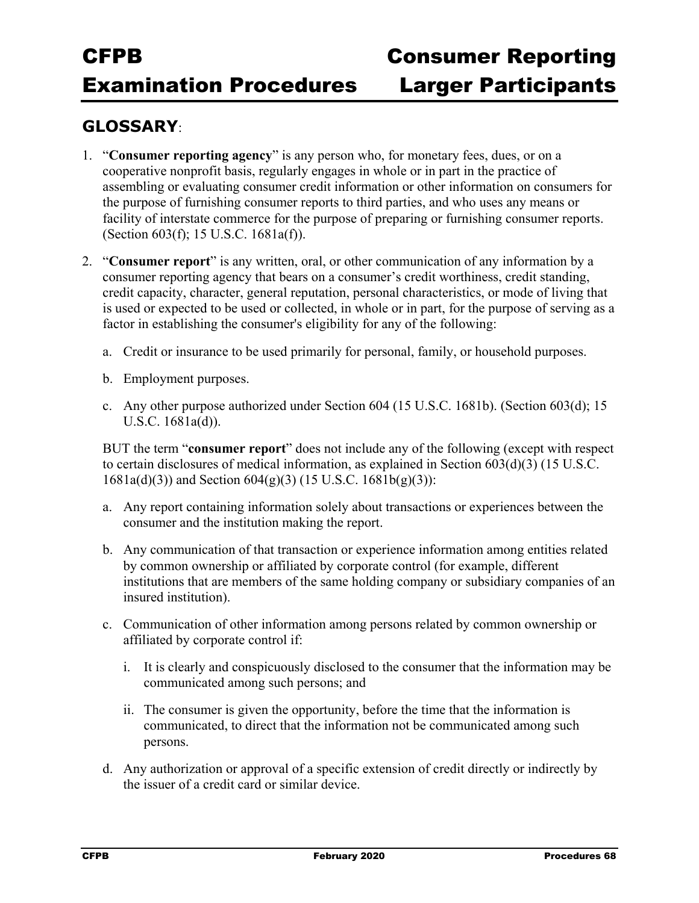## GLOSSARY:

1. "**Consumer reporting agency**" is any person who, for monetary fees, dues, or on a cooperative nonprofit basis, regularly engages in whole or in part in the practice of assembling or evaluating consumer credit information or other information on consumers for the purpose of furnishing consumer reports to third parties, and who uses any means or facility of interstate commerce for the purpose of preparing or furnishing consumer reports. (Section 603(f); 15 U.S.C. 1681a(f)).

2. "**Consumer report**" is any written, oral, or other communication of any information by a consumer reporting agency that bears on a consumer's credit worthiness, credit standing, credit capacity, character, general reputation, personal characteristics, or mode of living that is used or expected to be used or collected, in whole or in part, for the purpose of serving as a factor in establishing the consumer's eligibility for any of the following:

   a. Credit or insurance to be used primarily for personal, family, or household purposes.

   b. Employment purposes.

   c. Any other purpose authorized under Section 604 (15 U.S.C. 1681b). (Section 603(d); 15 U.S.C. 1681a(d)).

   BUT the term "**consumer report**" does not include any of the following (except with respect to certain disclosures of medical information, as explained in Section 603(d)(3) (15 U.S.C. 1681a(d)(3)) and Section 604(g)(3) (15 U.S.C. 1681b(g)(3)):

   a. Any report containing information solely about transactions or experiences between the consumer and the institution making the report.

   b. Any communication of that transaction or experience information among entities related by common ownership or affiliated by corporate control (for example, different institutions that are members of the same holding company or subsidiary companies of an insured institution).

   c. Communication of other information among persons related by common ownership or affiliated by corporate control if:

      i. It is clearly and conspicuously disclosed to the consumer that the information may be communicated among such persons; and

      ii. The consumer is given the opportunity, before the time that the information is communicated, to direct that the information not be communicated among such persons.

   d. Any authorization or approval of a specific extension of credit directly or indirectly by the issuer of a credit card or similar device.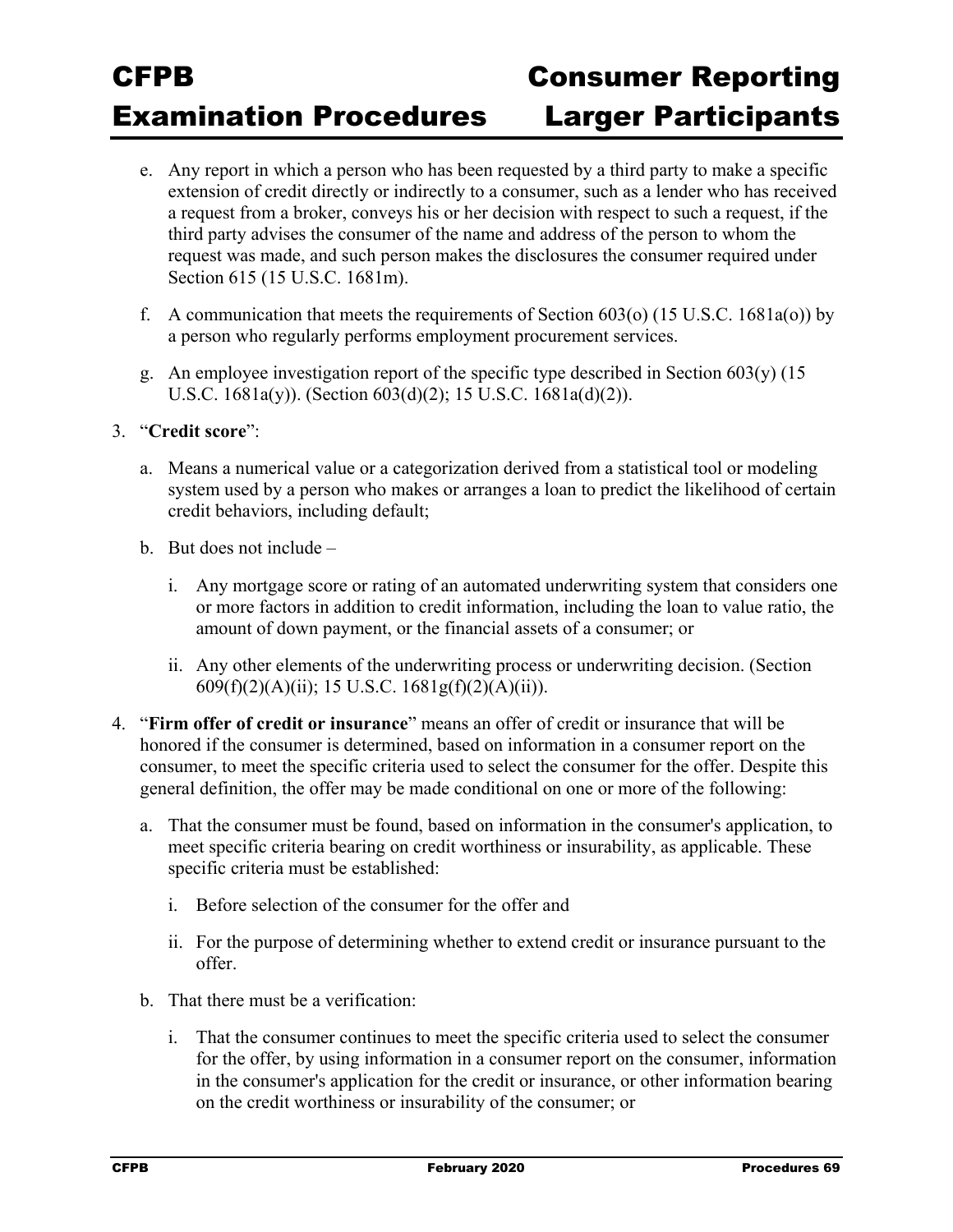e. Any report in which a person who has been requested by a third party to make a specific extension of credit directly or indirectly to a consumer, such as a lender who has received a request from a broker, conveys his or her decision with respect to such a request, if the third party advises the consumer of the name and address of the person to whom the request was made, and such person makes the disclosures the consumer required under Section 615 (15 U.S.C. 1681m).

f. A communication that meets the requirements of Section 603(o) (15 U.S.C. 1681a(o)) by a person who regularly performs employment procurement services.

g. An employee investigation report of the specific type described in Section 603(y) (15 U.S.C. 1681a(y)). (Section 603(d)(2); 15 U.S.C. 1681a(d)(2)).

3. "**Credit score**":

   a. Means a numerical value or a categorization derived from a statistical tool or modeling system used by a person who makes or arranges a loan to predict the likelihood of certain credit behaviors, including default;

   b. But does not include –

      i. Any mortgage score or rating of an automated underwriting system that considers one or more factors in addition to credit information, including the loan to value ratio, the amount of down payment, or the financial assets of a consumer; or

      ii. Any other elements of the underwriting process or underwriting decision. (Section 609(f)(2)(A)(ii); 15 U.S.C. 1681g(f)(2)(A)(ii)).

4. "**Firm offer of credit or insurance**" means an offer of credit or insurance that will be honored if the consumer is determined, based on information in a consumer report on the consumer, to meet the specific criteria used to select the consumer for the offer. Despite this general definition, the offer may be made conditional on one or more of the following:

   a. That the consumer must be found, based on information in the consumer's application, to meet specific criteria bearing on credit worthiness or insurability, as applicable. These specific criteria must be established:

      i. Before selection of the consumer for the offer and

      ii. For the purpose of determining whether to extend credit or insurance pursuant to the offer.

   b. That there must be a verification:

      i. That the consumer continues to meet the specific criteria used to select the consumer for the offer, by using information in a consumer report on the consumer, information in the consumer's application for the credit or insurance, or other information bearing on the credit worthiness or insurability of the consumer; or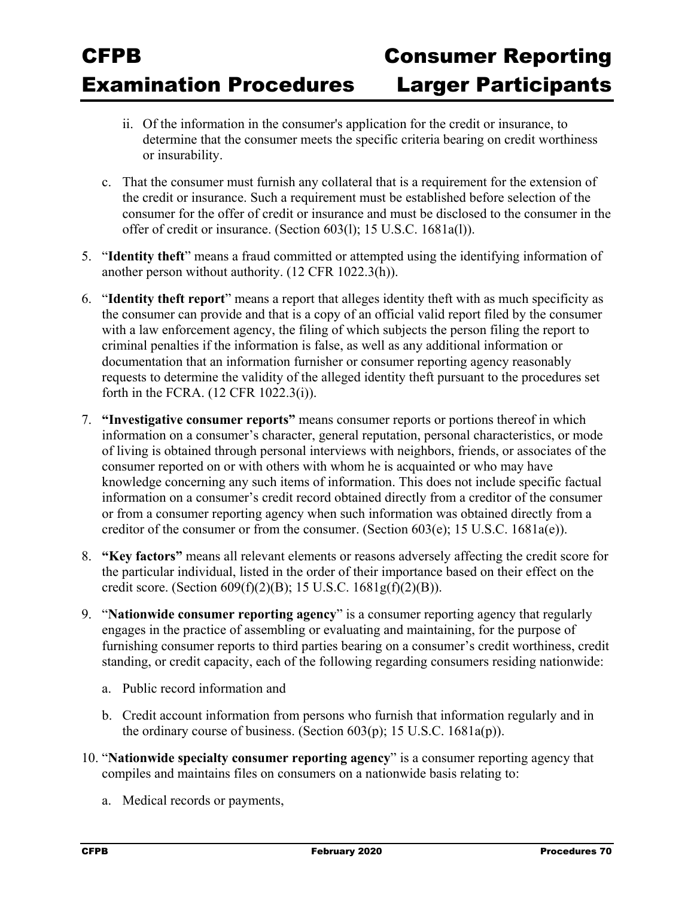ii. Of the information in the consumer's application for the credit or insurance, to determine that the consumer meets the specific criteria bearing on credit worthiness or insurability.

   c. That the consumer must furnish any collateral that is a requirement for the extension of the credit or insurance. Such a requirement must be established before selection of the consumer for the offer of credit or insurance and must be disclosed to the consumer in the offer of credit or insurance. (Section 603(l); 15 U.S.C. 1681a(l)).

5. "**Identity theft**" means a fraud committed or attempted using the identifying information of another person without authority. (12 CFR 1022.3(h)).

6. "**Identity theft report**" means a report that alleges identity theft with as much specificity as the consumer can provide and that is a copy of an official valid report filed by the consumer with a law enforcement agency, the filing of which subjects the person filing the report to criminal penalties if the information is false, as well as any additional information or documentation that an information furnisher or consumer reporting agency reasonably requests to determine the validity of the alleged identity theft pursuant to the procedures set forth in the FCRA. (12 CFR 1022.3(i)).

7. **"Investigative consumer reports"** means consumer reports or portions thereof in which information on a consumer's character, general reputation, personal characteristics, or mode of living is obtained through personal interviews with neighbors, friends, or associates of the consumer reported on or with others with whom he is acquainted or who may have knowledge concerning any such items of information. This does not include specific factual information on a consumer's credit record obtained directly from a creditor of the consumer or from a consumer reporting agency when such information was obtained directly from a creditor of the consumer or from the consumer. (Section 603(e); 15 U.S.C. 1681a(e)).

8. **"Key factors"** means all relevant elements or reasons adversely affecting the credit score for the particular individual, listed in the order of their importance based on their effect on the credit score. (Section 609(f)(2)(B); 15 U.S.C. 1681g(f)(2)(B)).

9. "**Nationwide consumer reporting agency**" is a consumer reporting agency that regularly engages in the practice of assembling or evaluating and maintaining, for the purpose of furnishing consumer reports to third parties bearing on a consumer's credit worthiness, credit standing, or credit capacity, each of the following regarding consumers residing nationwide:

   a. Public record information and

   b. Credit account information from persons who furnish that information regularly and in the ordinary course of business. (Section 603(p); 15 U.S.C. 1681a(p)).

10. "**Nationwide specialty consumer reporting agency**" is a consumer reporting agency that compiles and maintains files on consumers on a nationwide basis relating to:

   a. Medical records or payments,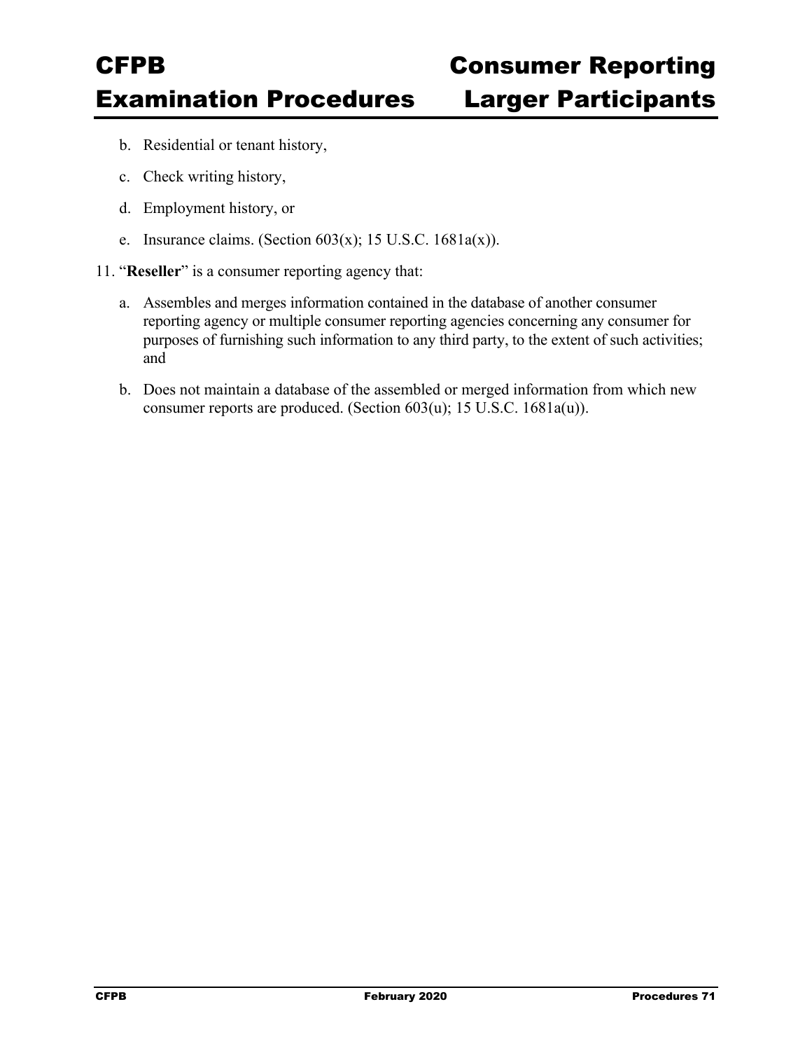b. Residential or tenant history,

c. Check writing history,

d. Employment history, or

e. Insurance claims. (Section 603(x); 15 U.S.C. 1681a(x)).

11. “**Reseller**” is a consumer reporting agency that:

    a. Assembles and merges information contained in the database of another consumer reporting agency or multiple consumer reporting agencies concerning any consumer for purposes of furnishing such information to any third party, to the extent of such activities; and

    b. Does not maintain a database of the assembled or merged information from which new consumer reports are produced. (Section 603(u); 15 U.S.C. 1681a(u)).